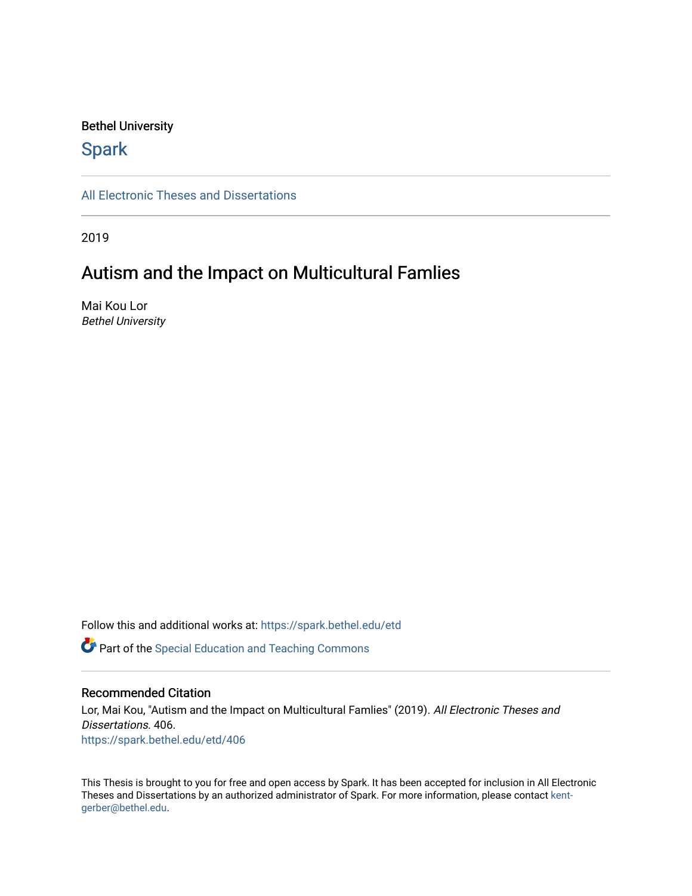Bethel University

## Spark

All Electronic Theses and Dissertations

2019

# Autism and the Impact on Multicultural Famlies

Mai Kou Lor
*Bethel University*

Follow this and additional works at: https://spark.bethel.edu/etd

Part of the Special Education and Teaching Commons

### Recommended Citation

Lor, Mai Kou, "Autism and the Impact on Multicultural Famlies" (2019). *All Electronic Theses and Dissertations*. 406.
https://spark.bethel.edu/etd/406

This Thesis is brought to you for free and open access by Spark. It has been accepted for inclusion in All Electronic Theses and Dissertations by an authorized administrator of Spark. For more information, please contact kent-gerber@bethel.edu.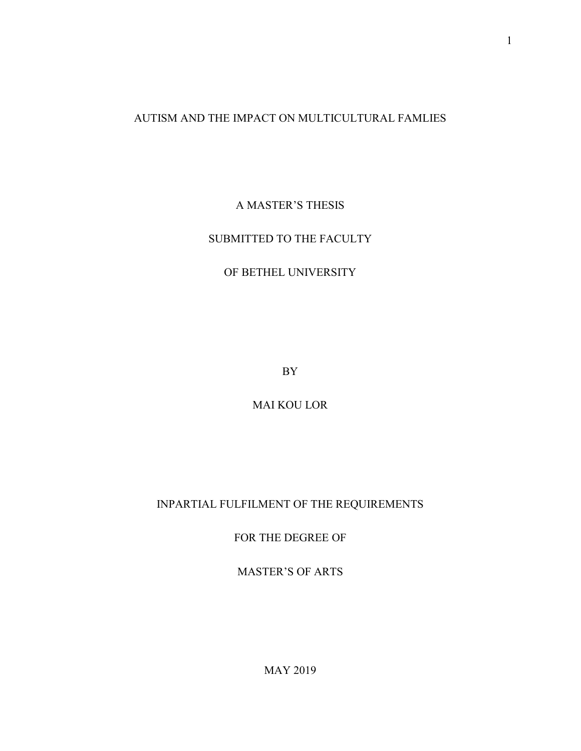AUTISM AND THE IMPACT ON MULTICULTURAL FAMLIES

A MASTER'S THESIS

SUBMITTED TO THE FACULTY

OF BETHEL UNIVERSITY

BY

MAI KOU LOR

INPARTIAL FULFILMENT OF THE REQUIREMENTS

FOR THE DEGREE OF

MASTER'S OF ARTS

MAY 2019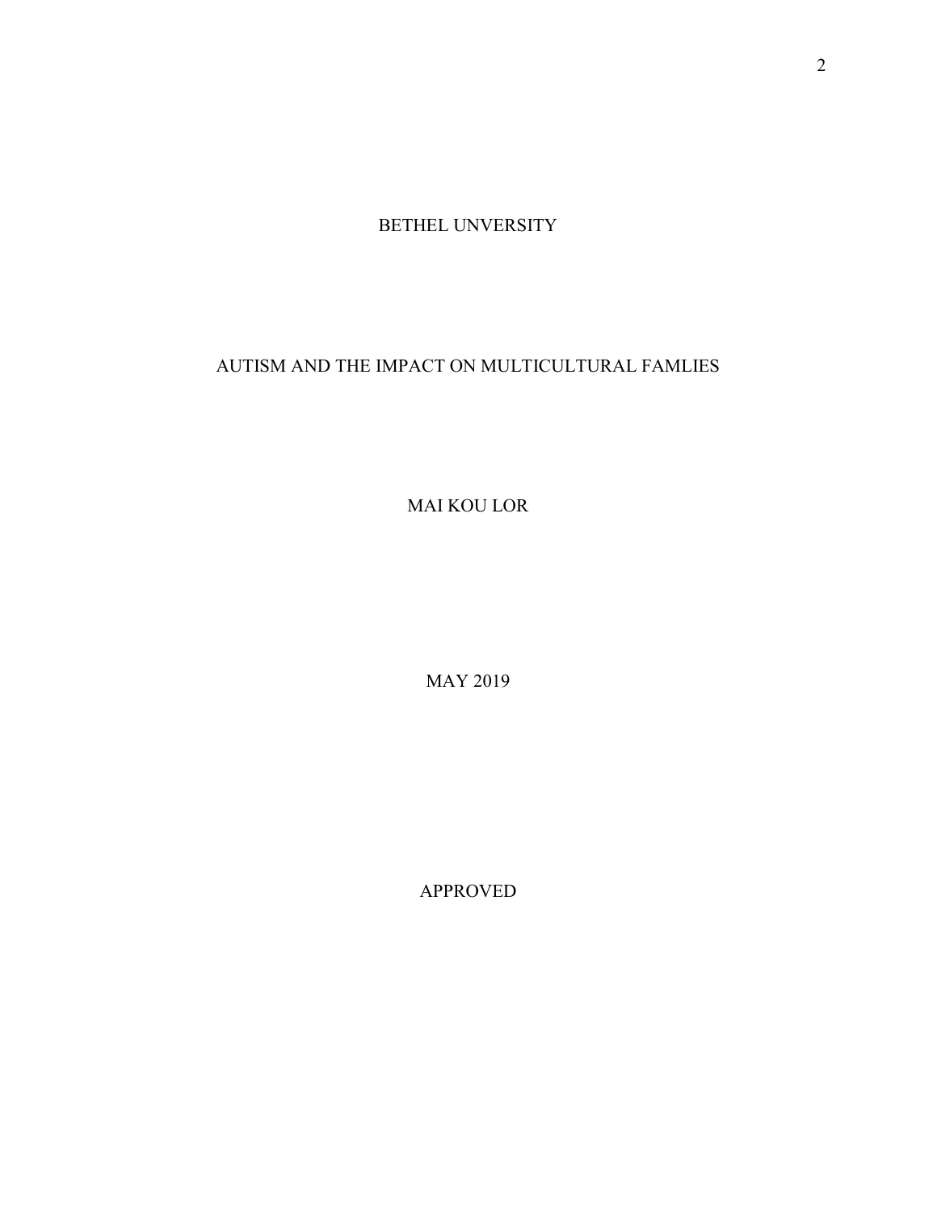BETHEL UNVERSITY

AUTISM AND THE IMPACT ON MULTICULTURAL FAMLIES

MAI KOU LOR

MAY 2019

APPROVED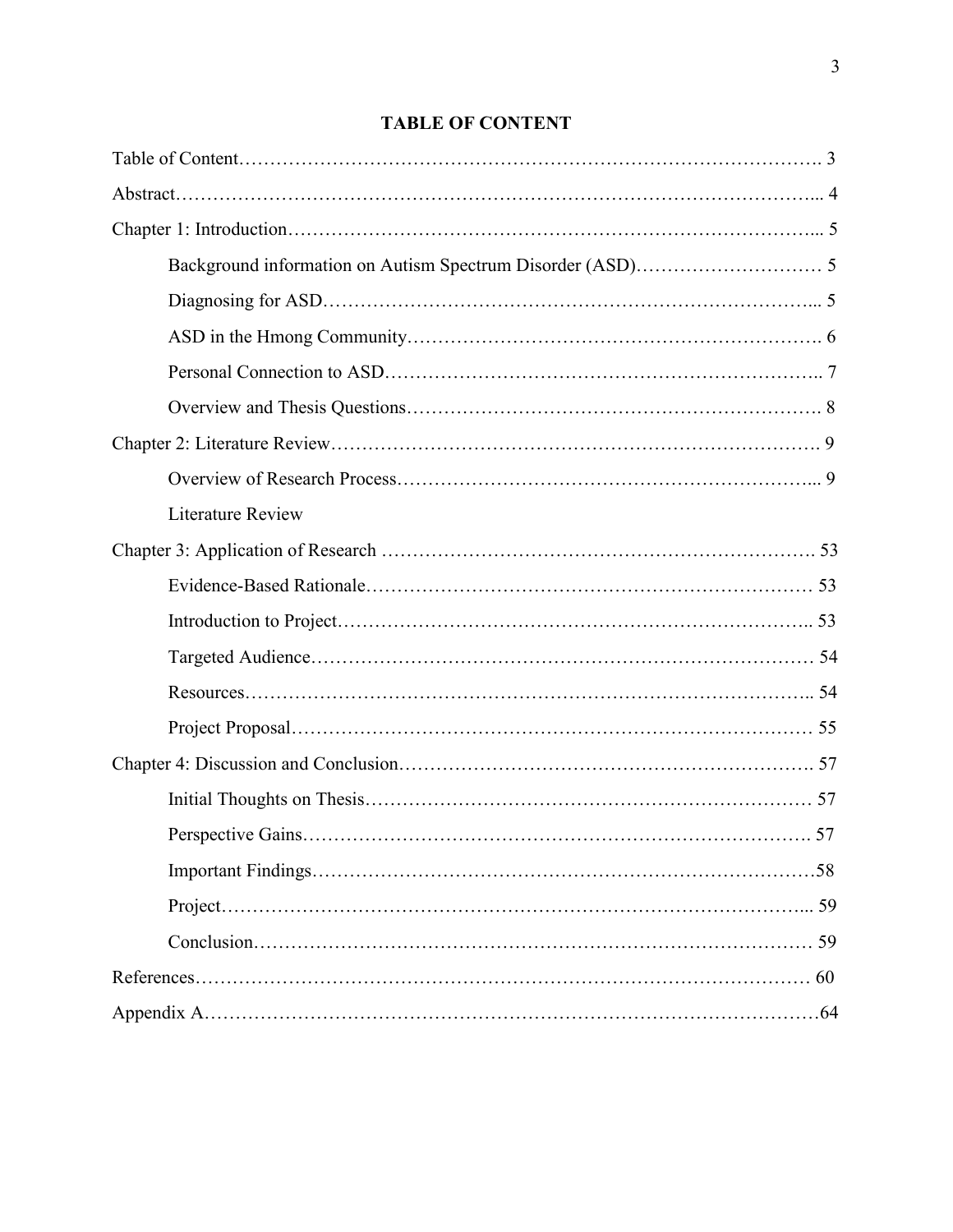# TABLE OF CONTENT

Table of Content………………………………………………………………………………. 3

Abstract………………………………………………………………………………………... 4

Chapter 1: Introduction……………………………………………………………………... 5

- Background information on Autism Spectrum Disorder (ASD)………………………… 5
- Diagnosing for ASD…………………………………………………………………... 5
- ASD in the Hmong Community………………………………………………………. 6
- Personal Connection to ASD………………………………………………………….. 7
- Overview and Thesis Questions………………………………………………………. 8

Chapter 2: Literature Review………………………………………………………………… 9

- Overview of Research Process………………………………………………………... 9
- Literature Review

Chapter 3: Application of Research …………………………………………………………. 53

- Evidence-Based Rationale…………………………………………………………… 53
- Introduction to Project……………………………………………………………….. 53
- Targeted Audience…………………………………………………………………… 54
- Resources…………………………………………………………………………….. 54
- Project Proposal……………………………………………………………………… 55

Chapter 4: Discussion and Conclusion………………………………………………………. 57

- Initial Thoughts on Thesis…………………………………………………………… 57
- Perspective Gains……………………………………………………………………. 57
- Important Findings……………………………………………………………………58
- Project………………………………………………………………………………... 59
- Conclusion…………………………………………………………………………… 59

References…………………………………………………………………………………… 60

Appendix A……………………………………………………………………………………64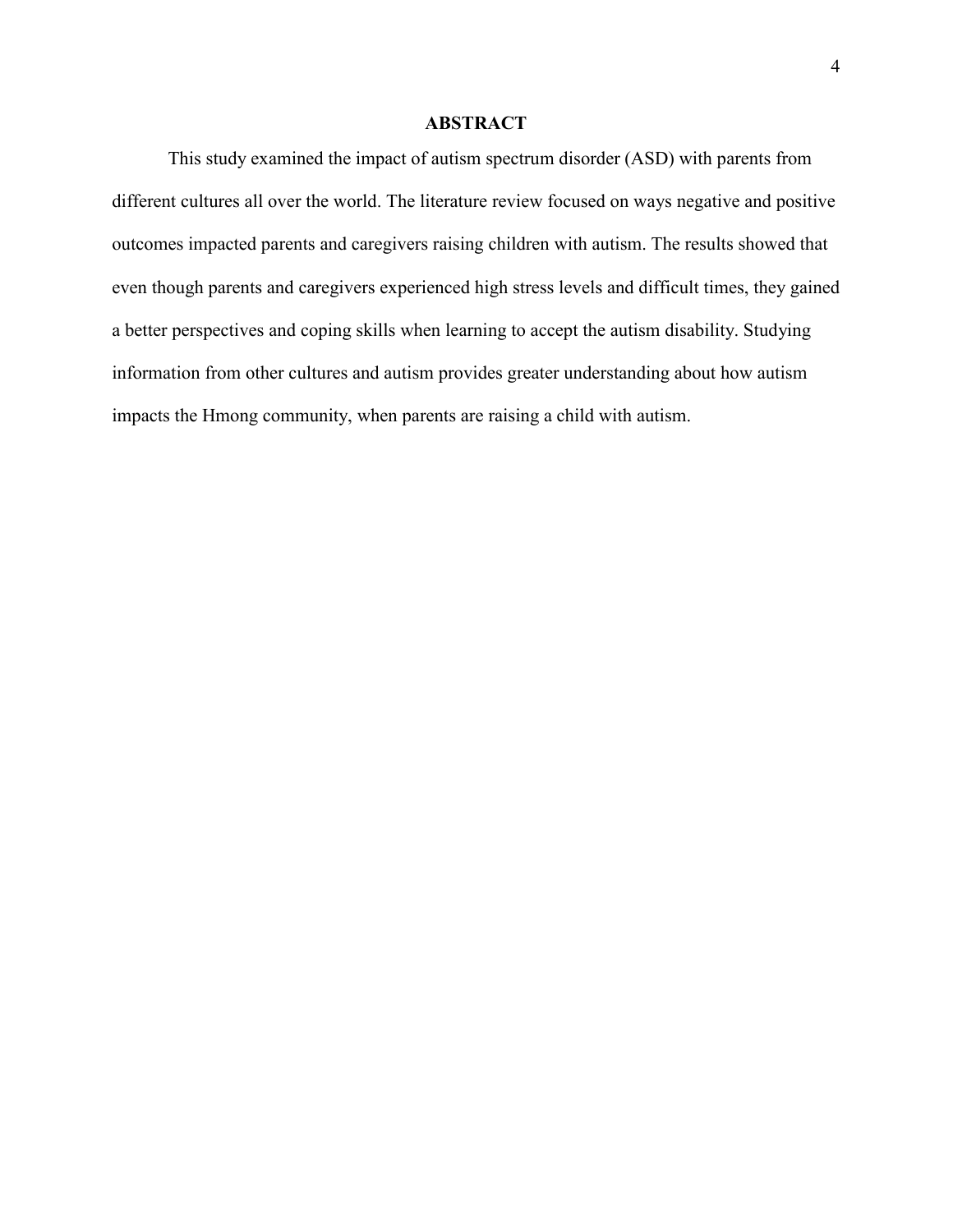# ABSTRACT

This study examined the impact of autism spectrum disorder (ASD) with parents from different cultures all over the world. The literature review focused on ways negative and positive outcomes impacted parents and caregivers raising children with autism. The results showed that even though parents and caregivers experienced high stress levels and difficult times, they gained a better perspectives and coping skills when learning to accept the autism disability. Studying information from other cultures and autism provides greater understanding about how autism impacts the Hmong community, when parents are raising a child with autism.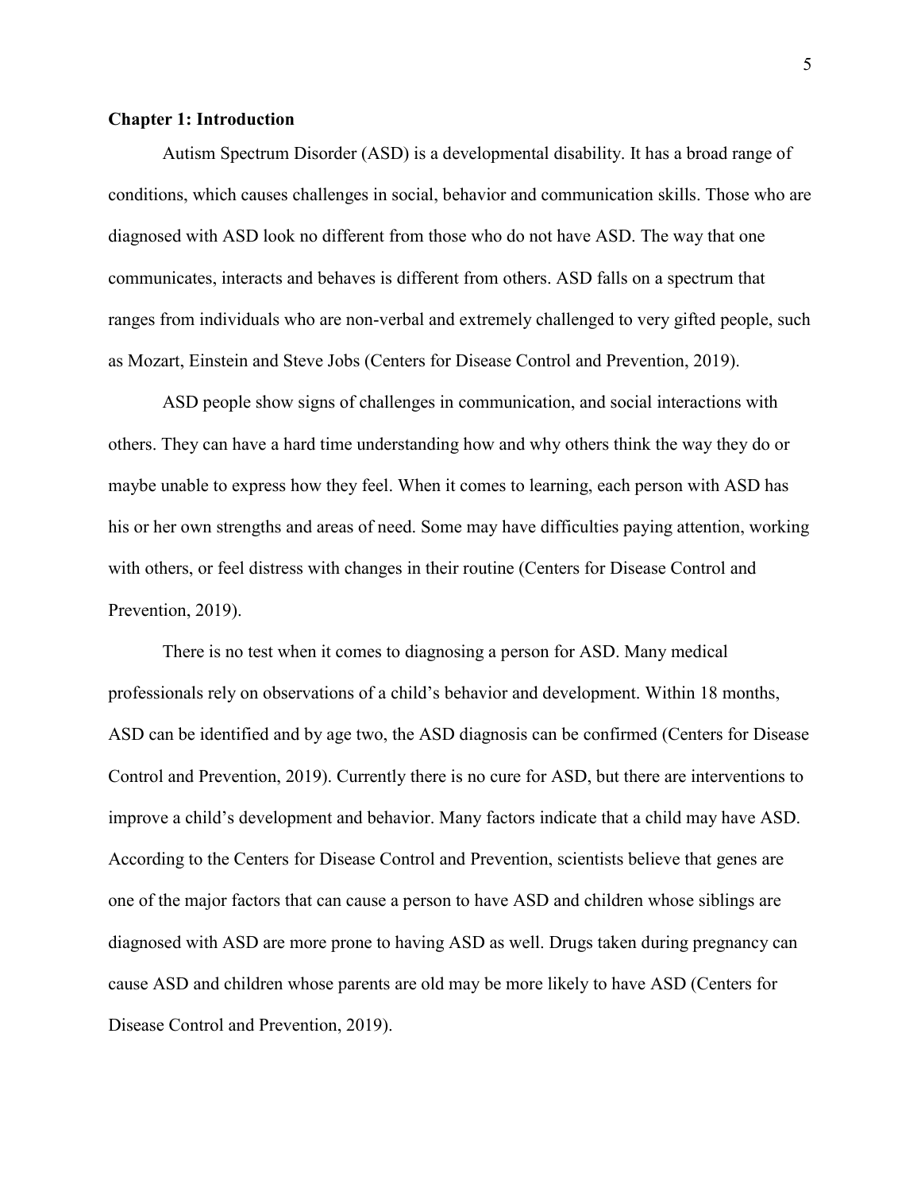## Chapter 1: Introduction

Autism Spectrum Disorder (ASD) is a developmental disability. It has a broad range of conditions, which causes challenges in social, behavior and communication skills. Those who are diagnosed with ASD look no different from those who do not have ASD. The way that one communicates, interacts and behaves is different from others. ASD falls on a spectrum that ranges from individuals who are non-verbal and extremely challenged to very gifted people, such as Mozart, Einstein and Steve Jobs (Centers for Disease Control and Prevention, 2019).

ASD people show signs of challenges in communication, and social interactions with others. They can have a hard time understanding how and why others think the way they do or maybe unable to express how they feel. When it comes to learning, each person with ASD has his or her own strengths and areas of need. Some may have difficulties paying attention, working with others, or feel distress with changes in their routine (Centers for Disease Control and Prevention, 2019).

There is no test when it comes to diagnosing a person for ASD. Many medical professionals rely on observations of a child's behavior and development. Within 18 months, ASD can be identified and by age two, the ASD diagnosis can be confirmed (Centers for Disease Control and Prevention, 2019). Currently there is no cure for ASD, but there are interventions to improve a child's development and behavior. Many factors indicate that a child may have ASD. According to the Centers for Disease Control and Prevention, scientists believe that genes are one of the major factors that can cause a person to have ASD and children whose siblings are diagnosed with ASD are more prone to having ASD as well. Drugs taken during pregnancy can cause ASD and children whose parents are old may be more likely to have ASD (Centers for Disease Control and Prevention, 2019).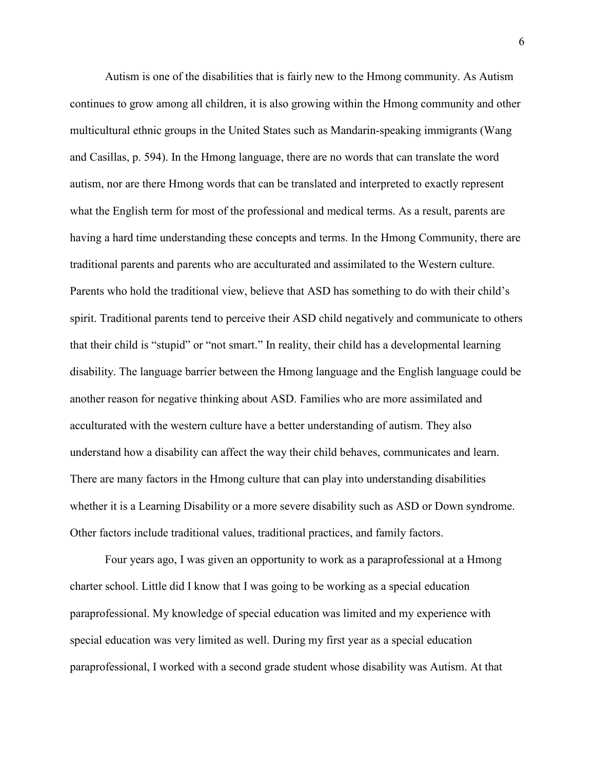Autism is one of the disabilities that is fairly new to the Hmong community. As Autism continues to grow among all children, it is also growing within the Hmong community and other multicultural ethnic groups in the United States such as Mandarin-speaking immigrants (Wang and Casillas, p. 594). In the Hmong language, there are no words that can translate the word autism, nor are there Hmong words that can be translated and interpreted to exactly represent what the English term for most of the professional and medical terms. As a result, parents are having a hard time understanding these concepts and terms. In the Hmong Community, there are traditional parents and parents who are acculturated and assimilated to the Western culture. Parents who hold the traditional view, believe that ASD has something to do with their child's spirit. Traditional parents tend to perceive their ASD child negatively and communicate to others that their child is "stupid" or "not smart." In reality, their child has a developmental learning disability. The language barrier between the Hmong language and the English language could be another reason for negative thinking about ASD. Families who are more assimilated and acculturated with the western culture have a better understanding of autism. They also understand how a disability can affect the way their child behaves, communicates and learn. There are many factors in the Hmong culture that can play into understanding disabilities whether it is a Learning Disability or a more severe disability such as ASD or Down syndrome. Other factors include traditional values, traditional practices, and family factors.

Four years ago, I was given an opportunity to work as a paraprofessional at a Hmong charter school. Little did I know that I was going to be working as a special education paraprofessional. My knowledge of special education was limited and my experience with special education was very limited as well. During my first year as a special education paraprofessional, I worked with a second grade student whose disability was Autism. At that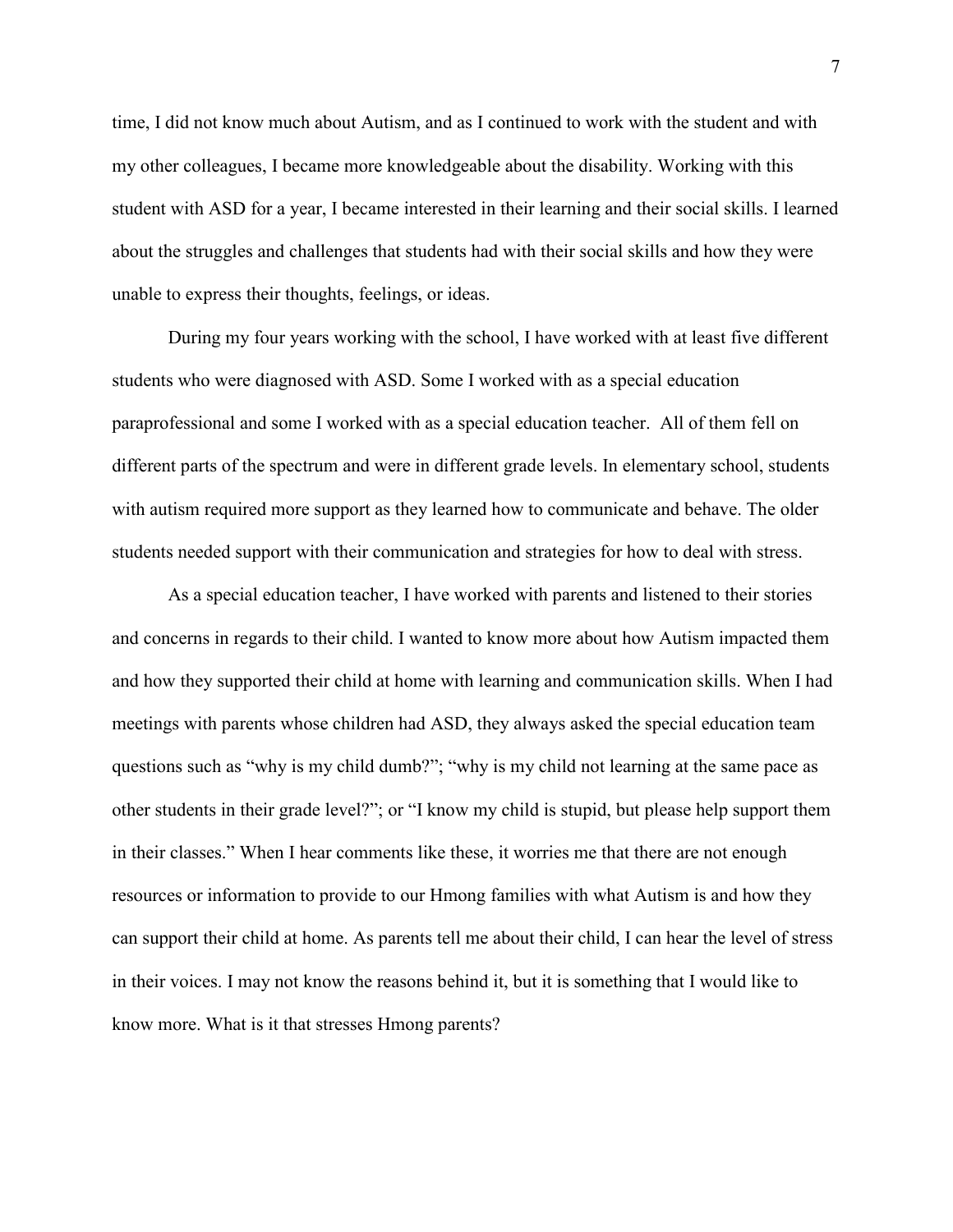time, I did not know much about Autism, and as I continued to work with the student and with my other colleagues, I became more knowledgeable about the disability. Working with this student with ASD for a year, I became interested in their learning and their social skills. I learned about the struggles and challenges that students had with their social skills and how they were unable to express their thoughts, feelings, or ideas.

During my four years working with the school, I have worked with at least five different students who were diagnosed with ASD. Some I worked with as a special education paraprofessional and some I worked with as a special education teacher. All of them fell on different parts of the spectrum and were in different grade levels. In elementary school, students with autism required more support as they learned how to communicate and behave. The older students needed support with their communication and strategies for how to deal with stress.

As a special education teacher, I have worked with parents and listened to their stories and concerns in regards to their child. I wanted to know more about how Autism impacted them and how they supported their child at home with learning and communication skills. When I had meetings with parents whose children had ASD, they always asked the special education team questions such as "why is my child dumb?"; "why is my child not learning at the same pace as other students in their grade level?"; or "I know my child is stupid, but please help support them in their classes." When I hear comments like these, it worries me that there are not enough resources or information to provide to our Hmong families with what Autism is and how they can support their child at home. As parents tell me about their child, I can hear the level of stress in their voices. I may not know the reasons behind it, but it is something that I would like to know more. What is it that stresses Hmong parents?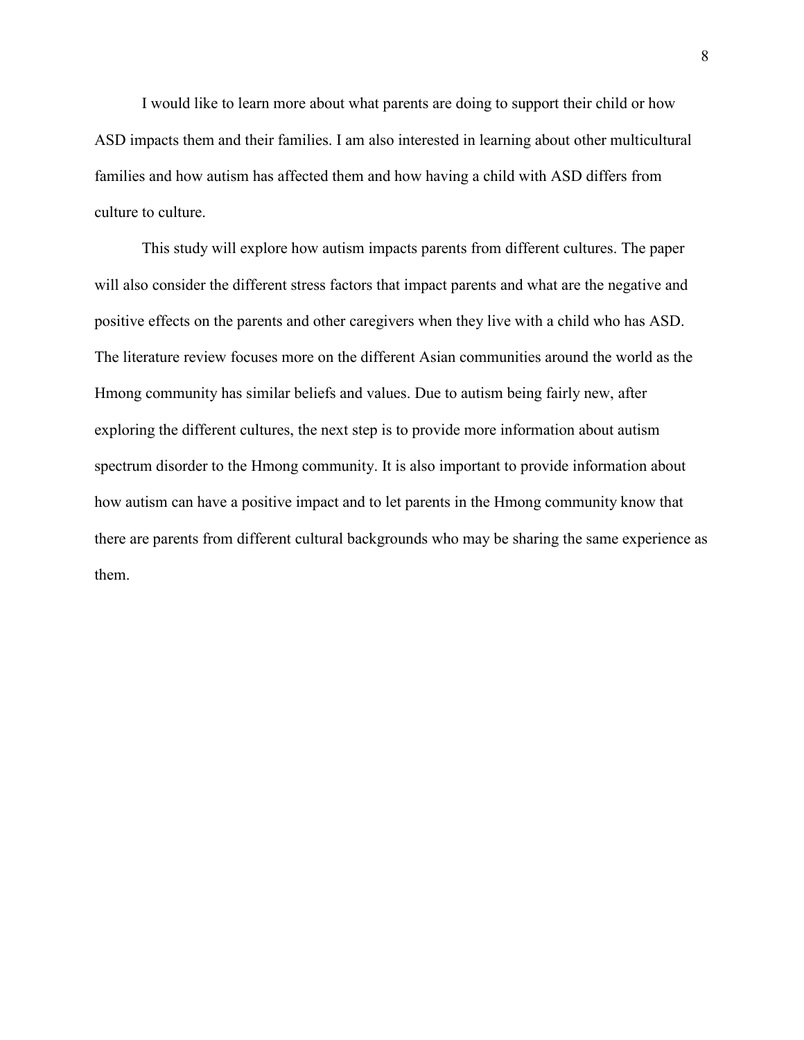I would like to learn more about what parents are doing to support their child or how ASD impacts them and their families. I am also interested in learning about other multicultural families and how autism has affected them and how having a child with ASD differs from culture to culture.

This study will explore how autism impacts parents from different cultures. The paper will also consider the different stress factors that impact parents and what are the negative and positive effects on the parents and other caregivers when they live with a child who has ASD. The literature review focuses more on the different Asian communities around the world as the Hmong community has similar beliefs and values. Due to autism being fairly new, after exploring the different cultures, the next step is to provide more information about autism spectrum disorder to the Hmong community. It is also important to provide information about how autism can have a positive impact and to let parents in the Hmong community know that there are parents from different cultural backgrounds who may be sharing the same experience as them.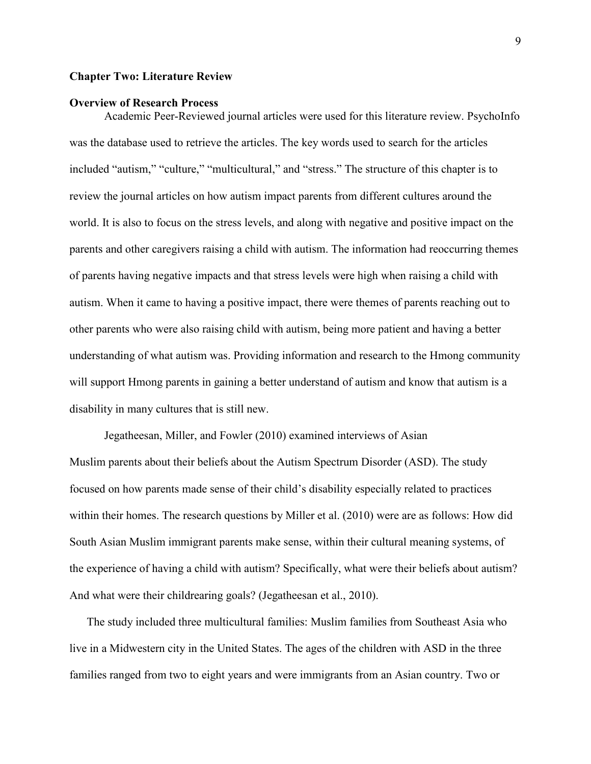## Chapter Two: Literature Review

### Overview of Research Process

Academic Peer-Reviewed journal articles were used for this literature review. PsychoInfo was the database used to retrieve the articles. The key words used to search for the articles included "autism," "culture," "multicultural," and "stress." The structure of this chapter is to review the journal articles on how autism impact parents from different cultures around the world. It is also to focus on the stress levels, and along with negative and positive impact on the parents and other caregivers raising a child with autism. The information had reoccurring themes of parents having negative impacts and that stress levels were high when raising a child with autism. When it came to having a positive impact, there were themes of parents reaching out to other parents who were also raising child with autism, being more patient and having a better understanding of what autism was. Providing information and research to the Hmong community will support Hmong parents in gaining a better understand of autism and know that autism is a disability in many cultures that is still new.

Jegatheesan, Miller, and Fowler (2010) examined interviews of Asian Muslim parents about their beliefs about the Autism Spectrum Disorder (ASD). The study focused on how parents made sense of their child's disability especially related to practices within their homes. The research questions by Miller et al. (2010) were are as follows: How did South Asian Muslim immigrant parents make sense, within their cultural meaning systems, of the experience of having a child with autism? Specifically, what were their beliefs about autism? And what were their childrearing goals? (Jegatheesan et al., 2010).

The study included three multicultural families: Muslim families from Southeast Asia who live in a Midwestern city in the United States. The ages of the children with ASD in the three families ranged from two to eight years and were immigrants from an Asian country. Two or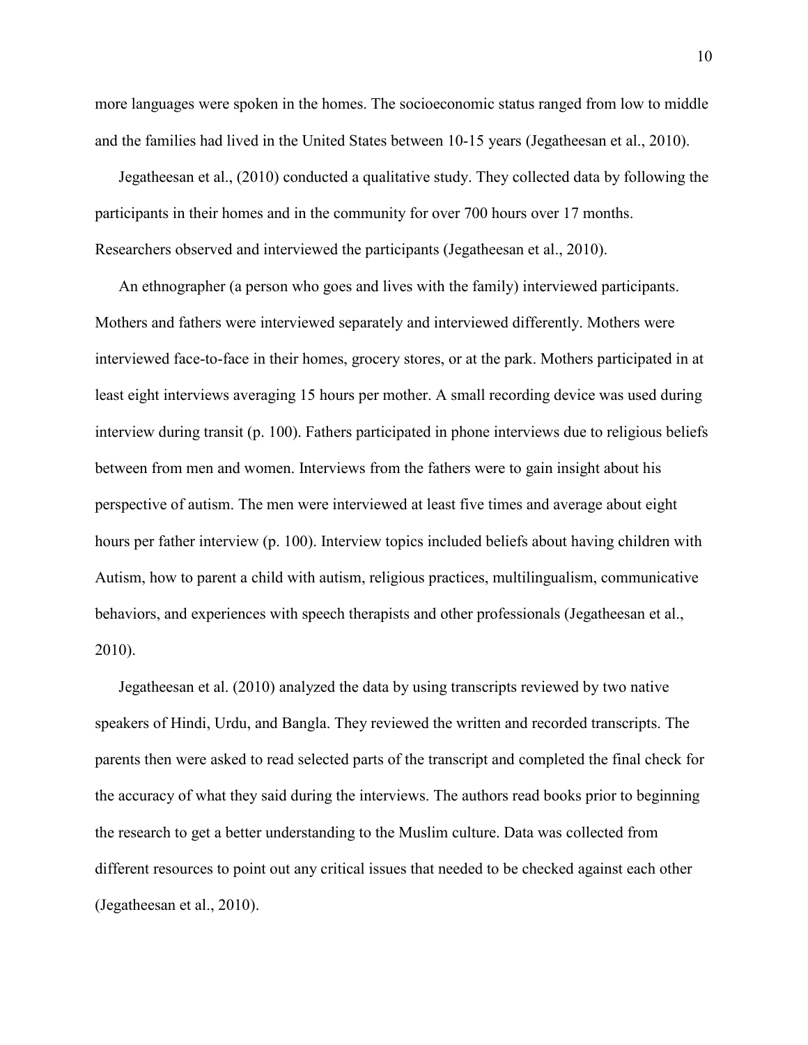more languages were spoken in the homes. The socioeconomic status ranged from low to middle and the families had lived in the United States between 10-15 years (Jegatheesan et al., 2010).

Jegatheesan et al., (2010) conducted a qualitative study. They collected data by following the participants in their homes and in the community for over 700 hours over 17 months. Researchers observed and interviewed the participants (Jegatheesan et al., 2010).

An ethnographer (a person who goes and lives with the family) interviewed participants. Mothers and fathers were interviewed separately and interviewed differently. Mothers were interviewed face-to-face in their homes, grocery stores, or at the park. Mothers participated in at least eight interviews averaging 15 hours per mother. A small recording device was used during interview during transit (p. 100). Fathers participated in phone interviews due to religious beliefs between from men and women. Interviews from the fathers were to gain insight about his perspective of autism. The men were interviewed at least five times and average about eight hours per father interview (p. 100). Interview topics included beliefs about having children with Autism, how to parent a child with autism, religious practices, multilingualism, communicative behaviors, and experiences with speech therapists and other professionals (Jegatheesan et al., 2010).

Jegatheesan et al. (2010) analyzed the data by using transcripts reviewed by two native speakers of Hindi, Urdu, and Bangla. They reviewed the written and recorded transcripts. The parents then were asked to read selected parts of the transcript and completed the final check for the accuracy of what they said during the interviews. The authors read books prior to beginning the research to get a better understanding to the Muslim culture. Data was collected from different resources to point out any critical issues that needed to be checked against each other (Jegatheesan et al., 2010).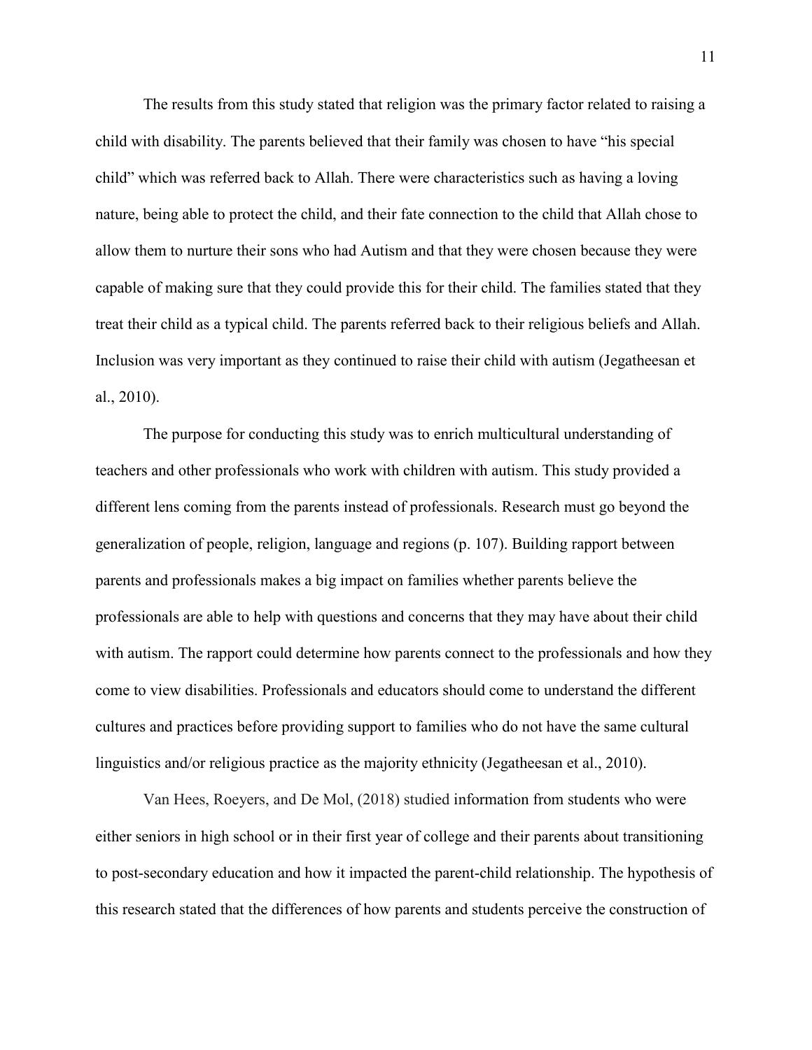The results from this study stated that religion was the primary factor related to raising a child with disability. The parents believed that their family was chosen to have "his special child" which was referred back to Allah. There were characteristics such as having a loving nature, being able to protect the child, and their fate connection to the child that Allah chose to allow them to nurture their sons who had Autism and that they were chosen because they were capable of making sure that they could provide this for their child. The families stated that they treat their child as a typical child. The parents referred back to their religious beliefs and Allah. Inclusion was very important as they continued to raise their child with autism (Jegatheesan et al., 2010).

The purpose for conducting this study was to enrich multicultural understanding of teachers and other professionals who work with children with autism. This study provided a different lens coming from the parents instead of professionals. Research must go beyond the generalization of people, religion, language and regions (p. 107). Building rapport between parents and professionals makes a big impact on families whether parents believe the professionals are able to help with questions and concerns that they may have about their child with autism. The rapport could determine how parents connect to the professionals and how they come to view disabilities. Professionals and educators should come to understand the different cultures and practices before providing support to families who do not have the same cultural linguistics and/or religious practice as the majority ethnicity (Jegatheesan et al., 2010).

Van Hees, Roeyers, and De Mol, (2018) studied information from students who were either seniors in high school or in their first year of college and their parents about transitioning to post-secondary education and how it impacted the parent-child relationship. The hypothesis of this research stated that the differences of how parents and students perceive the construction of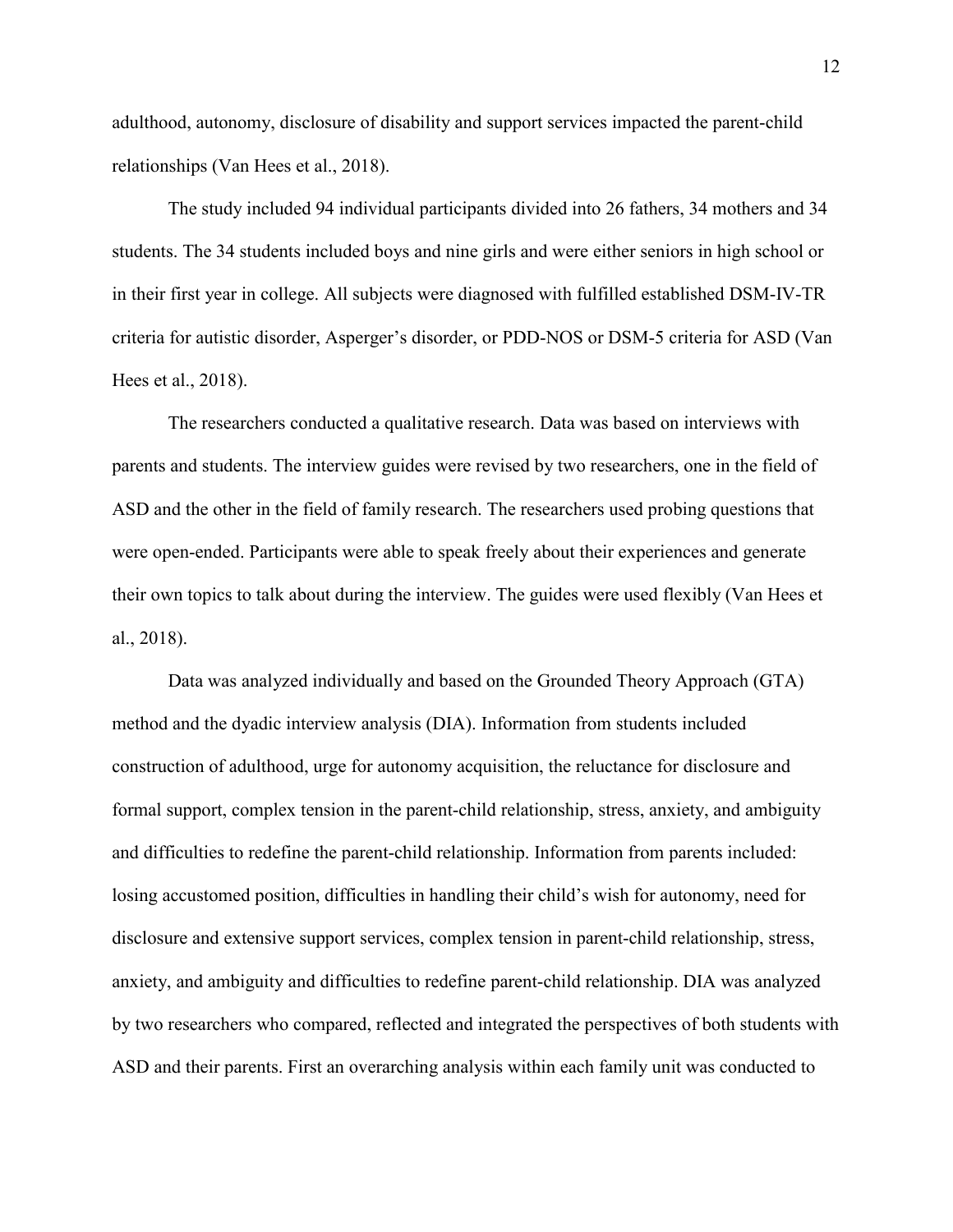adulthood, autonomy, disclosure of disability and support services impacted the parent-child relationships (Van Hees et al., 2018).

The study included 94 individual participants divided into 26 fathers, 34 mothers and 34 students. The 34 students included boys and nine girls and were either seniors in high school or in their first year in college. All subjects were diagnosed with fulfilled established DSM-IV-TR criteria for autistic disorder, Asperger's disorder, or PDD-NOS or DSM-5 criteria for ASD (Van Hees et al., 2018).

The researchers conducted a qualitative research. Data was based on interviews with parents and students. The interview guides were revised by two researchers, one in the field of ASD and the other in the field of family research. The researchers used probing questions that were open-ended. Participants were able to speak freely about their experiences and generate their own topics to talk about during the interview. The guides were used flexibly (Van Hees et al., 2018).

Data was analyzed individually and based on the Grounded Theory Approach (GTA) method and the dyadic interview analysis (DIA). Information from students included construction of adulthood, urge for autonomy acquisition, the reluctance for disclosure and formal support, complex tension in the parent-child relationship, stress, anxiety, and ambiguity and difficulties to redefine the parent-child relationship. Information from parents included: losing accustomed position, difficulties in handling their child's wish for autonomy, need for disclosure and extensive support services, complex tension in parent-child relationship, stress, anxiety, and ambiguity and difficulties to redefine parent-child relationship. DIA was analyzed by two researchers who compared, reflected and integrated the perspectives of both students with ASD and their parents. First an overarching analysis within each family unit was conducted to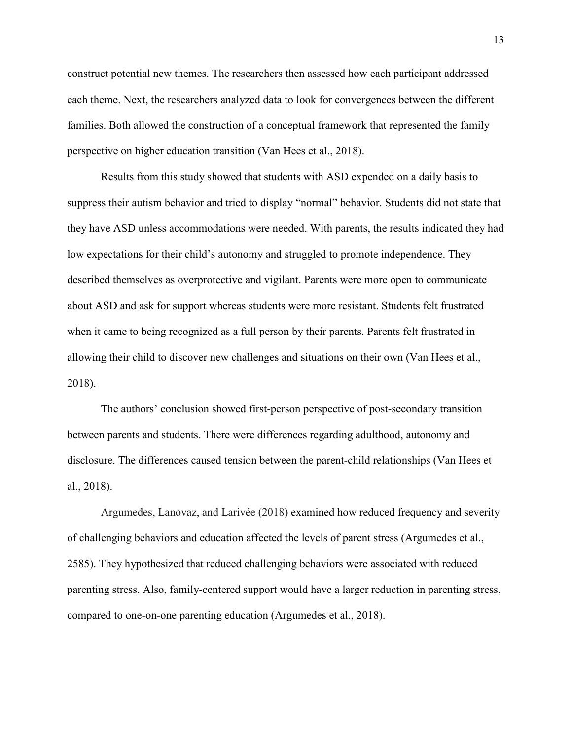construct potential new themes. The researchers then assessed how each participant addressed each theme. Next, the researchers analyzed data to look for convergences between the different families. Both allowed the construction of a conceptual framework that represented the family perspective on higher education transition (Van Hees et al., 2018).

Results from this study showed that students with ASD expended on a daily basis to suppress their autism behavior and tried to display "normal" behavior. Students did not state that they have ASD unless accommodations were needed. With parents, the results indicated they had low expectations for their child's autonomy and struggled to promote independence. They described themselves as overprotective and vigilant. Parents were more open to communicate about ASD and ask for support whereas students were more resistant. Students felt frustrated when it came to being recognized as a full person by their parents. Parents felt frustrated in allowing their child to discover new challenges and situations on their own (Van Hees et al., 2018).

The authors' conclusion showed first-person perspective of post-secondary transition between parents and students. There were differences regarding adulthood, autonomy and disclosure. The differences caused tension between the parent-child relationships (Van Hees et al., 2018).

Argumedes, Lanovaz, and Larivée (2018) examined how reduced frequency and severity of challenging behaviors and education affected the levels of parent stress (Argumedes et al., 2585). They hypothesized that reduced challenging behaviors were associated with reduced parenting stress. Also, family-centered support would have a larger reduction in parenting stress, compared to one-on-one parenting education (Argumedes et al., 2018).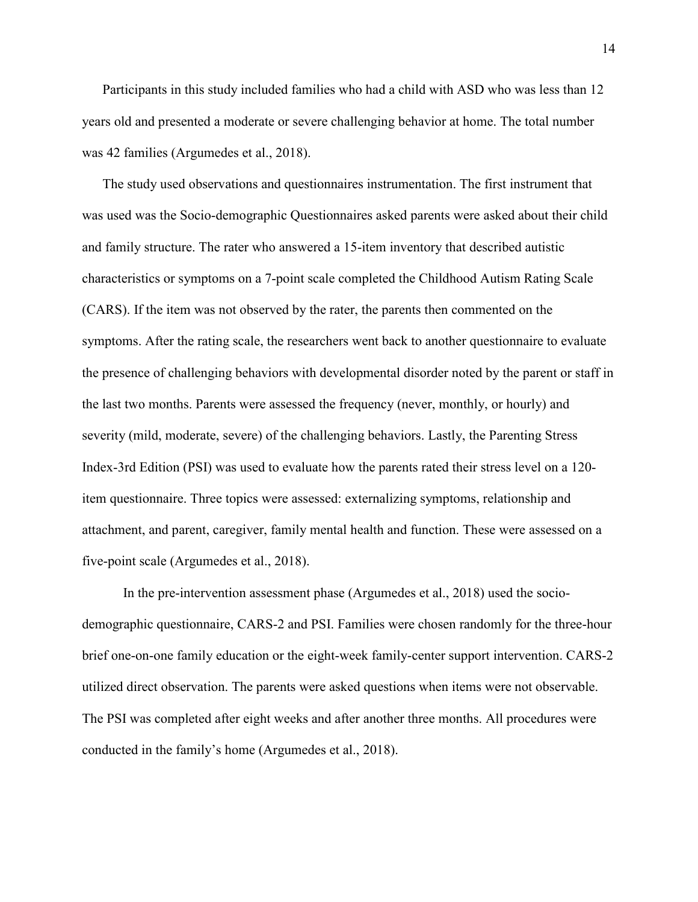Participants in this study included families who had a child with ASD who was less than 12 years old and presented a moderate or severe challenging behavior at home. The total number was 42 families (Argumedes et al., 2018).

The study used observations and questionnaires instrumentation. The first instrument that was used was the Socio-demographic Questionnaires asked parents were asked about their child and family structure. The rater who answered a 15-item inventory that described autistic characteristics or symptoms on a 7-point scale completed the Childhood Autism Rating Scale (CARS). If the item was not observed by the rater, the parents then commented on the symptoms. After the rating scale, the researchers went back to another questionnaire to evaluate the presence of challenging behaviors with developmental disorder noted by the parent or staff in the last two months. Parents were assessed the frequency (never, monthly, or hourly) and severity (mild, moderate, severe) of the challenging behaviors. Lastly, the Parenting Stress Index-3rd Edition (PSI) was used to evaluate how the parents rated their stress level on a 120-item questionnaire. Three topics were assessed: externalizing symptoms, relationship and attachment, and parent, caregiver, family mental health and function. These were assessed on a five-point scale (Argumedes et al., 2018).

In the pre-intervention assessment phase (Argumedes et al., 2018) used the socio-demographic questionnaire, CARS-2 and PSI. Families were chosen randomly for the three-hour brief one-on-one family education or the eight-week family-center support intervention. CARS-2 utilized direct observation. The parents were asked questions when items were not observable. The PSI was completed after eight weeks and after another three months. All procedures were conducted in the family's home (Argumedes et al., 2018).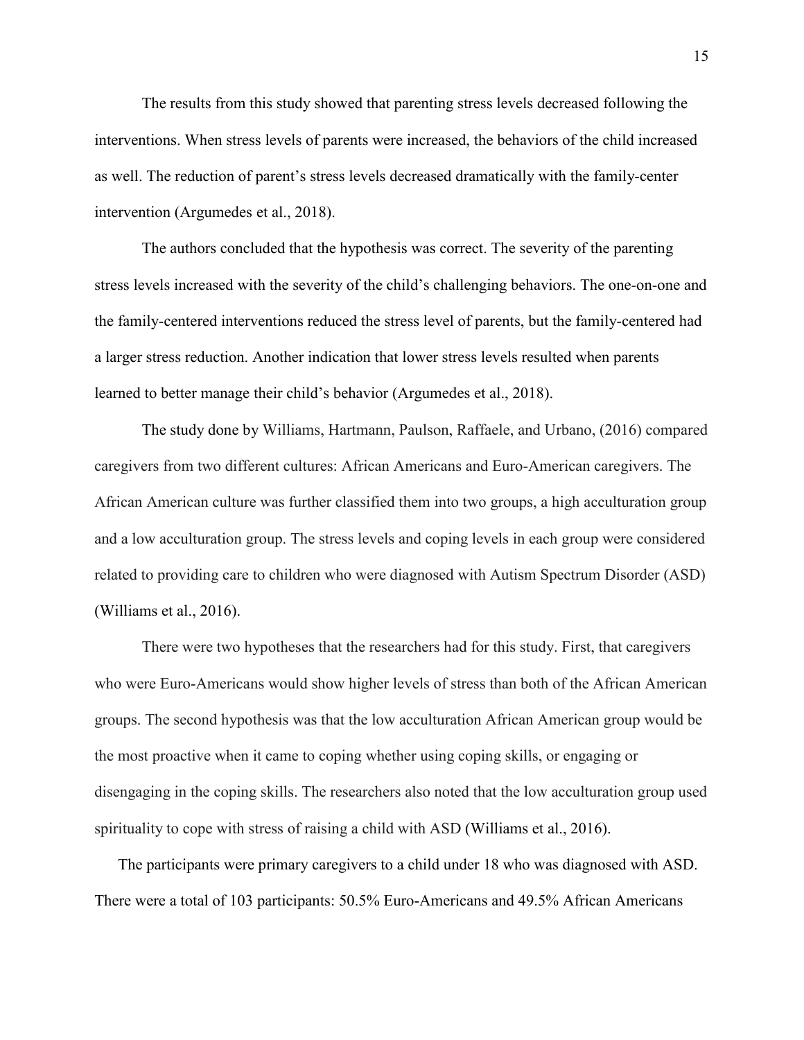The results from this study showed that parenting stress levels decreased following the interventions. When stress levels of parents were increased, the behaviors of the child increased as well. The reduction of parent's stress levels decreased dramatically with the family-center intervention (Argumedes et al., 2018).

The authors concluded that the hypothesis was correct. The severity of the parenting stress levels increased with the severity of the child's challenging behaviors. The one-on-one and the family-centered interventions reduced the stress level of parents, but the family-centered had a larger stress reduction. Another indication that lower stress levels resulted when parents learned to better manage their child's behavior (Argumedes et al., 2018).

The study done by Williams, Hartmann, Paulson, Raffaele, and Urbano, (2016) compared caregivers from two different cultures: African Americans and Euro-American caregivers. The African American culture was further classified them into two groups, a high acculturation group and a low acculturation group. The stress levels and coping levels in each group were considered related to providing care to children who were diagnosed with Autism Spectrum Disorder (ASD) (Williams et al., 2016).

There were two hypotheses that the researchers had for this study. First, that caregivers who were Euro-Americans would show higher levels of stress than both of the African American groups. The second hypothesis was that the low acculturation African American group would be the most proactive when it came to coping whether using coping skills, or engaging or disengaging in the coping skills. The researchers also noted that the low acculturation group used spirituality to cope with stress of raising a child with ASD (Williams et al., 2016).

The participants were primary caregivers to a child under 18 who was diagnosed with ASD. There were a total of 103 participants: 50.5% Euro-Americans and 49.5% African Americans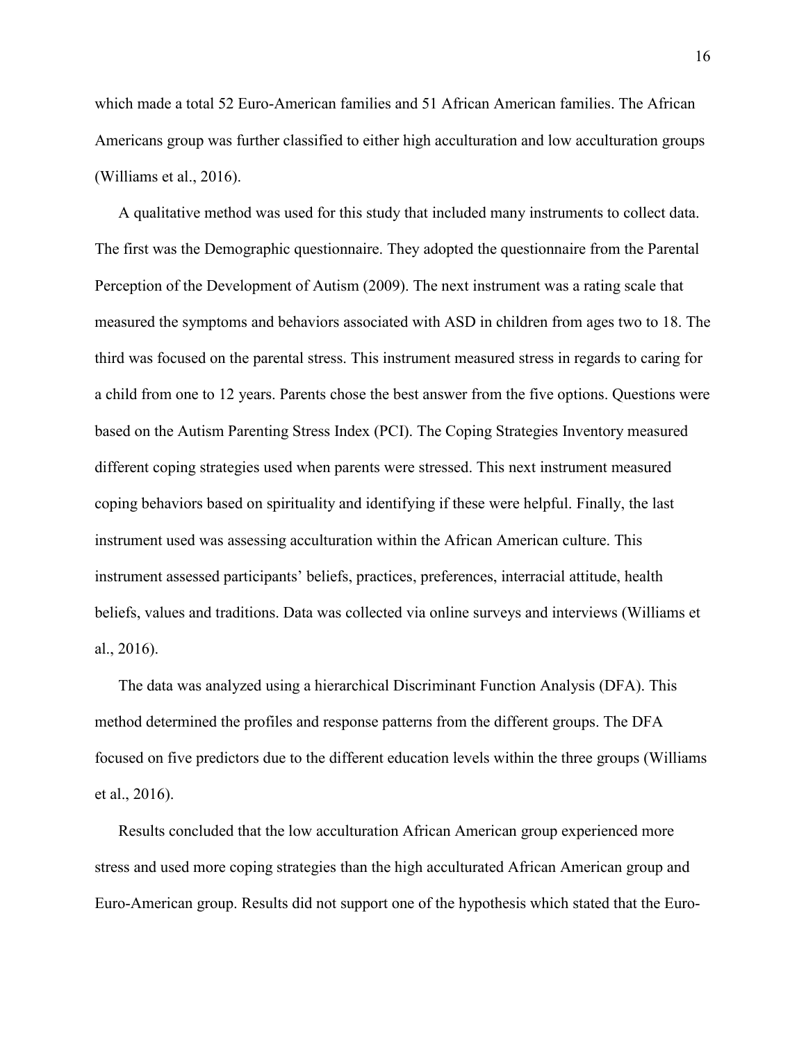which made a total 52 Euro-American families and 51 African American families. The African Americans group was further classified to either high acculturation and low acculturation groups (Williams et al., 2016).

A qualitative method was used for this study that included many instruments to collect data. The first was the Demographic questionnaire. They adopted the questionnaire from the Parental Perception of the Development of Autism (2009). The next instrument was a rating scale that measured the symptoms and behaviors associated with ASD in children from ages two to 18. The third was focused on the parental stress. This instrument measured stress in regards to caring for a child from one to 12 years. Parents chose the best answer from the five options. Questions were based on the Autism Parenting Stress Index (PCI). The Coping Strategies Inventory measured different coping strategies used when parents were stressed. This next instrument measured coping behaviors based on spirituality and identifying if these were helpful. Finally, the last instrument used was assessing acculturation within the African American culture. This instrument assessed participants' beliefs, practices, preferences, interracial attitude, health beliefs, values and traditions. Data was collected via online surveys and interviews (Williams et al., 2016).

The data was analyzed using a hierarchical Discriminant Function Analysis (DFA). This method determined the profiles and response patterns from the different groups. The DFA focused on five predictors due to the different education levels within the three groups (Williams et al., 2016).

Results concluded that the low acculturation African American group experienced more stress and used more coping strategies than the high acculturated African American group and Euro-American group. Results did not support one of the hypothesis which stated that the Euro-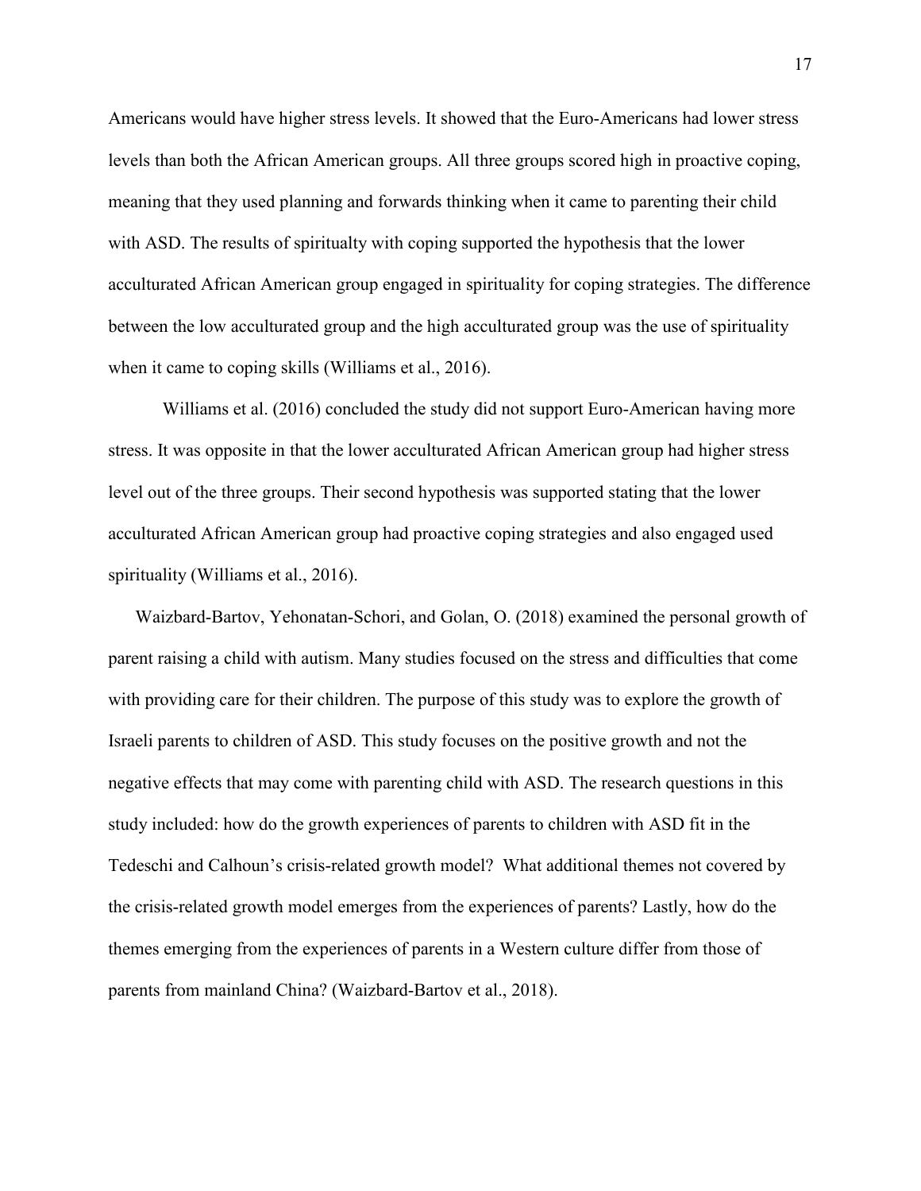Americans would have higher stress levels. It showed that the Euro-Americans had lower stress levels than both the African American groups. All three groups scored high in proactive coping, meaning that they used planning and forwards thinking when it came to parenting their child with ASD. The results of spiritualty with coping supported the hypothesis that the lower acculturated African American group engaged in spirituality for coping strategies. The difference between the low acculturated group and the high acculturated group was the use of spirituality when it came to coping skills (Williams et al., 2016).

Williams et al. (2016) concluded the study did not support Euro-American having more stress. It was opposite in that the lower acculturated African American group had higher stress level out of the three groups. Their second hypothesis was supported stating that the lower acculturated African American group had proactive coping strategies and also engaged used spirituality (Williams et al., 2016).

Waizbard-Bartov, Yehonatan-Schori, and Golan, O. (2018) examined the personal growth of parent raising a child with autism. Many studies focused on the stress and difficulties that come with providing care for their children. The purpose of this study was to explore the growth of Israeli parents to children of ASD. This study focuses on the positive growth and not the negative effects that may come with parenting child with ASD. The research questions in this study included: how do the growth experiences of parents to children with ASD fit in the Tedeschi and Calhoun's crisis-related growth model? What additional themes not covered by the crisis-related growth model emerges from the experiences of parents? Lastly, how do the themes emerging from the experiences of parents in a Western culture differ from those of parents from mainland China? (Waizbard-Bartov et al., 2018).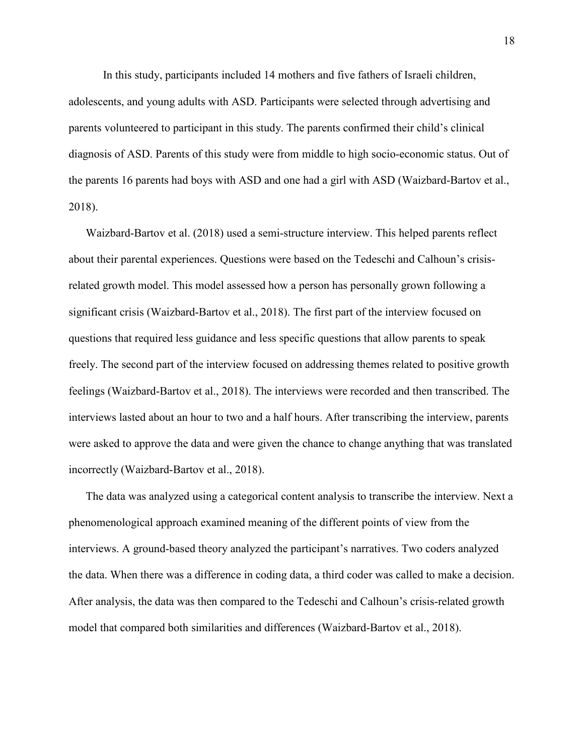In this study, participants included 14 mothers and five fathers of Israeli children, adolescents, and young adults with ASD. Participants were selected through advertising and parents volunteered to participant in this study. The parents confirmed their child's clinical diagnosis of ASD. Parents of this study were from middle to high socio-economic status. Out of the parents 16 parents had boys with ASD and one had a girl with ASD (Waizbard-Bartov et al., 2018).

Waizbard-Bartov et al. (2018) used a semi-structure interview. This helped parents reflect about their parental experiences. Questions were based on the Tedeschi and Calhoun's crisis-related growth model. This model assessed how a person has personally grown following a significant crisis (Waizbard-Bartov et al., 2018). The first part of the interview focused on questions that required less guidance and less specific questions that allow parents to speak freely. The second part of the interview focused on addressing themes related to positive growth feelings (Waizbard-Bartov et al., 2018). The interviews were recorded and then transcribed. The interviews lasted about an hour to two and a half hours. After transcribing the interview, parents were asked to approve the data and were given the chance to change anything that was translated incorrectly (Waizbard-Bartov et al., 2018).

The data was analyzed using a categorical content analysis to transcribe the interview. Next a phenomenological approach examined meaning of the different points of view from the interviews. A ground-based theory analyzed the participant's narratives. Two coders analyzed the data. When there was a difference in coding data, a third coder was called to make a decision. After analysis, the data was then compared to the Tedeschi and Calhoun's crisis-related growth model that compared both similarities and differences (Waizbard-Bartov et al., 2018).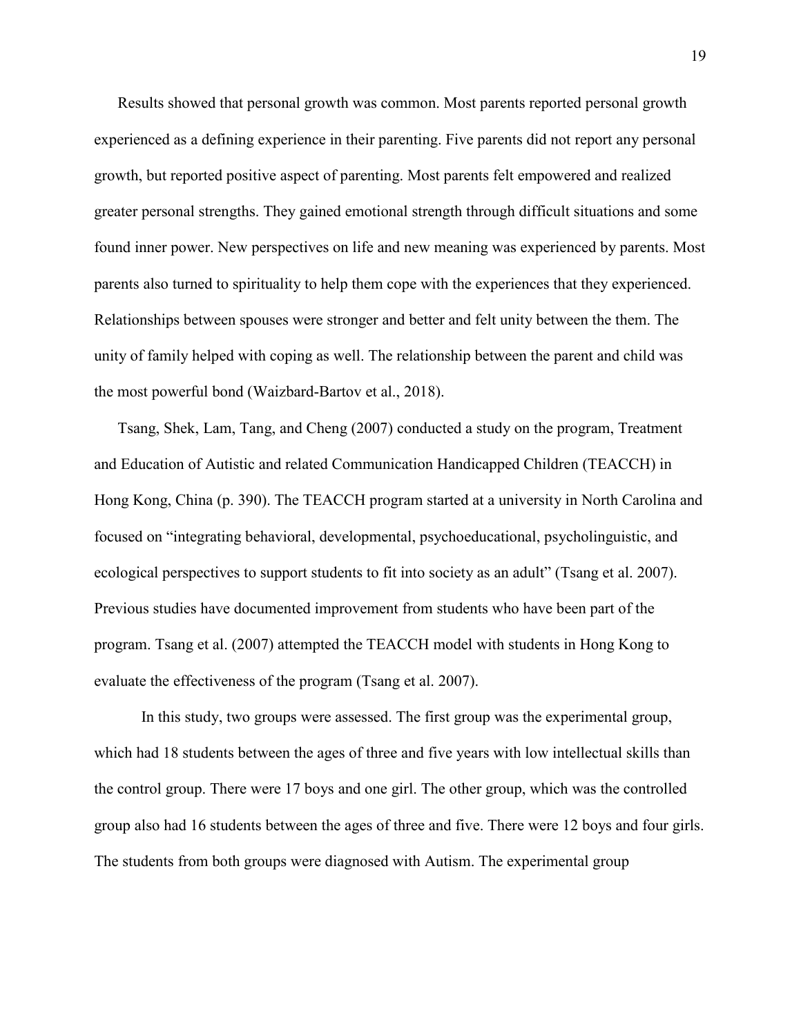Results showed that personal growth was common. Most parents reported personal growth experienced as a defining experience in their parenting. Five parents did not report any personal growth, but reported positive aspect of parenting. Most parents felt empowered and realized greater personal strengths. They gained emotional strength through difficult situations and some found inner power. New perspectives on life and new meaning was experienced by parents. Most parents also turned to spirituality to help them cope with the experiences that they experienced. Relationships between spouses were stronger and better and felt unity between the them. The unity of family helped with coping as well. The relationship between the parent and child was the most powerful bond (Waizbard-Bartov et al., 2018).

Tsang, Shek, Lam, Tang, and Cheng (2007) conducted a study on the program, Treatment and Education of Autistic and related Communication Handicapped Children (TEACCH) in Hong Kong, China (p. 390). The TEACCH program started at a university in North Carolina and focused on "integrating behavioral, developmental, psychoeducational, psycholinguistic, and ecological perspectives to support students to fit into society as an adult" (Tsang et al. 2007). Previous studies have documented improvement from students who have been part of the program. Tsang et al. (2007) attempted the TEACCH model with students in Hong Kong to evaluate the effectiveness of the program (Tsang et al. 2007).

In this study, two groups were assessed. The first group was the experimental group, which had 18 students between the ages of three and five years with low intellectual skills than the control group. There were 17 boys and one girl. The other group, which was the controlled group also had 16 students between the ages of three and five. There were 12 boys and four girls. The students from both groups were diagnosed with Autism. The experimental group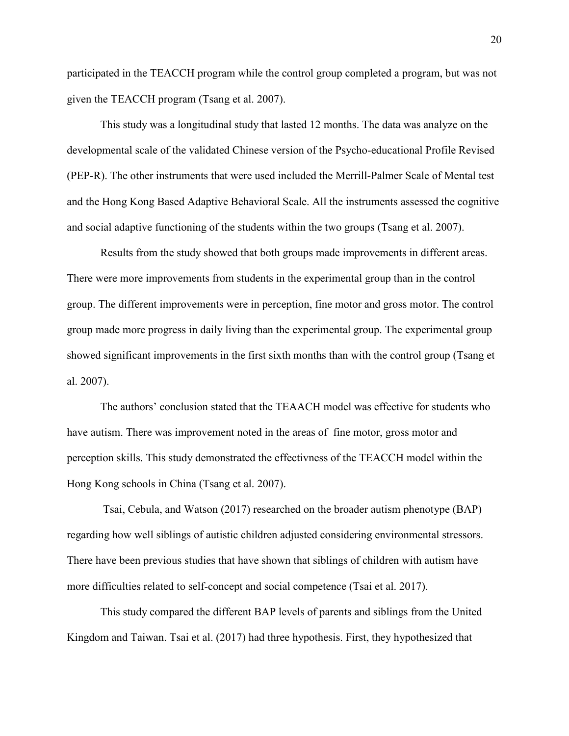participated in the TEACCH program while the control group completed a program, but was not given the TEACCH program (Tsang et al. 2007).

This study was a longitudinal study that lasted 12 months. The data was analyze on the developmental scale of the validated Chinese version of the Psycho-educational Profile Revised (PEP-R). The other instruments that were used included the Merrill-Palmer Scale of Mental test and the Hong Kong Based Adaptive Behavioral Scale. All the instruments assessed the cognitive and social adaptive functioning of the students within the two groups (Tsang et al. 2007).

Results from the study showed that both groups made improvements in different areas. There were more improvements from students in the experimental group than in the control group. The different improvements were in perception, fine motor and gross motor. The control group made more progress in daily living than the experimental group. The experimental group showed significant improvements in the first sixth months than with the control group (Tsang et al. 2007).

The authors' conclusion stated that the TEAACH model was effective for students who have autism. There was improvement noted in the areas of fine motor, gross motor and perception skills. This study demonstrated the effectivness of the TEACCH model within the Hong Kong schools in China (Tsang et al. 2007).

Tsai, Cebula, and Watson (2017) researched on the broader autism phenotype (BAP) regarding how well siblings of autistic children adjusted considering environmental stressors. There have been previous studies that have shown that siblings of children with autism have more difficulties related to self-concept and social competence (Tsai et al. 2017).

This study compared the different BAP levels of parents and siblings from the United Kingdom and Taiwan. Tsai et al. (2017) had three hypothesis. First, they hypothesized that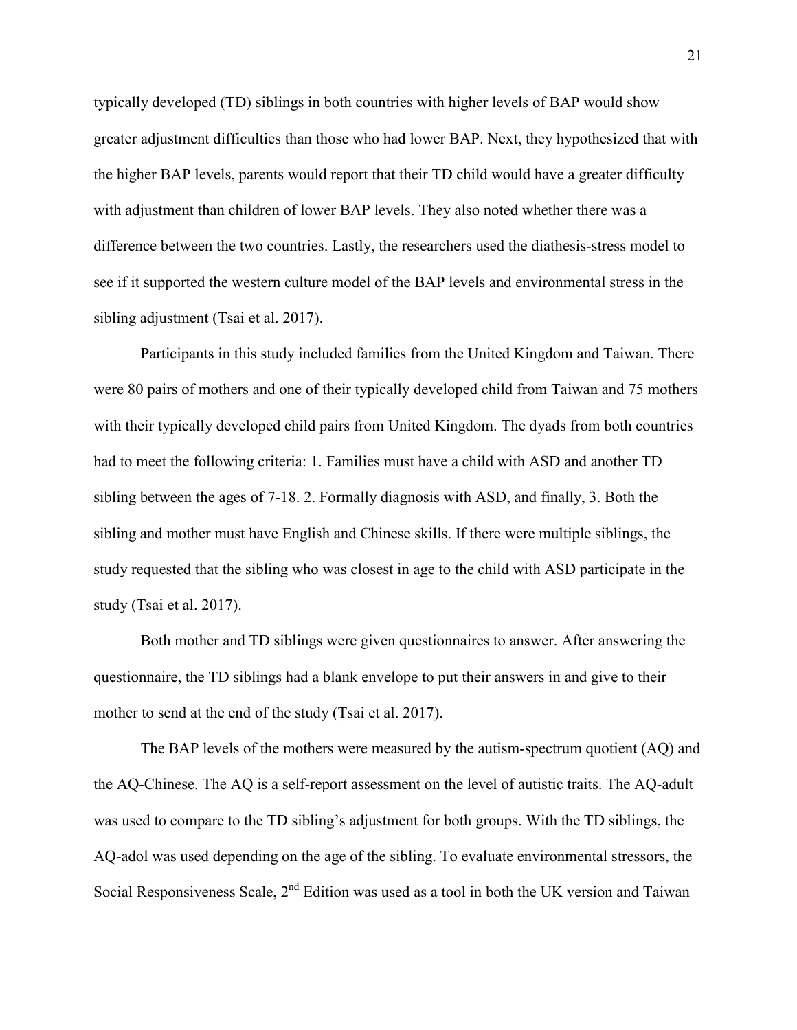typically developed (TD) siblings in both countries with higher levels of BAP would show greater adjustment difficulties than those who had lower BAP. Next, they hypothesized that with the higher BAP levels, parents would report that their TD child would have a greater difficulty with adjustment than children of lower BAP levels. They also noted whether there was a difference between the two countries. Lastly, the researchers used the diathesis-stress model to see if it supported the western culture model of the BAP levels and environmental stress in the sibling adjustment (Tsai et al. 2017).

Participants in this study included families from the United Kingdom and Taiwan. There were 80 pairs of mothers and one of their typically developed child from Taiwan and 75 mothers with their typically developed child pairs from United Kingdom. The dyads from both countries had to meet the following criteria: 1. Families must have a child with ASD and another TD sibling between the ages of 7-18. 2. Formally diagnosis with ASD, and finally, 3. Both the sibling and mother must have English and Chinese skills. If there were multiple siblings, the study requested that the sibling who was closest in age to the child with ASD participate in the study (Tsai et al. 2017).

Both mother and TD siblings were given questionnaires to answer. After answering the questionnaire, the TD siblings had a blank envelope to put their answers in and give to their mother to send at the end of the study (Tsai et al. 2017).

The BAP levels of the mothers were measured by the autism-spectrum quotient (AQ) and the AQ-Chinese. The AQ is a self-report assessment on the level of autistic traits. The AQ-adult was used to compare to the TD sibling's adjustment for both groups. With the TD siblings, the AQ-adol was used depending on the age of the sibling. To evaluate environmental stressors, the Social Responsiveness Scale, 2nd Edition was used as a tool in both the UK version and Taiwan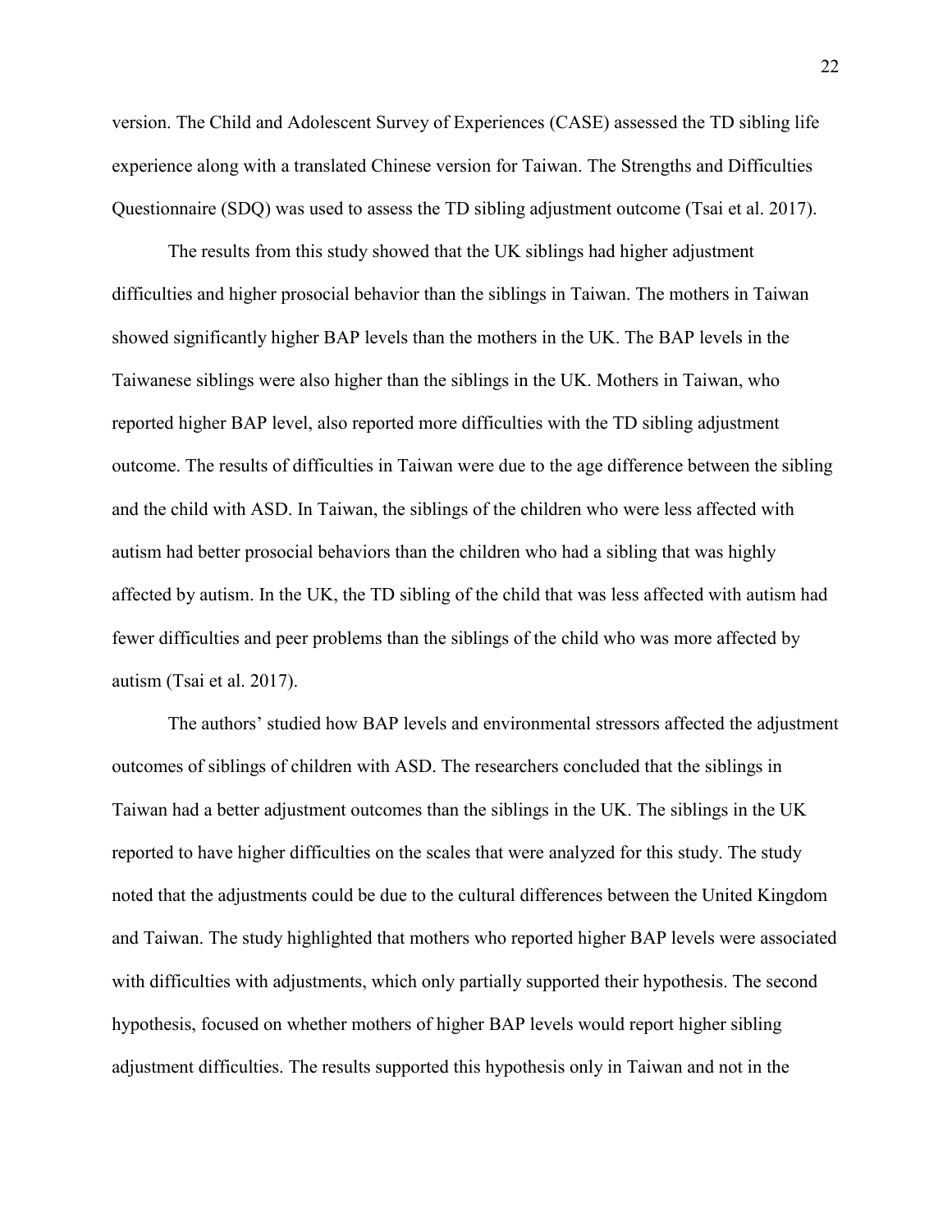version. The Child and Adolescent Survey of Experiences (CASE) assessed the TD sibling life experience along with a translated Chinese version for Taiwan. The Strengths and Difficulties Questionnaire (SDQ) was used to assess the TD sibling adjustment outcome (Tsai et al. 2017).

The results from this study showed that the UK siblings had higher adjustment difficulties and higher prosocial behavior than the siblings in Taiwan. The mothers in Taiwan showed significantly higher BAP levels than the mothers in the UK. The BAP levels in the Taiwanese siblings were also higher than the siblings in the UK. Mothers in Taiwan, who reported higher BAP level, also reported more difficulties with the TD sibling adjustment outcome. The results of difficulties in Taiwan were due to the age difference between the sibling and the child with ASD. In Taiwan, the siblings of the children who were less affected with autism had better prosocial behaviors than the children who had a sibling that was highly affected by autism. In the UK, the TD sibling of the child that was less affected with autism had fewer difficulties and peer problems than the siblings of the child who was more affected by autism (Tsai et al. 2017).

The authors' studied how BAP levels and environmental stressors affected the adjustment outcomes of siblings of children with ASD. The researchers concluded that the siblings in Taiwan had a better adjustment outcomes than the siblings in the UK. The siblings in the UK reported to have higher difficulties on the scales that were analyzed for this study. The study noted that the adjustments could be due to the cultural differences between the United Kingdom and Taiwan. The study highlighted that mothers who reported higher BAP levels were associated with difficulties with adjustments, which only partially supported their hypothesis. The second hypothesis, focused on whether mothers of higher BAP levels would report higher sibling adjustment difficulties. The results supported this hypothesis only in Taiwan and not in the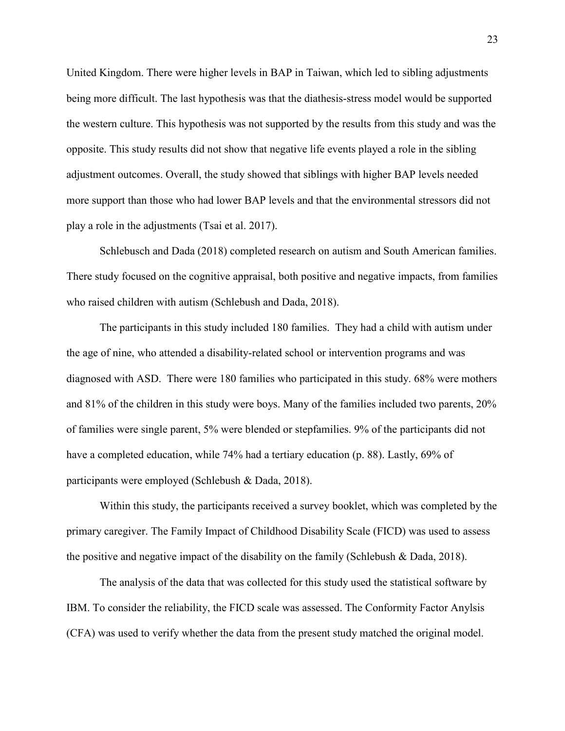United Kingdom. There were higher levels in BAP in Taiwan, which led to sibling adjustments being more difficult. The last hypothesis was that the diathesis-stress model would be supported the western culture. This hypothesis was not supported by the results from this study and was the opposite. This study results did not show that negative life events played a role in the sibling adjustment outcomes. Overall, the study showed that siblings with higher BAP levels needed more support than those who had lower BAP levels and that the environmental stressors did not play a role in the adjustments (Tsai et al. 2017).

Schlebusch and Dada (2018) completed research on autism and South American families. There study focused on the cognitive appraisal, both positive and negative impacts, from families who raised children with autism (Schlebush and Dada, 2018).

The participants in this study included 180 families. They had a child with autism under the age of nine, who attended a disability-related school or intervention programs and was diagnosed with ASD. There were 180 families who participated in this study. 68% were mothers and 81% of the children in this study were boys. Many of the families included two parents, 20% of families were single parent, 5% were blended or stepfamilies. 9% of the participants did not have a completed education, while 74% had a tertiary education (p. 88). Lastly, 69% of participants were employed (Schlebush & Dada, 2018).

Within this study, the participants received a survey booklet, which was completed by the primary caregiver. The Family Impact of Childhood Disability Scale (FICD) was used to assess the positive and negative impact of the disability on the family (Schlebush & Dada, 2018).

The analysis of the data that was collected for this study used the statistical software by IBM. To consider the reliability, the FICD scale was assessed. The Conformity Factor Anylsis (CFA) was used to verify whether the data from the present study matched the original model.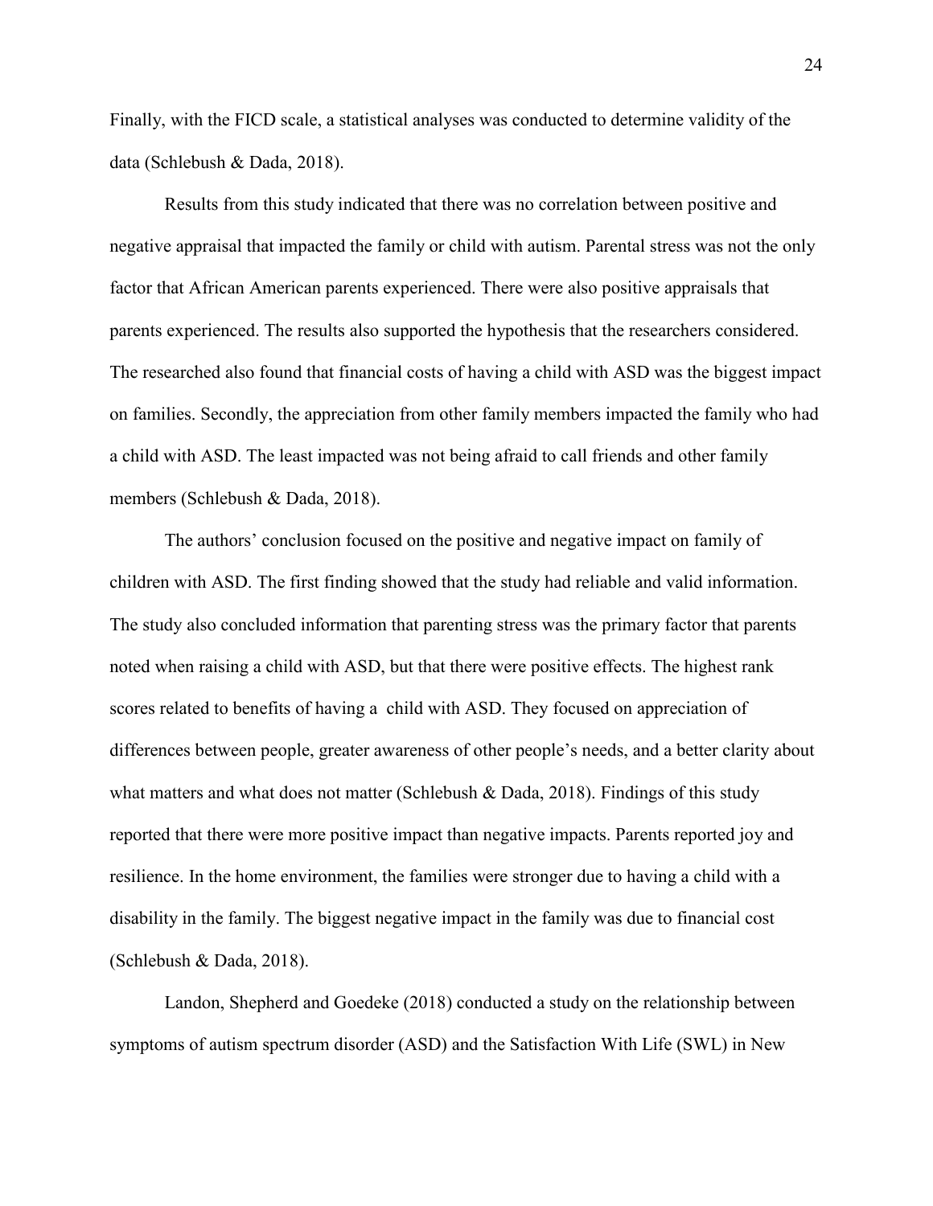Finally, with the FICD scale, a statistical analyses was conducted to determine validity of the data (Schlebush & Dada, 2018).

Results from this study indicated that there was no correlation between positive and negative appraisal that impacted the family or child with autism. Parental stress was not the only factor that African American parents experienced. There were also positive appraisals that parents experienced. The results also supported the hypothesis that the researchers considered. The researched also found that financial costs of having a child with ASD was the biggest impact on families. Secondly, the appreciation from other family members impacted the family who had a child with ASD. The least impacted was not being afraid to call friends and other family members (Schlebush & Dada, 2018).

The authors' conclusion focused on the positive and negative impact on family of children with ASD. The first finding showed that the study had reliable and valid information. The study also concluded information that parenting stress was the primary factor that parents noted when raising a child with ASD, but that there were positive effects. The highest rank scores related to benefits of having a child with ASD. They focused on appreciation of differences between people, greater awareness of other people's needs, and a better clarity about what matters and what does not matter (Schlebush & Dada, 2018). Findings of this study reported that there were more positive impact than negative impacts. Parents reported joy and resilience. In the home environment, the families were stronger due to having a child with a disability in the family. The biggest negative impact in the family was due to financial cost (Schlebush & Dada, 2018).

Landon, Shepherd and Goedeke (2018) conducted a study on the relationship between symptoms of autism spectrum disorder (ASD) and the Satisfaction With Life (SWL) in New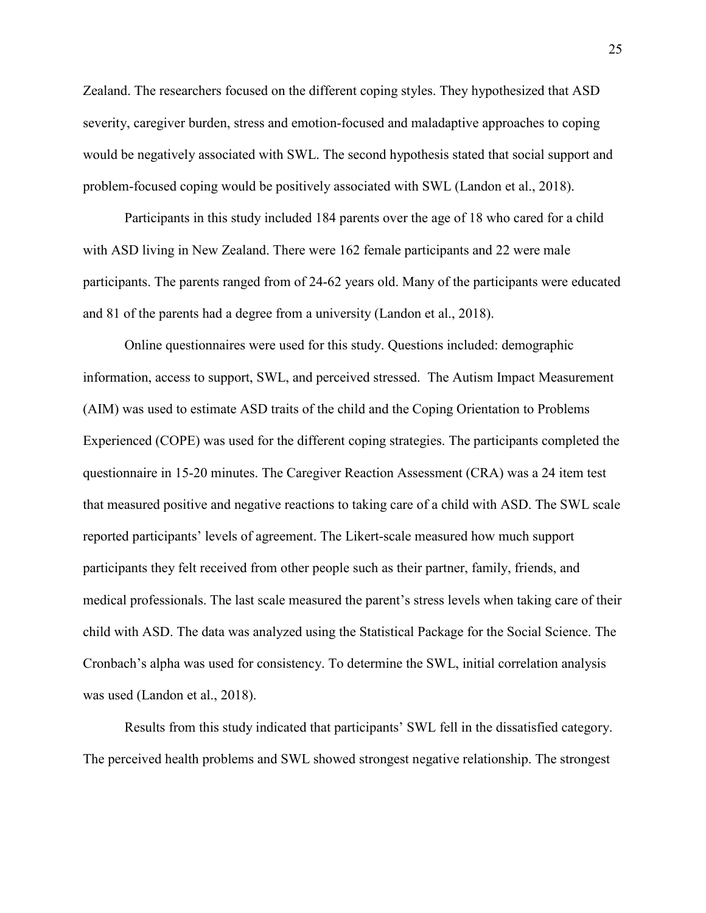Zealand. The researchers focused on the different coping styles. They hypothesized that ASD severity, caregiver burden, stress and emotion-focused and maladaptive approaches to coping would be negatively associated with SWL. The second hypothesis stated that social support and problem-focused coping would be positively associated with SWL (Landon et al., 2018).

Participants in this study included 184 parents over the age of 18 who cared for a child with ASD living in New Zealand. There were 162 female participants and 22 were male participants. The parents ranged from of 24-62 years old. Many of the participants were educated and 81 of the parents had a degree from a university (Landon et al., 2018).

Online questionnaires were used for this study. Questions included: demographic information, access to support, SWL, and perceived stressed. The Autism Impact Measurement (AIM) was used to estimate ASD traits of the child and the Coping Orientation to Problems Experienced (COPE) was used for the different coping strategies. The participants completed the questionnaire in 15-20 minutes. The Caregiver Reaction Assessment (CRA) was a 24 item test that measured positive and negative reactions to taking care of a child with ASD. The SWL scale reported participants' levels of agreement. The Likert-scale measured how much support participants they felt received from other people such as their partner, family, friends, and medical professionals. The last scale measured the parent's stress levels when taking care of their child with ASD. The data was analyzed using the Statistical Package for the Social Science. The Cronbach's alpha was used for consistency. To determine the SWL, initial correlation analysis was used (Landon et al., 2018).

Results from this study indicated that participants' SWL fell in the dissatisfied category. The perceived health problems and SWL showed strongest negative relationship. The strongest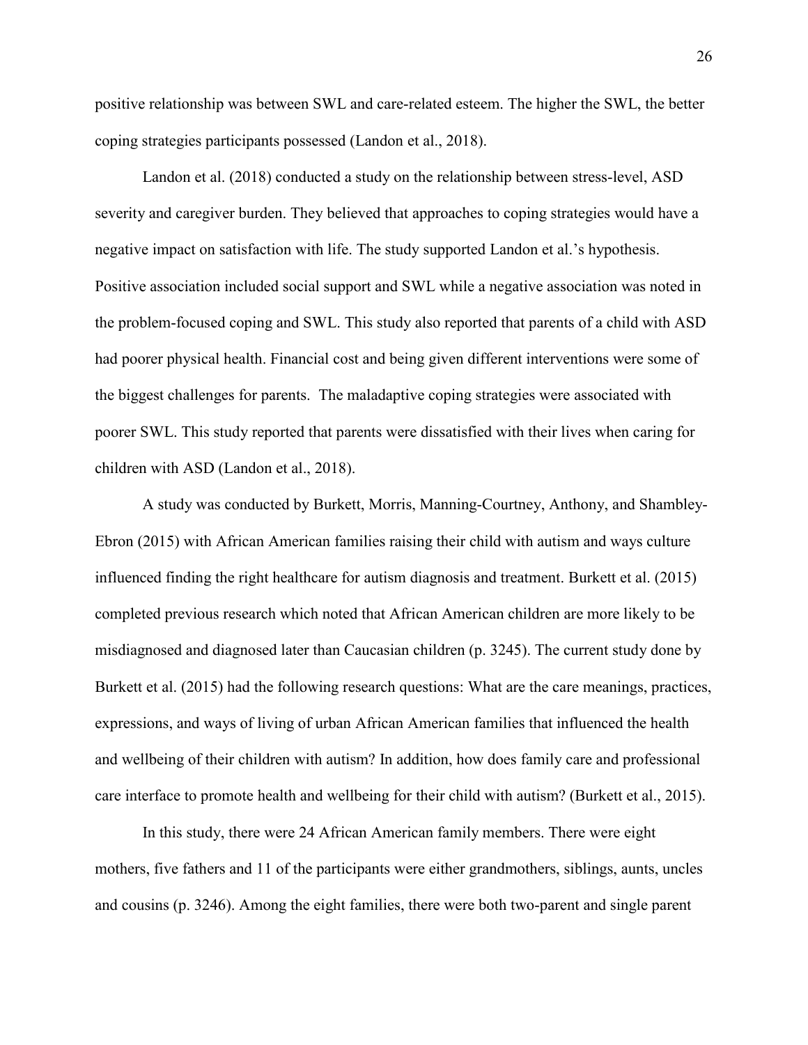positive relationship was between SWL and care-related esteem. The higher the SWL, the better coping strategies participants possessed (Landon et al., 2018).

Landon et al. (2018) conducted a study on the relationship between stress-level, ASD severity and caregiver burden. They believed that approaches to coping strategies would have a negative impact on satisfaction with life. The study supported Landon et al.'s hypothesis. Positive association included social support and SWL while a negative association was noted in the problem-focused coping and SWL. This study also reported that parents of a child with ASD had poorer physical health. Financial cost and being given different interventions were some of the biggest challenges for parents. The maladaptive coping strategies were associated with poorer SWL. This study reported that parents were dissatisfied with their lives when caring for children with ASD (Landon et al., 2018).

A study was conducted by Burkett, Morris, Manning-Courtney, Anthony, and Shambley-Ebron (2015) with African American families raising their child with autism and ways culture influenced finding the right healthcare for autism diagnosis and treatment. Burkett et al. (2015) completed previous research which noted that African American children are more likely to be misdiagnosed and diagnosed later than Caucasian children (p. 3245). The current study done by Burkett et al. (2015) had the following research questions: What are the care meanings, practices, expressions, and ways of living of urban African American families that influenced the health and wellbeing of their children with autism? In addition, how does family care and professional care interface to promote health and wellbeing for their child with autism? (Burkett et al., 2015).

In this study, there were 24 African American family members. There were eight mothers, five fathers and 11 of the participants were either grandmothers, siblings, aunts, uncles and cousins (p. 3246). Among the eight families, there were both two-parent and single parent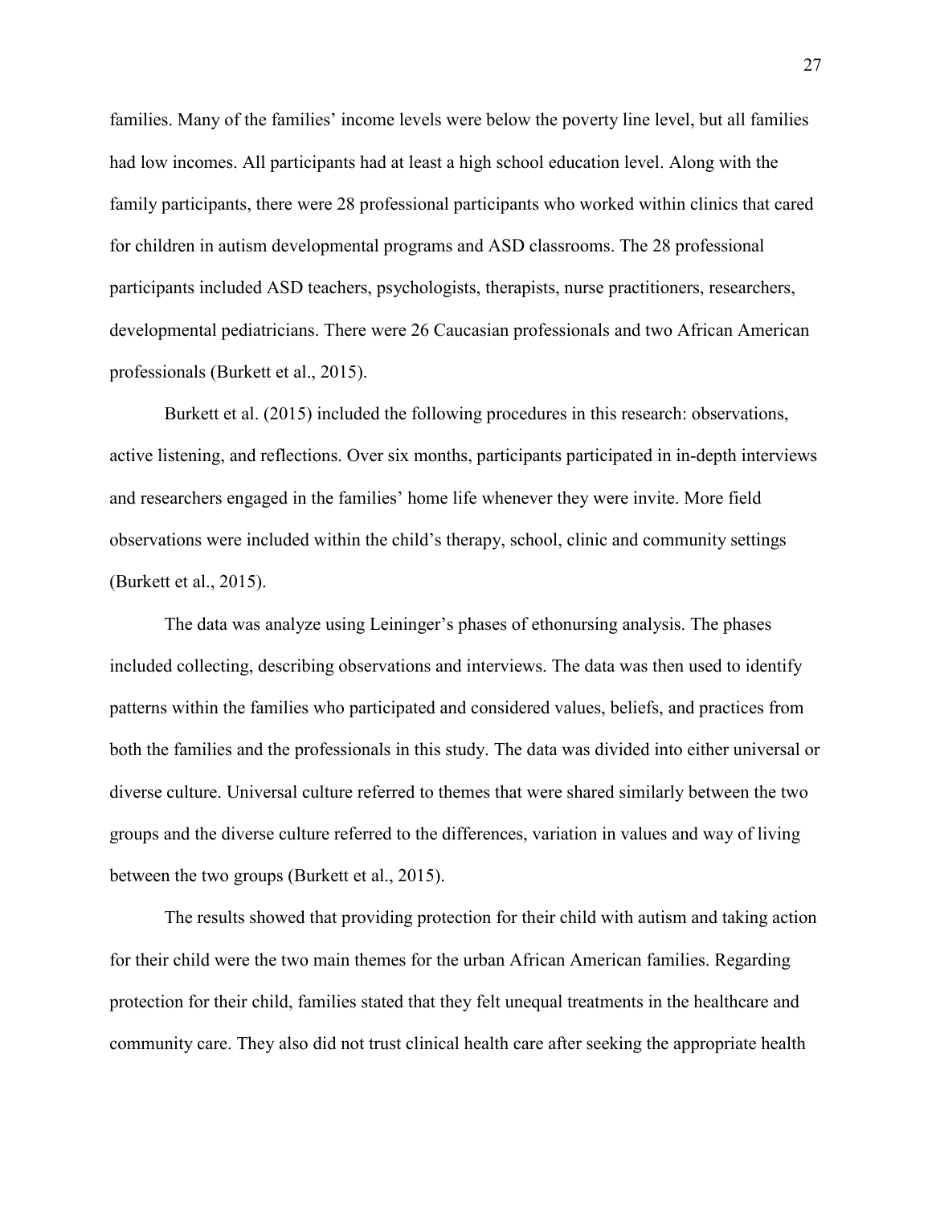families. Many of the families' income levels were below the poverty line level, but all families had low incomes. All participants had at least a high school education level. Along with the family participants, there were 28 professional participants who worked within clinics that cared for children in autism developmental programs and ASD classrooms. The 28 professional participants included ASD teachers, psychologists, therapists, nurse practitioners, researchers, developmental pediatricians. There were 26 Caucasian professionals and two African American professionals (Burkett et al., 2015).

Burkett et al. (2015) included the following procedures in this research: observations, active listening, and reflections. Over six months, participants participated in in-depth interviews and researchers engaged in the families' home life whenever they were invite. More field observations were included within the child's therapy, school, clinic and community settings (Burkett et al., 2015).

The data was analyze using Leininger's phases of ethonursing analysis. The phases included collecting, describing observations and interviews. The data was then used to identify patterns within the families who participated and considered values, beliefs, and practices from both the families and the professionals in this study. The data was divided into either universal or diverse culture. Universal culture referred to themes that were shared similarly between the two groups and the diverse culture referred to the differences, variation in values and way of living between the two groups (Burkett et al., 2015).

The results showed that providing protection for their child with autism and taking action for their child were the two main themes for the urban African American families. Regarding protection for their child, families stated that they felt unequal treatments in the healthcare and community care. They also did not trust clinical health care after seeking the appropriate health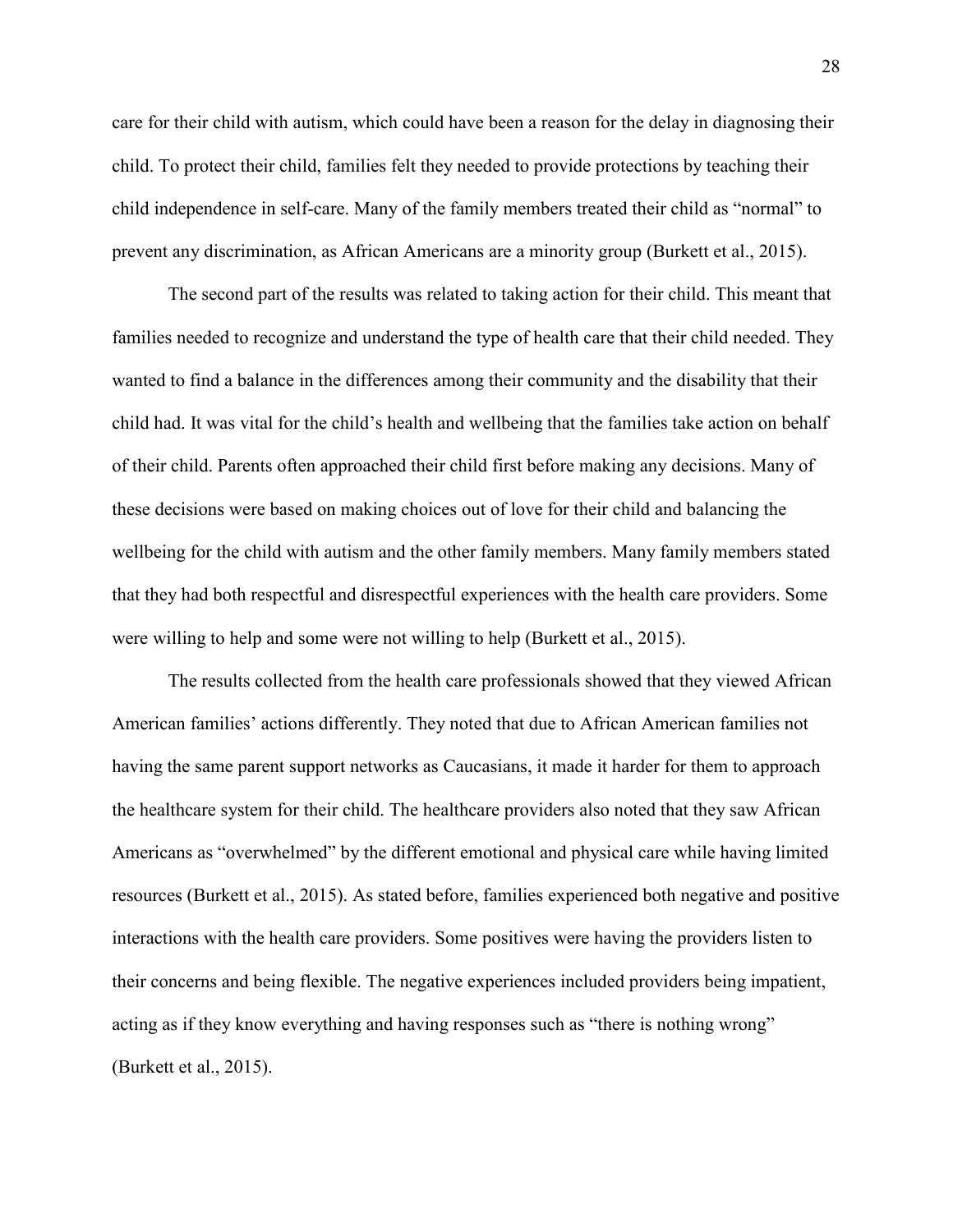care for their child with autism, which could have been a reason for the delay in diagnosing their child. To protect their child, families felt they needed to provide protections by teaching their child independence in self-care. Many of the family members treated their child as "normal" to prevent any discrimination, as African Americans are a minority group (Burkett et al., 2015).

The second part of the results was related to taking action for their child. This meant that families needed to recognize and understand the type of health care that their child needed. They wanted to find a balance in the differences among their community and the disability that their child had. It was vital for the child's health and wellbeing that the families take action on behalf of their child. Parents often approached their child first before making any decisions. Many of these decisions were based on making choices out of love for their child and balancing the wellbeing for the child with autism and the other family members. Many family members stated that they had both respectful and disrespectful experiences with the health care providers. Some were willing to help and some were not willing to help (Burkett et al., 2015).

The results collected from the health care professionals showed that they viewed African American families' actions differently. They noted that due to African American families not having the same parent support networks as Caucasians, it made it harder for them to approach the healthcare system for their child. The healthcare providers also noted that they saw African Americans as "overwhelmed" by the different emotional and physical care while having limited resources (Burkett et al., 2015). As stated before, families experienced both negative and positive interactions with the health care providers. Some positives were having the providers listen to their concerns and being flexible. The negative experiences included providers being impatient, acting as if they know everything and having responses such as "there is nothing wrong" (Burkett et al., 2015).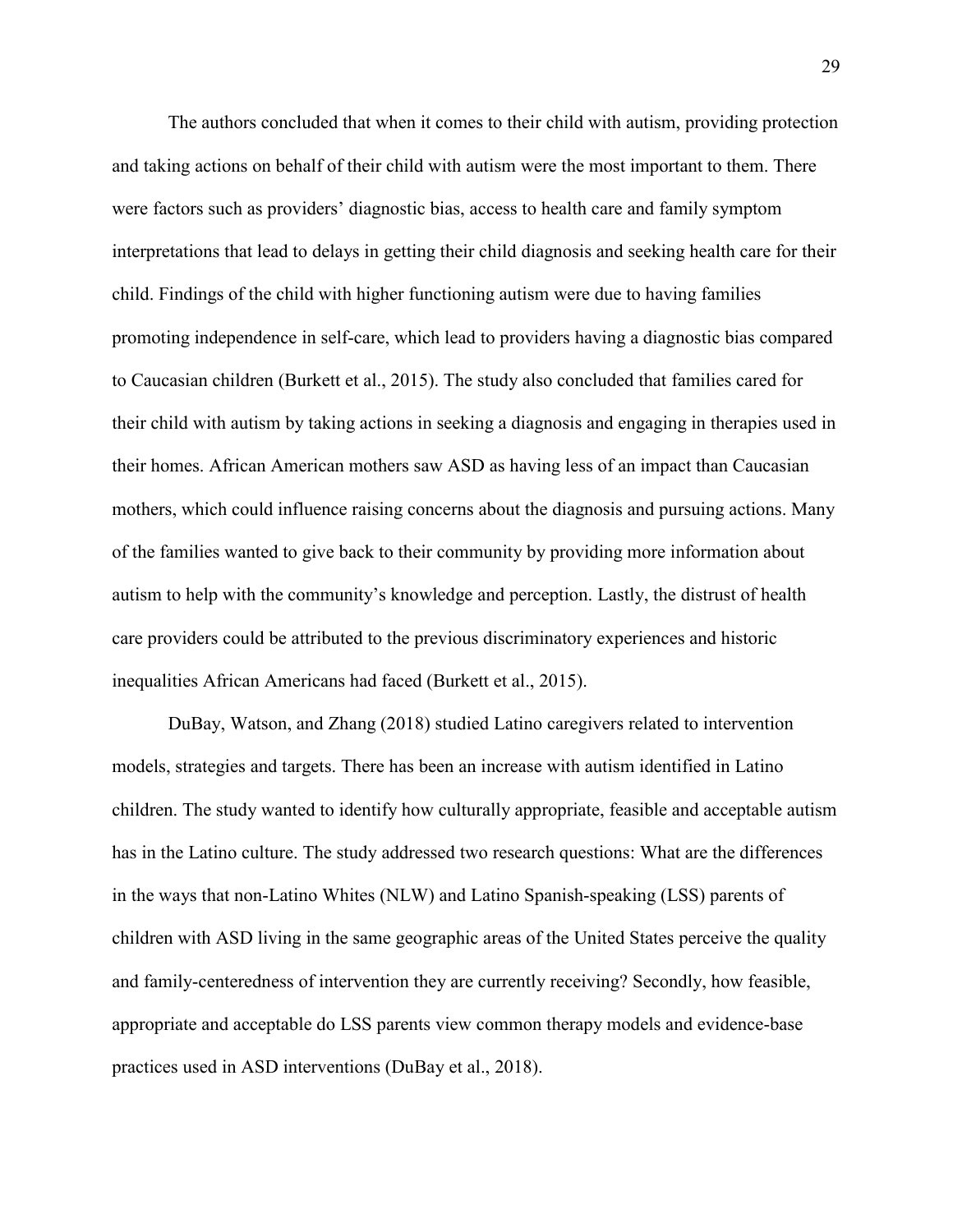The authors concluded that when it comes to their child with autism, providing protection and taking actions on behalf of their child with autism were the most important to them. There were factors such as providers' diagnostic bias, access to health care and family symptom interpretations that lead to delays in getting their child diagnosis and seeking health care for their child. Findings of the child with higher functioning autism were due to having families promoting independence in self-care, which lead to providers having a diagnostic bias compared to Caucasian children (Burkett et al., 2015). The study also concluded that families cared for their child with autism by taking actions in seeking a diagnosis and engaging in therapies used in their homes. African American mothers saw ASD as having less of an impact than Caucasian mothers, which could influence raising concerns about the diagnosis and pursuing actions. Many of the families wanted to give back to their community by providing more information about autism to help with the community's knowledge and perception. Lastly, the distrust of health care providers could be attributed to the previous discriminatory experiences and historic inequalities African Americans had faced (Burkett et al., 2015).

DuBay, Watson, and Zhang (2018) studied Latino caregivers related to intervention models, strategies and targets. There has been an increase with autism identified in Latino children. The study wanted to identify how culturally appropriate, feasible and acceptable autism has in the Latino culture. The study addressed two research questions: What are the differences in the ways that non-Latino Whites (NLW) and Latino Spanish-speaking (LSS) parents of children with ASD living in the same geographic areas of the United States perceive the quality and family-centeredness of intervention they are currently receiving? Secondly, how feasible, appropriate and acceptable do LSS parents view common therapy models and evidence-base practices used in ASD interventions (DuBay et al., 2018).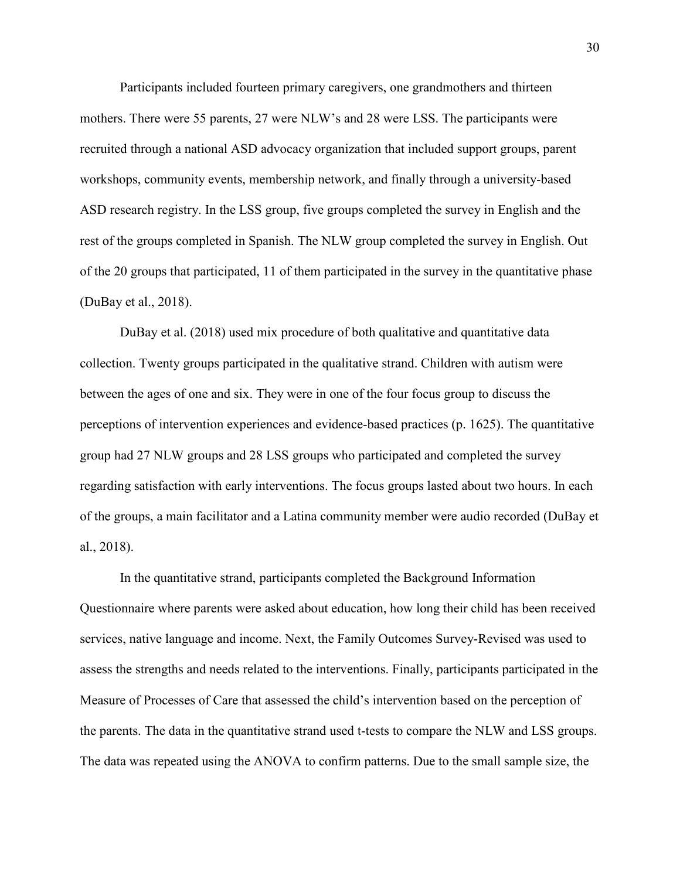Participants included fourteen primary caregivers, one grandmothers and thirteen mothers. There were 55 parents, 27 were NLW's and 28 were LSS. The participants were recruited through a national ASD advocacy organization that included support groups, parent workshops, community events, membership network, and finally through a university-based ASD research registry. In the LSS group, five groups completed the survey in English and the rest of the groups completed in Spanish. The NLW group completed the survey in English. Out of the 20 groups that participated, 11 of them participated in the survey in the quantitative phase (DuBay et al., 2018).

DuBay et al. (2018) used mix procedure of both qualitative and quantitative data collection. Twenty groups participated in the qualitative strand. Children with autism were between the ages of one and six. They were in one of the four focus group to discuss the perceptions of intervention experiences and evidence-based practices (p. 1625). The quantitative group had 27 NLW groups and 28 LSS groups who participated and completed the survey regarding satisfaction with early interventions. The focus groups lasted about two hours. In each of the groups, a main facilitator and a Latina community member were audio recorded (DuBay et al., 2018).

In the quantitative strand, participants completed the Background Information Questionnaire where parents were asked about education, how long their child has been received services, native language and income. Next, the Family Outcomes Survey-Revised was used to assess the strengths and needs related to the interventions. Finally, participants participated in the Measure of Processes of Care that assessed the child's intervention based on the perception of the parents. The data in the quantitative strand used t-tests to compare the NLW and LSS groups. The data was repeated using the ANOVA to confirm patterns. Due to the small sample size, the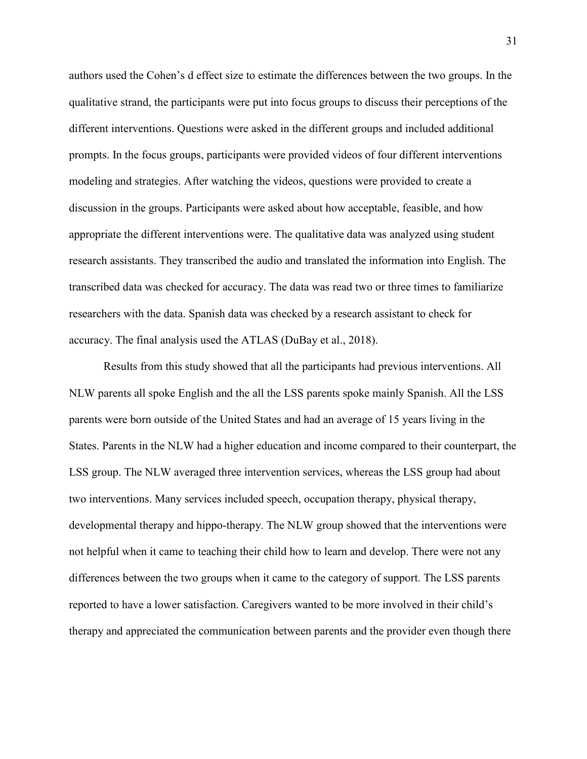authors used the Cohen's d effect size to estimate the differences between the two groups. In the qualitative strand, the participants were put into focus groups to discuss their perceptions of the different interventions. Questions were asked in the different groups and included additional prompts. In the focus groups, participants were provided videos of four different interventions modeling and strategies. After watching the videos, questions were provided to create a discussion in the groups. Participants were asked about how acceptable, feasible, and how appropriate the different interventions were. The qualitative data was analyzed using student research assistants. They transcribed the audio and translated the information into English. The transcribed data was checked for accuracy. The data was read two or three times to familiarize researchers with the data. Spanish data was checked by a research assistant to check for accuracy. The final analysis used the ATLAS (DuBay et al., 2018).

Results from this study showed that all the participants had previous interventions. All NLW parents all spoke English and the all the LSS parents spoke mainly Spanish. All the LSS parents were born outside of the United States and had an average of 15 years living in the States. Parents in the NLW had a higher education and income compared to their counterpart, the LSS group. The NLW averaged three intervention services, whereas the LSS group had about two interventions. Many services included speech, occupation therapy, physical therapy, developmental therapy and hippo-therapy. The NLW group showed that the interventions were not helpful when it came to teaching their child how to learn and develop. There were not any differences between the two groups when it came to the category of support. The LSS parents reported to have a lower satisfaction. Caregivers wanted to be more involved in their child's therapy and appreciated the communication between parents and the provider even though there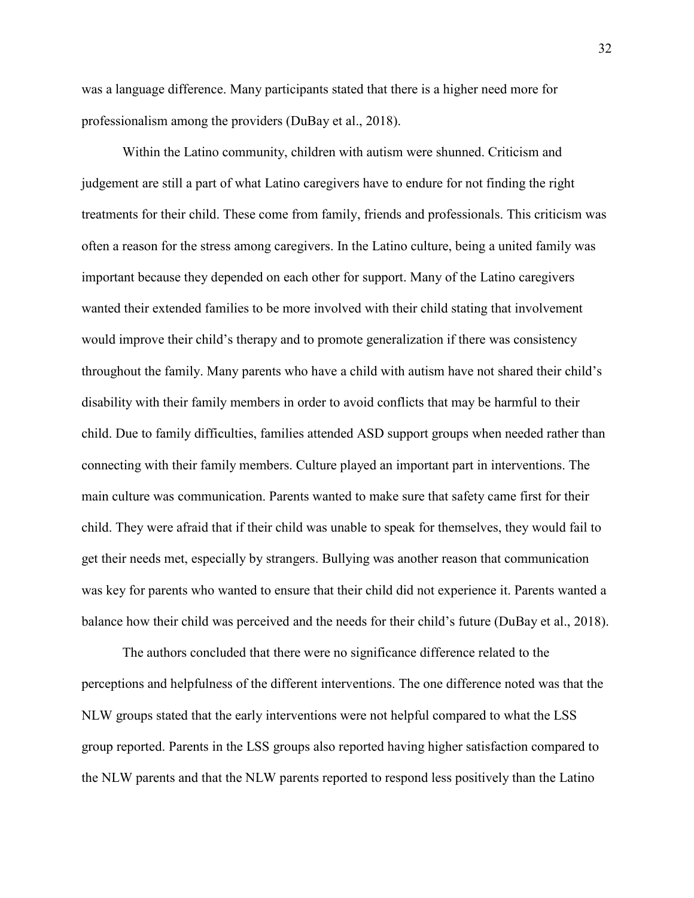was a language difference. Many participants stated that there is a higher need more for professionalism among the providers (DuBay et al., 2018).

Within the Latino community, children with autism were shunned. Criticism and judgement are still a part of what Latino caregivers have to endure for not finding the right treatments for their child. These come from family, friends and professionals. This criticism was often a reason for the stress among caregivers. In the Latino culture, being a united family was important because they depended on each other for support. Many of the Latino caregivers wanted their extended families to be more involved with their child stating that involvement would improve their child's therapy and to promote generalization if there was consistency throughout the family. Many parents who have a child with autism have not shared their child's disability with their family members in order to avoid conflicts that may be harmful to their child. Due to family difficulties, families attended ASD support groups when needed rather than connecting with their family members. Culture played an important part in interventions. The main culture was communication. Parents wanted to make sure that safety came first for their child. They were afraid that if their child was unable to speak for themselves, they would fail to get their needs met, especially by strangers. Bullying was another reason that communication was key for parents who wanted to ensure that their child did not experience it. Parents wanted a balance how their child was perceived and the needs for their child's future (DuBay et al., 2018).

The authors concluded that there were no significance difference related to the perceptions and helpfulness of the different interventions. The one difference noted was that the NLW groups stated that the early interventions were not helpful compared to what the LSS group reported. Parents in the LSS groups also reported having higher satisfaction compared to the NLW parents and that the NLW parents reported to respond less positively than the Latino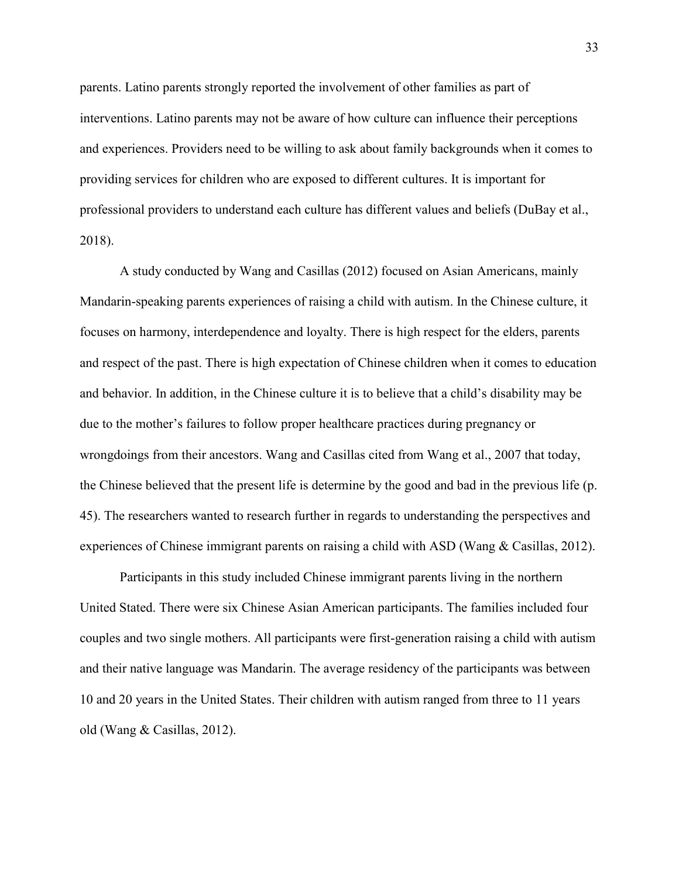parents. Latino parents strongly reported the involvement of other families as part of interventions. Latino parents may not be aware of how culture can influence their perceptions and experiences. Providers need to be willing to ask about family backgrounds when it comes to providing services for children who are exposed to different cultures. It is important for professional providers to understand each culture has different values and beliefs (DuBay et al., 2018).

A study conducted by Wang and Casillas (2012) focused on Asian Americans, mainly Mandarin-speaking parents experiences of raising a child with autism. In the Chinese culture, it focuses on harmony, interdependence and loyalty. There is high respect for the elders, parents and respect of the past. There is high expectation of Chinese children when it comes to education and behavior. In addition, in the Chinese culture it is to believe that a child's disability may be due to the mother's failures to follow proper healthcare practices during pregnancy or wrongdoings from their ancestors. Wang and Casillas cited from Wang et al., 2007 that today, the Chinese believed that the present life is determine by the good and bad in the previous life (p. 45). The researchers wanted to research further in regards to understanding the perspectives and experiences of Chinese immigrant parents on raising a child with ASD (Wang & Casillas, 2012).

Participants in this study included Chinese immigrant parents living in the northern United Stated. There were six Chinese Asian American participants. The families included four couples and two single mothers. All participants were first-generation raising a child with autism and their native language was Mandarin. The average residency of the participants was between 10 and 20 years in the United States. Their children with autism ranged from three to 11 years old (Wang & Casillas, 2012).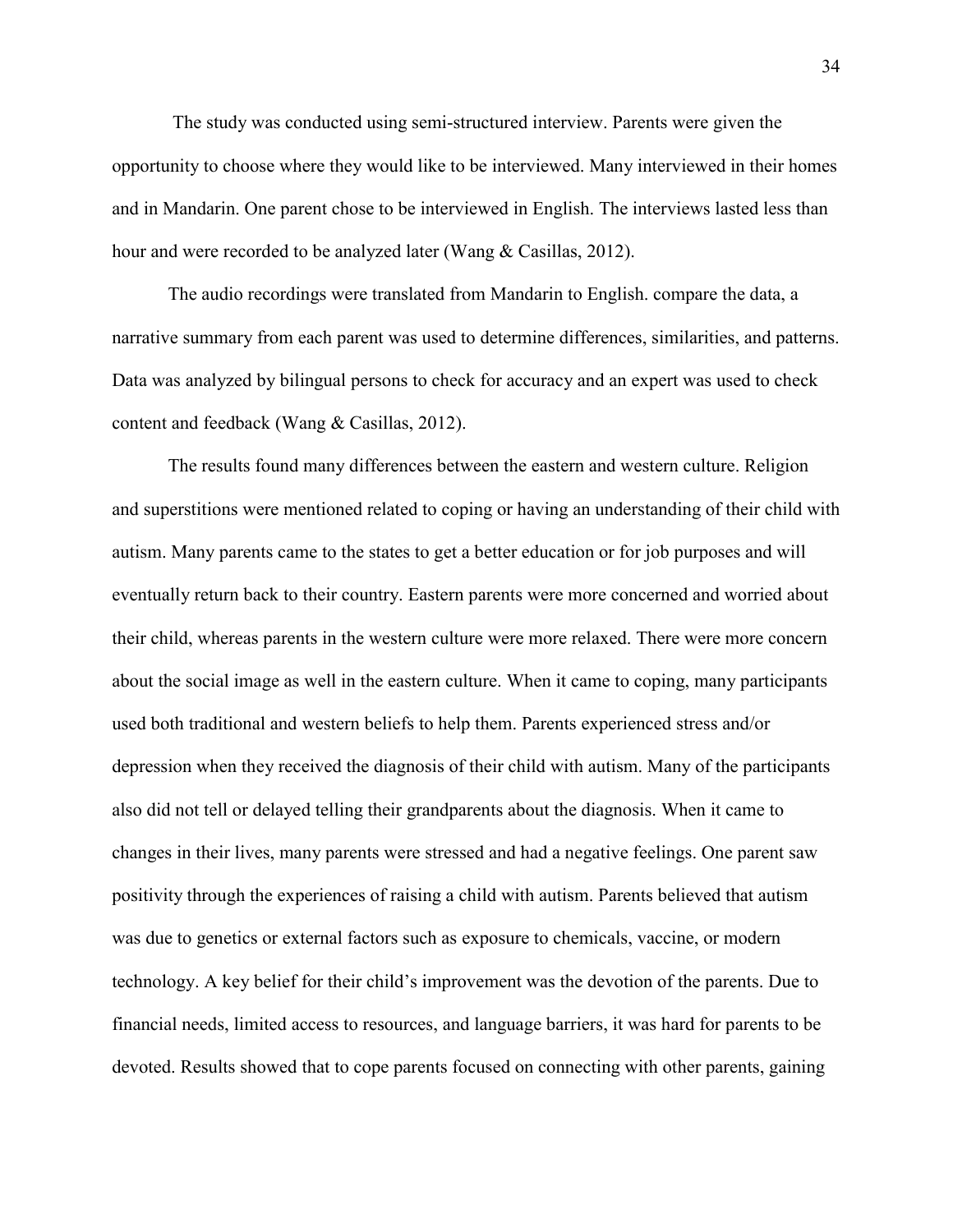The study was conducted using semi-structured interview. Parents were given the opportunity to choose where they would like to be interviewed. Many interviewed in their homes and in Mandarin. One parent chose to be interviewed in English. The interviews lasted less than hour and were recorded to be analyzed later (Wang & Casillas, 2012).

The audio recordings were translated from Mandarin to English. compare the data, a narrative summary from each parent was used to determine differences, similarities, and patterns. Data was analyzed by bilingual persons to check for accuracy and an expert was used to check content and feedback (Wang & Casillas, 2012).

The results found many differences between the eastern and western culture. Religion and superstitions were mentioned related to coping or having an understanding of their child with autism. Many parents came to the states to get a better education or for job purposes and will eventually return back to their country. Eastern parents were more concerned and worried about their child, whereas parents in the western culture were more relaxed. There were more concern about the social image as well in the eastern culture. When it came to coping, many participants used both traditional and western beliefs to help them. Parents experienced stress and/or depression when they received the diagnosis of their child with autism. Many of the participants also did not tell or delayed telling their grandparents about the diagnosis. When it came to changes in their lives, many parents were stressed and had a negative feelings. One parent saw positivity through the experiences of raising a child with autism. Parents believed that autism was due to genetics or external factors such as exposure to chemicals, vaccine, or modern technology. A key belief for their child's improvement was the devotion of the parents. Due to financial needs, limited access to resources, and language barriers, it was hard for parents to be devoted. Results showed that to cope parents focused on connecting with other parents, gaining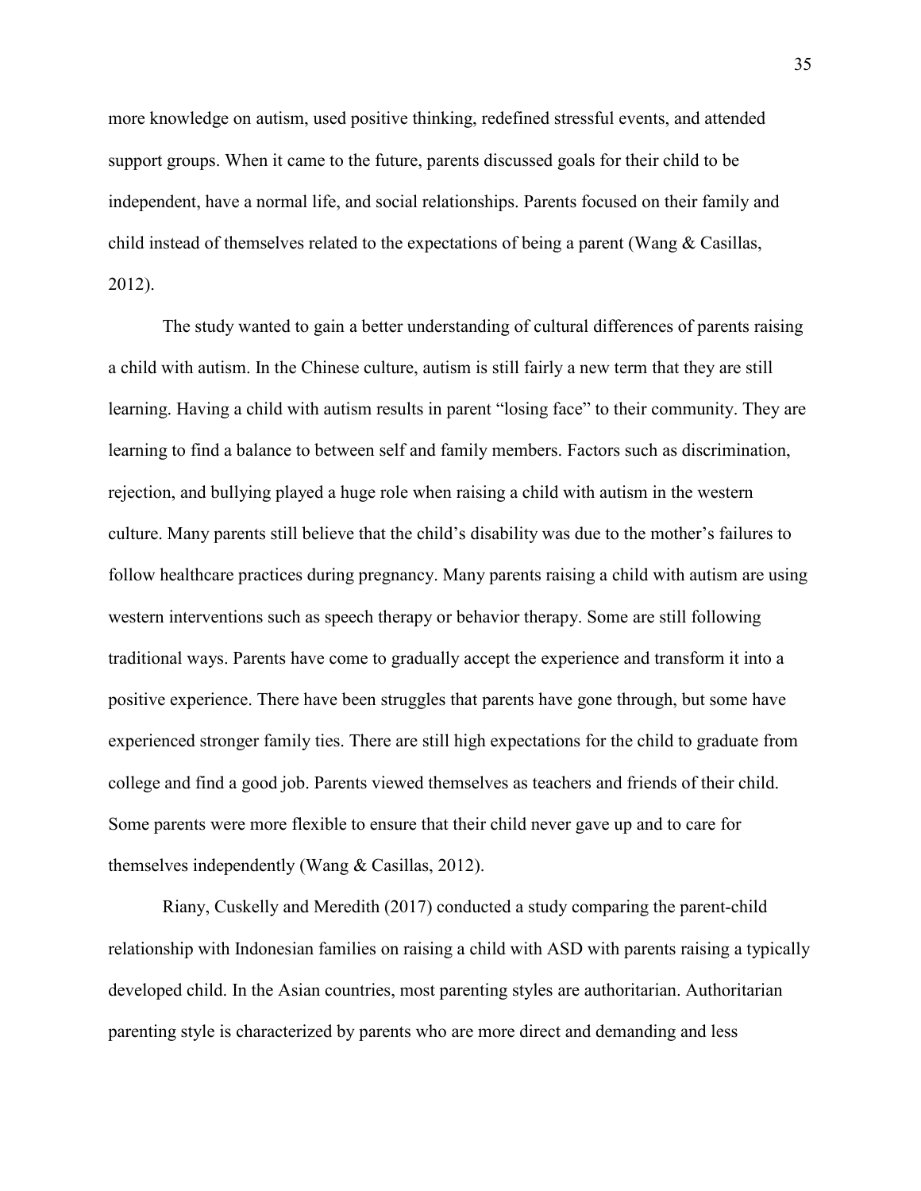more knowledge on autism, used positive thinking, redefined stressful events, and attended support groups. When it came to the future, parents discussed goals for their child to be independent, have a normal life, and social relationships. Parents focused on their family and child instead of themselves related to the expectations of being a parent (Wang & Casillas, 2012).

The study wanted to gain a better understanding of cultural differences of parents raising a child with autism. In the Chinese culture, autism is still fairly a new term that they are still learning. Having a child with autism results in parent "losing face" to their community. They are learning to find a balance to between self and family members. Factors such as discrimination, rejection, and bullying played a huge role when raising a child with autism in the western culture. Many parents still believe that the child's disability was due to the mother's failures to follow healthcare practices during pregnancy. Many parents raising a child with autism are using western interventions such as speech therapy or behavior therapy. Some are still following traditional ways. Parents have come to gradually accept the experience and transform it into a positive experience. There have been struggles that parents have gone through, but some have experienced stronger family ties. There are still high expectations for the child to graduate from college and find a good job. Parents viewed themselves as teachers and friends of their child. Some parents were more flexible to ensure that their child never gave up and to care for themselves independently (Wang & Casillas, 2012).

Riany, Cuskelly and Meredith (2017) conducted a study comparing the parent-child relationship with Indonesian families on raising a child with ASD with parents raising a typically developed child. In the Asian countries, most parenting styles are authoritarian. Authoritarian parenting style is characterized by parents who are more direct and demanding and less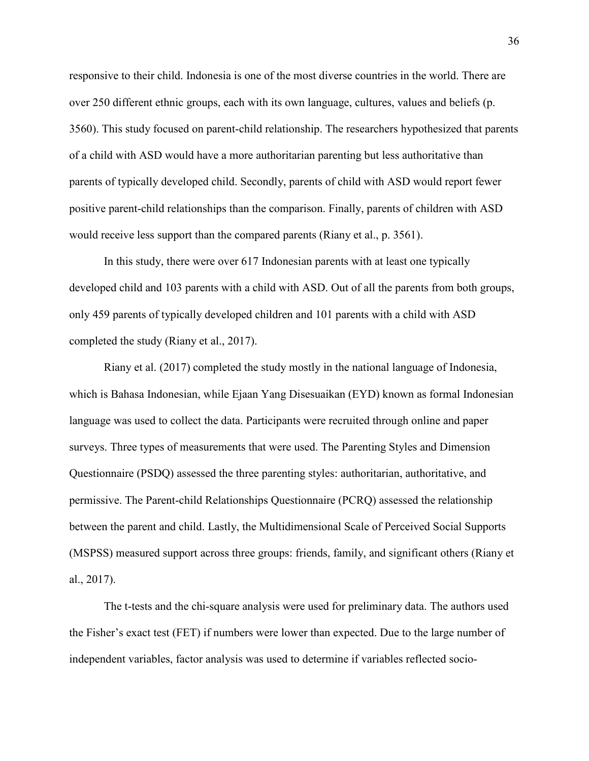responsive to their child. Indonesia is one of the most diverse countries in the world. There are over 250 different ethnic groups, each with its own language, cultures, values and beliefs (p. 3560). This study focused on parent-child relationship. The researchers hypothesized that parents of a child with ASD would have a more authoritarian parenting but less authoritative than parents of typically developed child. Secondly, parents of child with ASD would report fewer positive parent-child relationships than the comparison. Finally, parents of children with ASD would receive less support than the compared parents (Riany et al., p. 3561).

In this study, there were over 617 Indonesian parents with at least one typically developed child and 103 parents with a child with ASD. Out of all the parents from both groups, only 459 parents of typically developed children and 101 parents with a child with ASD completed the study (Riany et al., 2017).

Riany et al. (2017) completed the study mostly in the national language of Indonesia, which is Bahasa Indonesian, while Ejaan Yang Disesuaikan (EYD) known as formal Indonesian language was used to collect the data. Participants were recruited through online and paper surveys. Three types of measurements that were used. The Parenting Styles and Dimension Questionnaire (PSDQ) assessed the three parenting styles: authoritarian, authoritative, and permissive. The Parent-child Relationships Questionnaire (PCRQ) assessed the relationship between the parent and child. Lastly, the Multidimensional Scale of Perceived Social Supports (MSPSS) measured support across three groups: friends, family, and significant others (Riany et al., 2017).

The t-tests and the chi-square analysis were used for preliminary data. The authors used the Fisher's exact test (FET) if numbers were lower than expected. Due to the large number of independent variables, factor analysis was used to determine if variables reflected socio-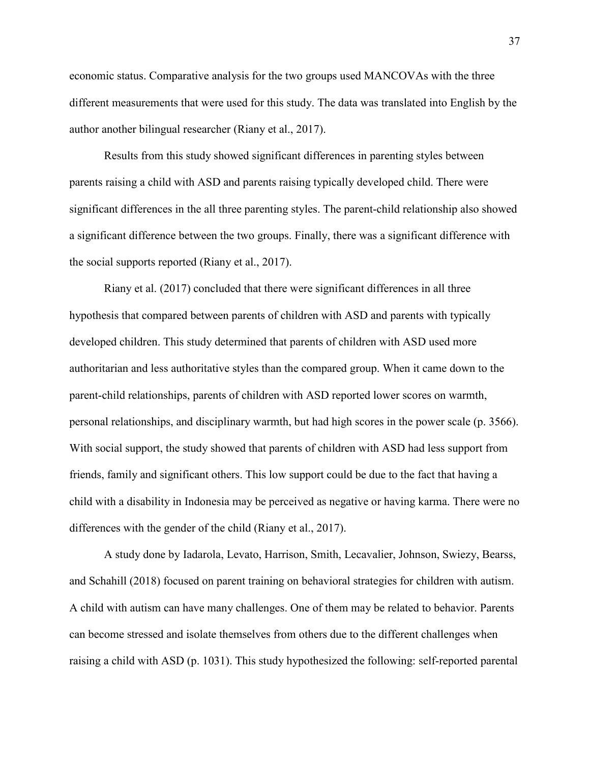economic status. Comparative analysis for the two groups used MANCOVAs with the three different measurements that were used for this study. The data was translated into English by the author another bilingual researcher (Riany et al., 2017).

Results from this study showed significant differences in parenting styles between parents raising a child with ASD and parents raising typically developed child. There were significant differences in the all three parenting styles. The parent-child relationship also showed a significant difference between the two groups. Finally, there was a significant difference with the social supports reported (Riany et al., 2017).

Riany et al. (2017) concluded that there were significant differences in all three hypothesis that compared between parents of children with ASD and parents with typically developed children. This study determined that parents of children with ASD used more authoritarian and less authoritative styles than the compared group. When it came down to the parent-child relationships, parents of children with ASD reported lower scores on warmth, personal relationships, and disciplinary warmth, but had high scores in the power scale (p. 3566). With social support, the study showed that parents of children with ASD had less support from friends, family and significant others. This low support could be due to the fact that having a child with a disability in Indonesia may be perceived as negative or having karma. There were no differences with the gender of the child (Riany et al., 2017).

A study done by Iadarola, Levato, Harrison, Smith, Lecavalier, Johnson, Swiezy, Bearss, and Schahill (2018) focused on parent training on behavioral strategies for children with autism. A child with autism can have many challenges. One of them may be related to behavior. Parents can become stressed and isolate themselves from others due to the different challenges when raising a child with ASD (p. 1031). This study hypothesized the following: self-reported parental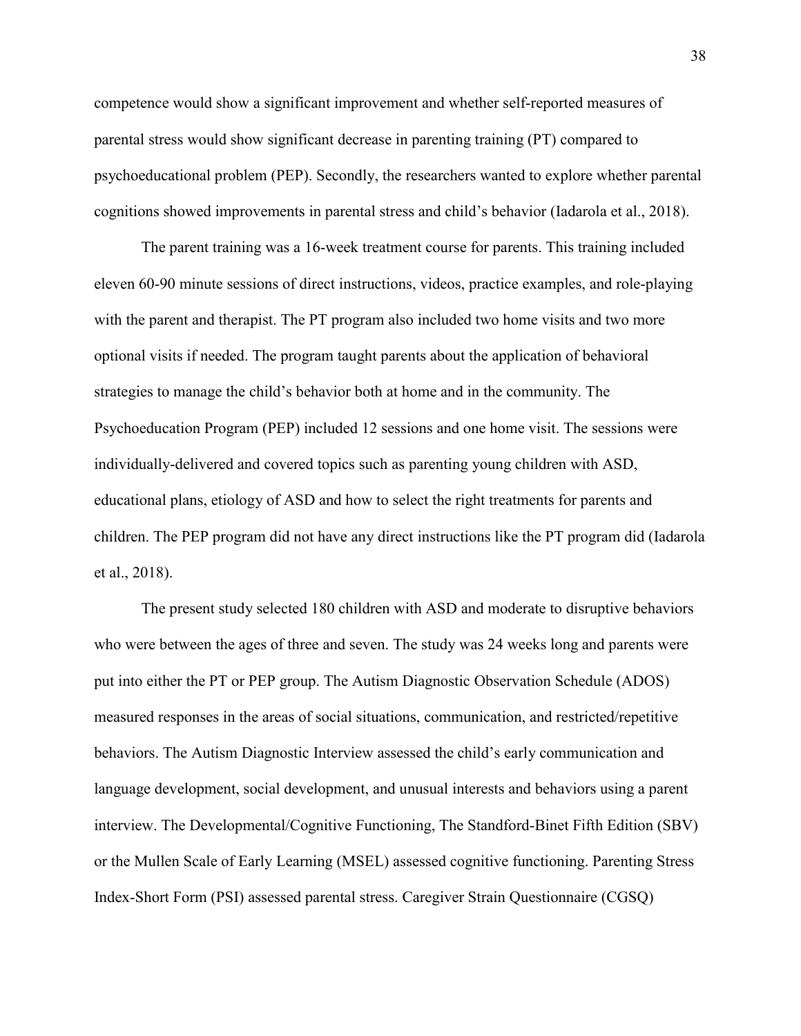competence would show a significant improvement and whether self-reported measures of parental stress would show significant decrease in parenting training (PT) compared to psychoeducational problem (PEP). Secondly, the researchers wanted to explore whether parental cognitions showed improvements in parental stress and child's behavior (Iadarola et al., 2018).

The parent training was a 16-week treatment course for parents. This training included eleven 60-90 minute sessions of direct instructions, videos, practice examples, and role-playing with the parent and therapist. The PT program also included two home visits and two more optional visits if needed. The program taught parents about the application of behavioral strategies to manage the child's behavior both at home and in the community. The Psychoeducation Program (PEP) included 12 sessions and one home visit. The sessions were individually-delivered and covered topics such as parenting young children with ASD, educational plans, etiology of ASD and how to select the right treatments for parents and children. The PEP program did not have any direct instructions like the PT program did (Iadarola et al., 2018).

The present study selected 180 children with ASD and moderate to disruptive behaviors who were between the ages of three and seven. The study was 24 weeks long and parents were put into either the PT or PEP group. The Autism Diagnostic Observation Schedule (ADOS) measured responses in the areas of social situations, communication, and restricted/repetitive behaviors. The Autism Diagnostic Interview assessed the child's early communication and language development, social development, and unusual interests and behaviors using a parent interview. The Developmental/Cognitive Functioning, The Standford-Binet Fifth Edition (SBV) or the Mullen Scale of Early Learning (MSEL) assessed cognitive functioning. Parenting Stress Index-Short Form (PSI) assessed parental stress. Caregiver Strain Questionnaire (CGSQ)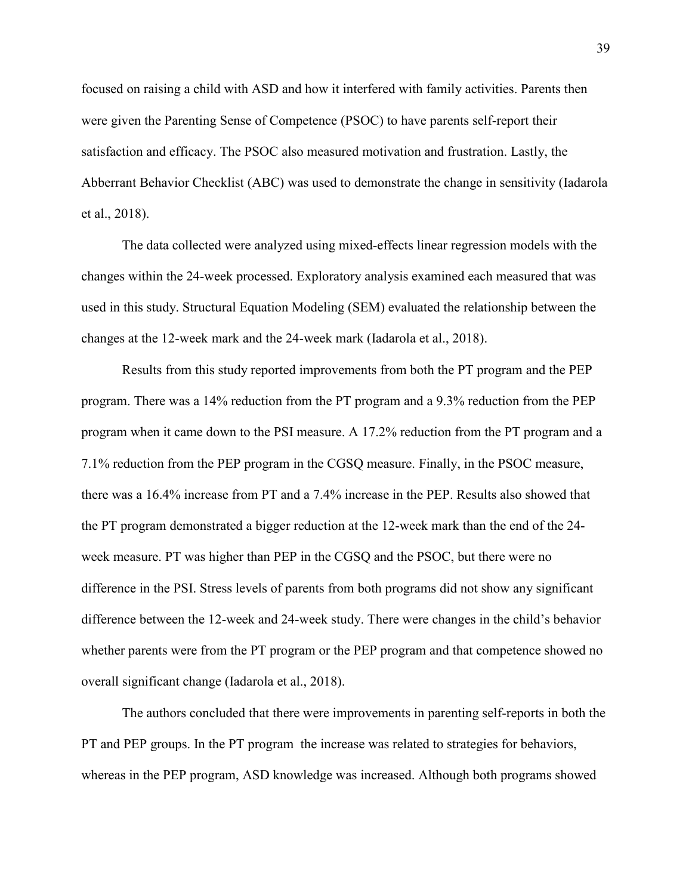focused on raising a child with ASD and how it interfered with family activities. Parents then were given the Parenting Sense of Competence (PSOC) to have parents self-report their satisfaction and efficacy. The PSOC also measured motivation and frustration. Lastly, the Abberrant Behavior Checklist (ABC) was used to demonstrate the change in sensitivity (Iadarola et al., 2018).

The data collected were analyzed using mixed-effects linear regression models with the changes within the 24-week processed. Exploratory analysis examined each measured that was used in this study. Structural Equation Modeling (SEM) evaluated the relationship between the changes at the 12-week mark and the 24-week mark (Iadarola et al., 2018).

Results from this study reported improvements from both the PT program and the PEP program. There was a 14% reduction from the PT program and a 9.3% reduction from the PEP program when it came down to the PSI measure. A 17.2% reduction from the PT program and a 7.1% reduction from the PEP program in the CGSQ measure. Finally, in the PSOC measure, there was a 16.4% increase from PT and a 7.4% increase in the PEP. Results also showed that the PT program demonstrated a bigger reduction at the 12-week mark than the end of the 24-week measure. PT was higher than PEP in the CGSQ and the PSOC, but there were no difference in the PSI. Stress levels of parents from both programs did not show any significant difference between the 12-week and 24-week study. There were changes in the child's behavior whether parents were from the PT program or the PEP program and that competence showed no overall significant change (Iadarola et al., 2018).

The authors concluded that there were improvements in parenting self-reports in both the PT and PEP groups. In the PT program the increase was related to strategies for behaviors, whereas in the PEP program, ASD knowledge was increased. Although both programs showed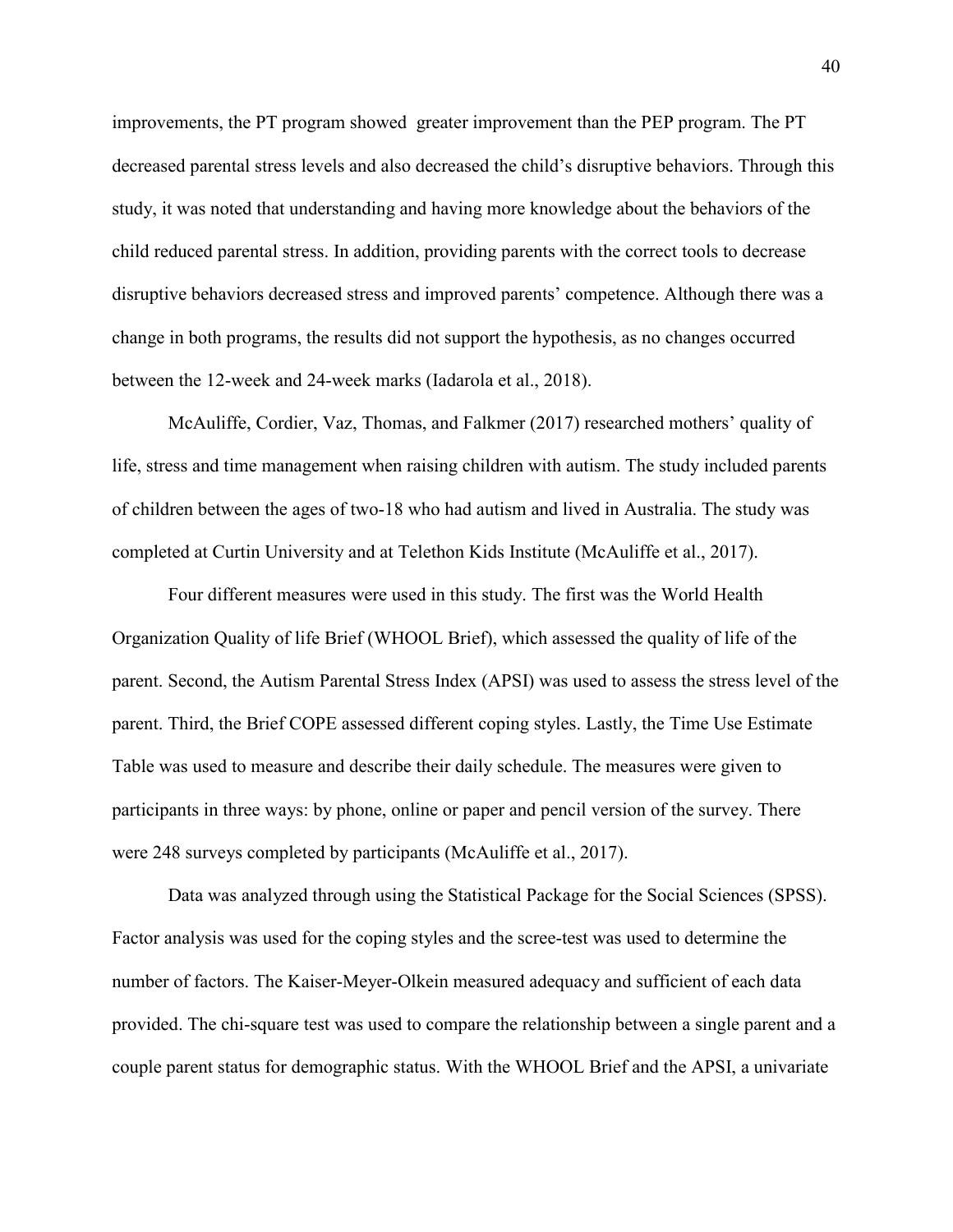improvements, the PT program showed  greater improvement than the PEP program. The PT decreased parental stress levels and also decreased the child's disruptive behaviors. Through this study, it was noted that understanding and having more knowledge about the behaviors of the child reduced parental stress. In addition, providing parents with the correct tools to decrease disruptive behaviors decreased stress and improved parents' competence. Although there was a change in both programs, the results did not support the hypothesis, as no changes occurred between the 12-week and 24-week marks (Iadarola et al., 2018).

McAuliffe, Cordier, Vaz, Thomas, and Falkmer (2017) researched mothers' quality of life, stress and time management when raising children with autism. The study included parents of children between the ages of two-18 who had autism and lived in Australia. The study was completed at Curtin University and at Telethon Kids Institute (McAuliffe et al., 2017).

Four different measures were used in this study. The first was the World Health Organization Quality of life Brief (WHOOL Brief), which assessed the quality of life of the parent. Second, the Autism Parental Stress Index (APSI) was used to assess the stress level of the parent. Third, the Brief COPE assessed different coping styles. Lastly, the Time Use Estimate Table was used to measure and describe their daily schedule. The measures were given to participants in three ways: by phone, online or paper and pencil version of the survey. There were 248 surveys completed by participants (McAuliffe et al., 2017).

Data was analyzed through using the Statistical Package for the Social Sciences (SPSS). Factor analysis was used for the coping styles and the scree-test was used to determine the number of factors. The Kaiser-Meyer-Olkein measured adequacy and sufficient of each data provided. The chi-square test was used to compare the relationship between a single parent and a couple parent status for demographic status. With the WHOOL Brief and the APSI, a univariate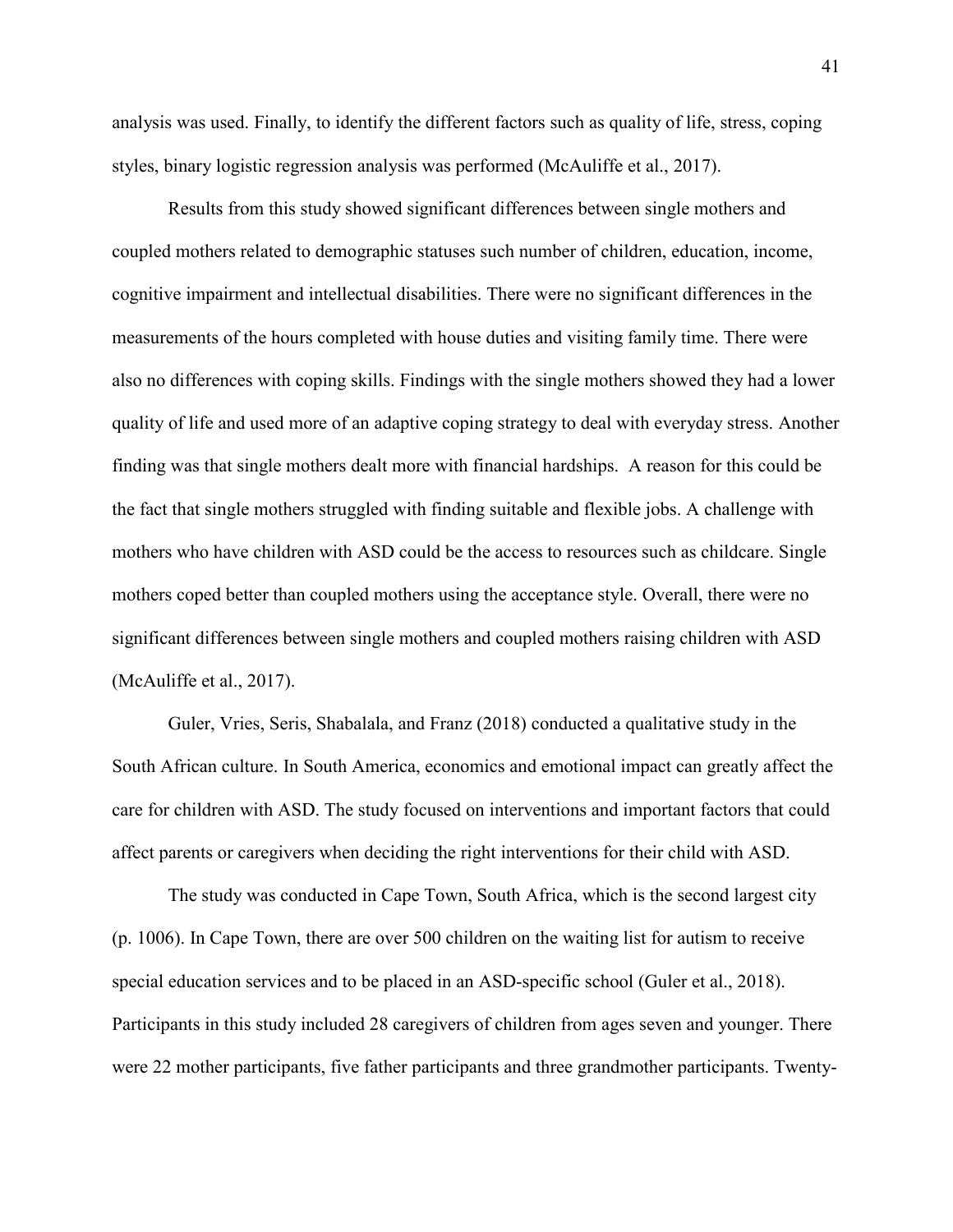analysis was used. Finally, to identify the different factors such as quality of life, stress, coping styles, binary logistic regression analysis was performed (McAuliffe et al., 2017).

Results from this study showed significant differences between single mothers and coupled mothers related to demographic statuses such number of children, education, income, cognitive impairment and intellectual disabilities. There were no significant differences in the measurements of the hours completed with house duties and visiting family time. There were also no differences with coping skills. Findings with the single mothers showed they had a lower quality of life and used more of an adaptive coping strategy to deal with everyday stress. Another finding was that single mothers dealt more with financial hardships. A reason for this could be the fact that single mothers struggled with finding suitable and flexible jobs. A challenge with mothers who have children with ASD could be the access to resources such as childcare. Single mothers coped better than coupled mothers using the acceptance style. Overall, there were no significant differences between single mothers and coupled mothers raising children with ASD (McAuliffe et al., 2017).

Guler, Vries, Seris, Shabalala, and Franz (2018) conducted a qualitative study in the South African culture. In South America, economics and emotional impact can greatly affect the care for children with ASD. The study focused on interventions and important factors that could affect parents or caregivers when deciding the right interventions for their child with ASD.

The study was conducted in Cape Town, South Africa, which is the second largest city (p. 1006). In Cape Town, there are over 500 children on the waiting list for autism to receive special education services and to be placed in an ASD-specific school (Guler et al., 2018). Participants in this study included 28 caregivers of children from ages seven and younger. There were 22 mother participants, five father participants and three grandmother participants. Twenty-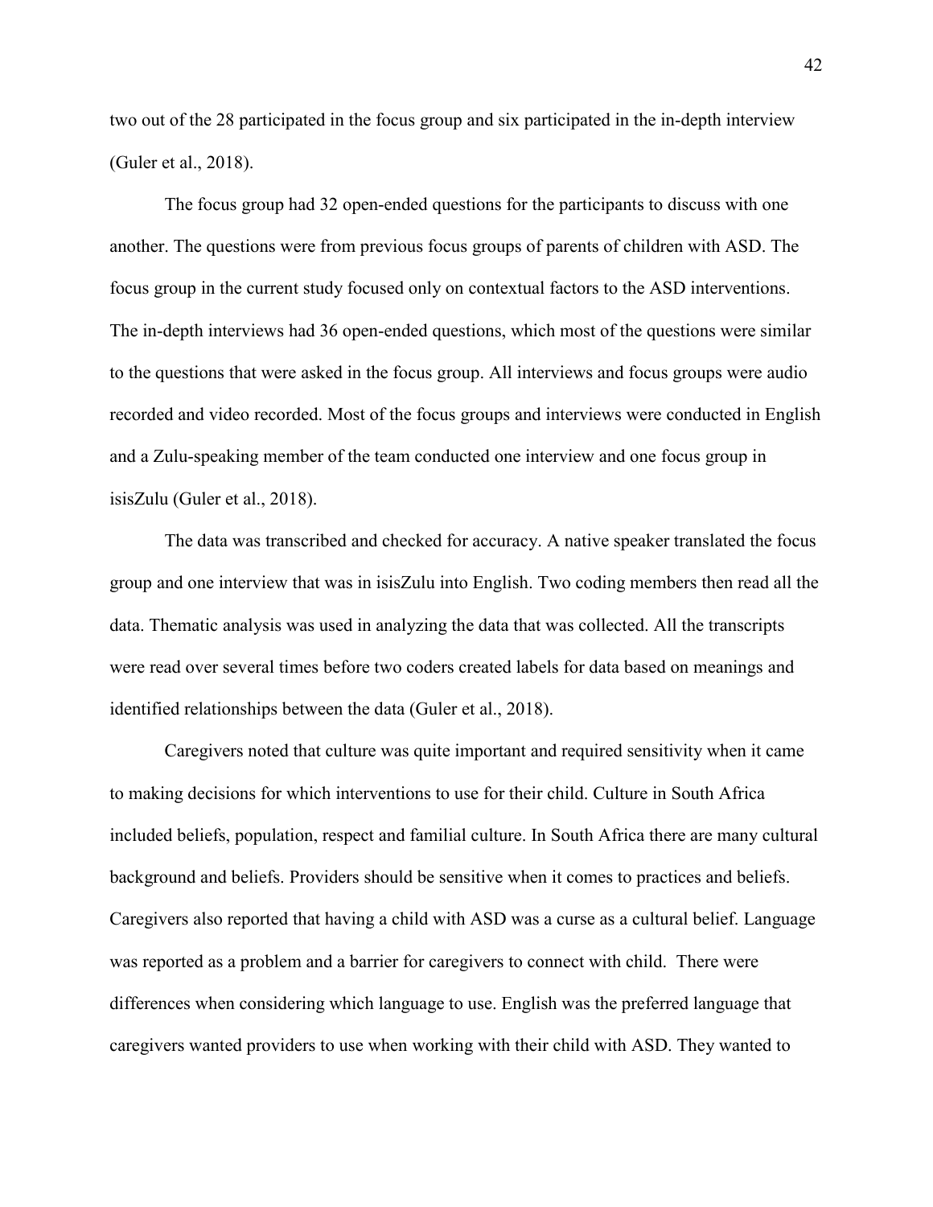two out of the 28 participated in the focus group and six participated in the in-depth interview (Guler et al., 2018).

The focus group had 32 open-ended questions for the participants to discuss with one another. The questions were from previous focus groups of parents of children with ASD. The focus group in the current study focused only on contextual factors to the ASD interventions. The in-depth interviews had 36 open-ended questions, which most of the questions were similar to the questions that were asked in the focus group. All interviews and focus groups were audio recorded and video recorded. Most of the focus groups and interviews were conducted in English and a Zulu-speaking member of the team conducted one interview and one focus group in isisZulu (Guler et al., 2018).

The data was transcribed and checked for accuracy. A native speaker translated the focus group and one interview that was in isisZulu into English. Two coding members then read all the data. Thematic analysis was used in analyzing the data that was collected. All the transcripts were read over several times before two coders created labels for data based on meanings and identified relationships between the data (Guler et al., 2018).

Caregivers noted that culture was quite important and required sensitivity when it came to making decisions for which interventions to use for their child. Culture in South Africa included beliefs, population, respect and familial culture. In South Africa there are many cultural background and beliefs. Providers should be sensitive when it comes to practices and beliefs. Caregivers also reported that having a child with ASD was a curse as a cultural belief. Language was reported as a problem and a barrier for caregivers to connect with child. There were differences when considering which language to use. English was the preferred language that caregivers wanted providers to use when working with their child with ASD. They wanted to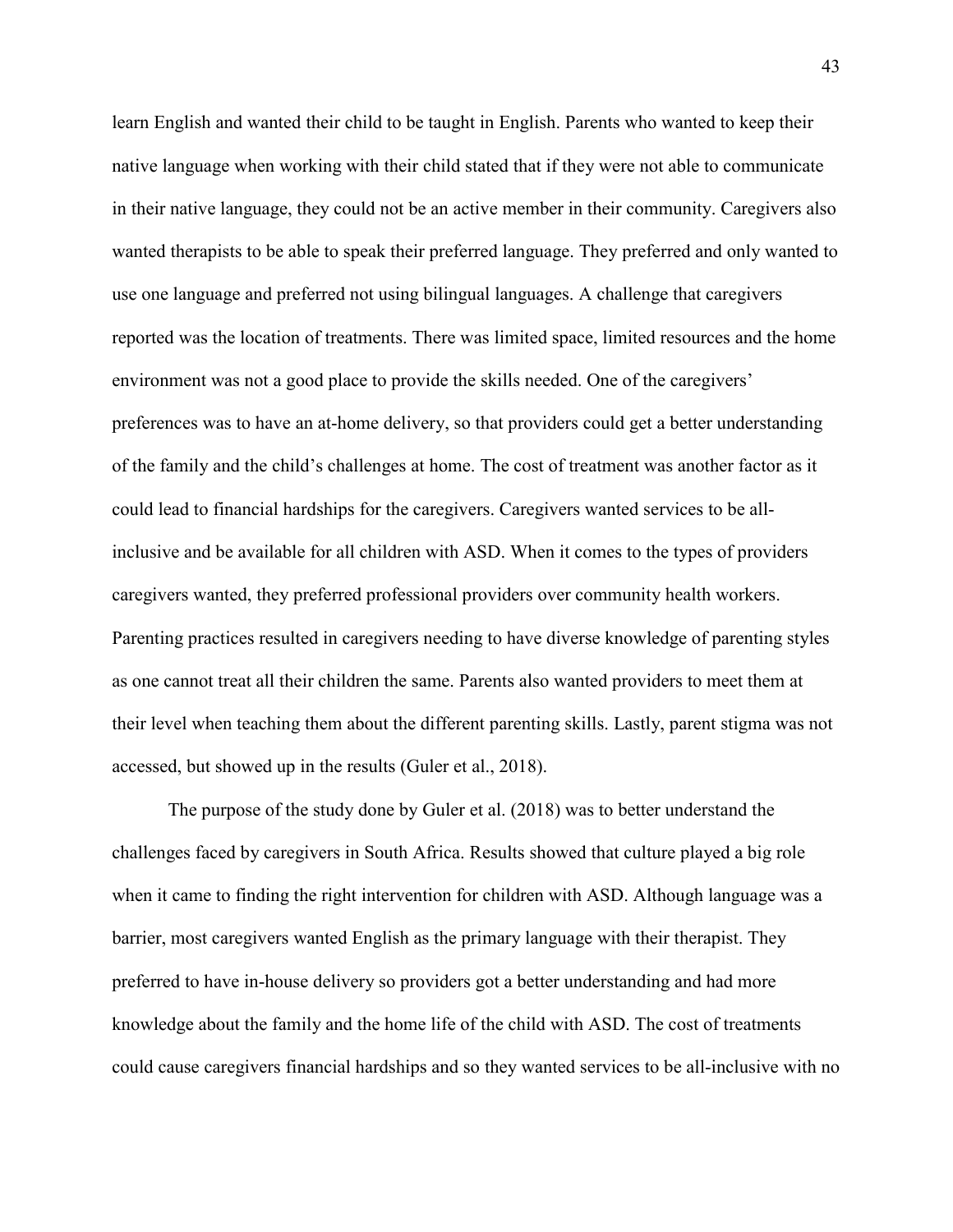learn English and wanted their child to be taught in English. Parents who wanted to keep their native language when working with their child stated that if they were not able to communicate in their native language, they could not be an active member in their community. Caregivers also wanted therapists to be able to speak their preferred language. They preferred and only wanted to use one language and preferred not using bilingual languages. A challenge that caregivers reported was the location of treatments. There was limited space, limited resources and the home environment was not a good place to provide the skills needed. One of the caregivers' preferences was to have an at-home delivery, so that providers could get a better understanding of the family and the child's challenges at home. The cost of treatment was another factor as it could lead to financial hardships for the caregivers. Caregivers wanted services to be all-inclusive and be available for all children with ASD. When it comes to the types of providers caregivers wanted, they preferred professional providers over community health workers. Parenting practices resulted in caregivers needing to have diverse knowledge of parenting styles as one cannot treat all their children the same. Parents also wanted providers to meet them at their level when teaching them about the different parenting skills. Lastly, parent stigma was not accessed, but showed up in the results (Guler et al., 2018).

The purpose of the study done by Guler et al. (2018) was to better understand the challenges faced by caregivers in South Africa. Results showed that culture played a big role when it came to finding the right intervention for children with ASD. Although language was a barrier, most caregivers wanted English as the primary language with their therapist. They preferred to have in-house delivery so providers got a better understanding and had more knowledge about the family and the home life of the child with ASD. The cost of treatments could cause caregivers financial hardships and so they wanted services to be all-inclusive with no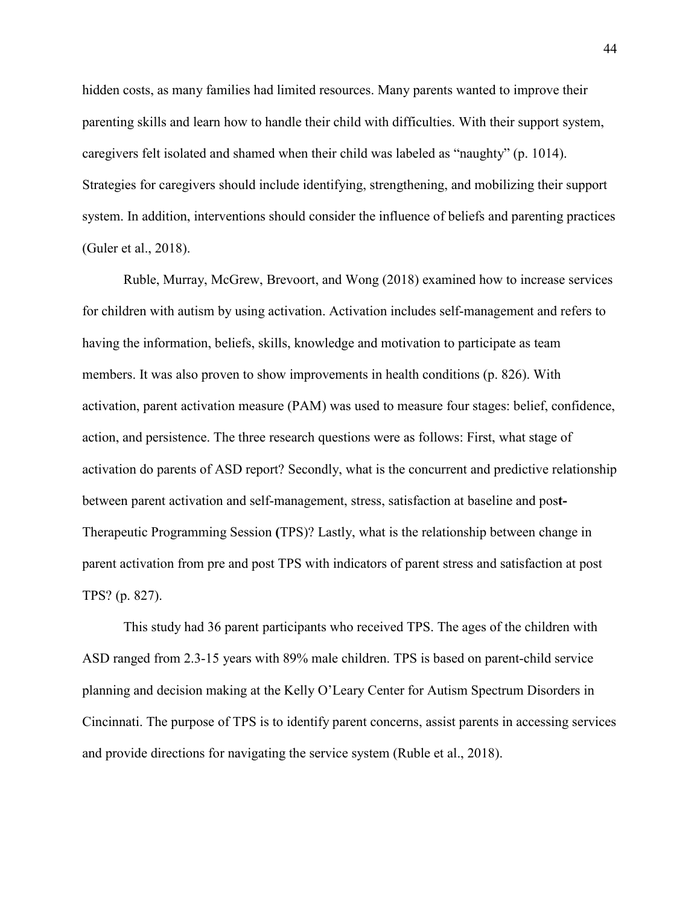hidden costs, as many families had limited resources. Many parents wanted to improve their parenting skills and learn how to handle their child with difficulties. With their support system, caregivers felt isolated and shamed when their child was labeled as "naughty" (p. 1014). Strategies for caregivers should include identifying, strengthening, and mobilizing their support system. In addition, interventions should consider the influence of beliefs and parenting practices (Guler et al., 2018).

Ruble, Murray, McGrew, Brevoort, and Wong (2018) examined how to increase services for children with autism by using activation. Activation includes self-management and refers to having the information, beliefs, skills, knowledge and motivation to participate as team members. It was also proven to show improvements in health conditions (p. 826). With activation, parent activation measure (PAM) was used to measure four stages: belief, confidence, action, and persistence. The three research questions were as follows: First, what stage of activation do parents of ASD report? Secondly, what is the concurrent and predictive relationship between parent activation and self-management, stress, satisfaction at baseline and pos**t-** Therapeutic Programming Session **(**TPS)? Lastly, what is the relationship between change in parent activation from pre and post TPS with indicators of parent stress and satisfaction at post TPS? (p. 827).

This study had 36 parent participants who received TPS. The ages of the children with ASD ranged from 2.3-15 years with 89% male children. TPS is based on parent-child service planning and decision making at the Kelly O'Leary Center for Autism Spectrum Disorders in Cincinnati. The purpose of TPS is to identify parent concerns, assist parents in accessing services and provide directions for navigating the service system (Ruble et al., 2018).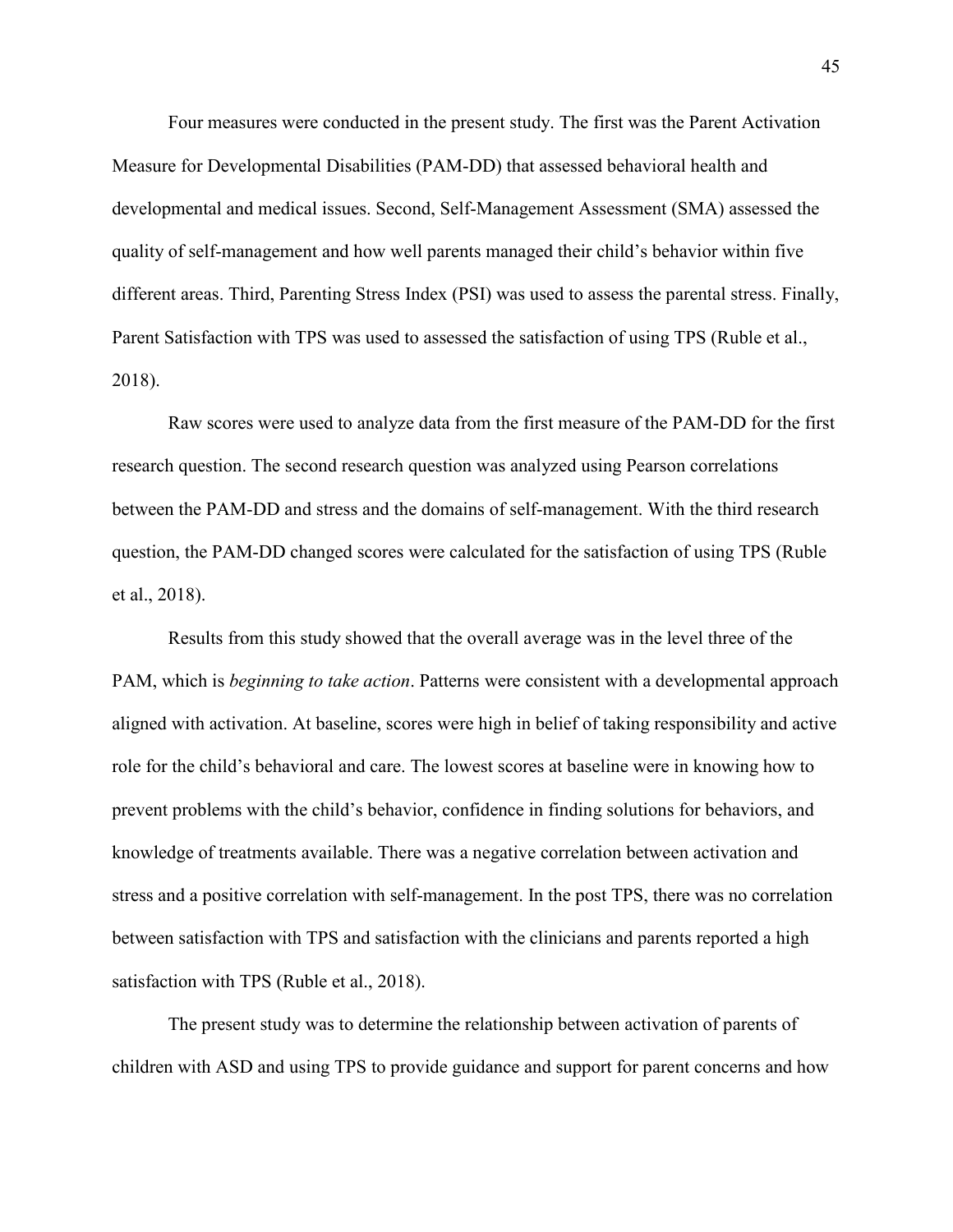Four measures were conducted in the present study. The first was the Parent Activation Measure for Developmental Disabilities (PAM-DD) that assessed behavioral health and developmental and medical issues. Second, Self-Management Assessment (SMA) assessed the quality of self-management and how well parents managed their child's behavior within five different areas. Third, Parenting Stress Index (PSI) was used to assess the parental stress. Finally, Parent Satisfaction with TPS was used to assessed the satisfaction of using TPS (Ruble et al., 2018).

Raw scores were used to analyze data from the first measure of the PAM-DD for the first research question. The second research question was analyzed using Pearson correlations between the PAM-DD and stress and the domains of self-management. With the third research question, the PAM-DD changed scores were calculated for the satisfaction of using TPS (Ruble et al., 2018).

Results from this study showed that the overall average was in the level three of the PAM, which is *beginning to take action*. Patterns were consistent with a developmental approach aligned with activation. At baseline, scores were high in belief of taking responsibility and active role for the child's behavioral and care. The lowest scores at baseline were in knowing how to prevent problems with the child's behavior, confidence in finding solutions for behaviors, and knowledge of treatments available. There was a negative correlation between activation and stress and a positive correlation with self-management. In the post TPS, there was no correlation between satisfaction with TPS and satisfaction with the clinicians and parents reported a high satisfaction with TPS (Ruble et al., 2018).

The present study was to determine the relationship between activation of parents of children with ASD and using TPS to provide guidance and support for parent concerns and how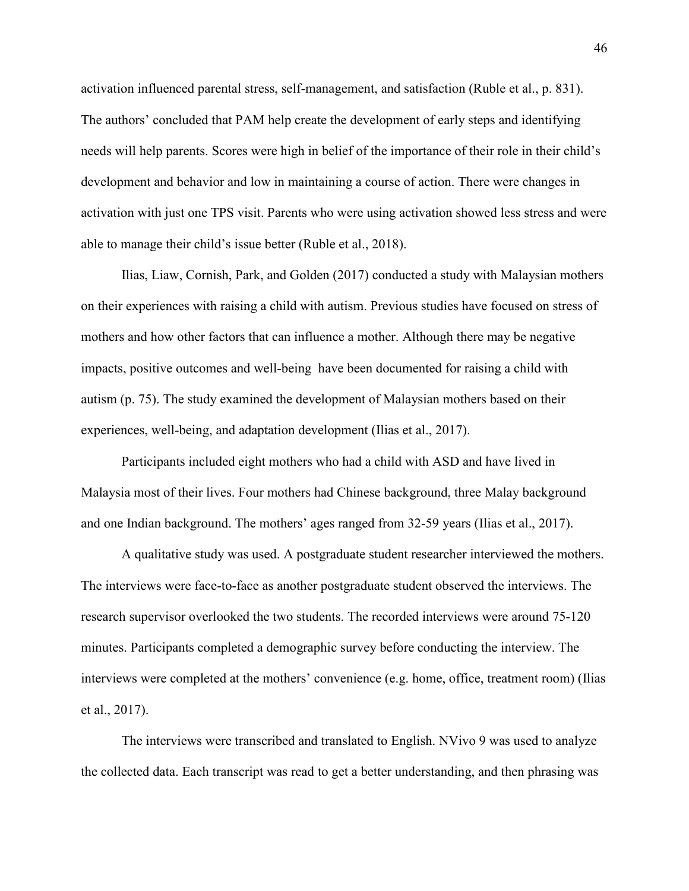activation influenced parental stress, self-management, and satisfaction (Ruble et al., p. 831). The authors' concluded that PAM help create the development of early steps and identifying needs will help parents. Scores were high in belief of the importance of their role in their child's development and behavior and low in maintaining a course of action. There were changes in activation with just one TPS visit. Parents who were using activation showed less stress and were able to manage their child's issue better (Ruble et al., 2018).

Ilias, Liaw, Cornish, Park, and Golden (2017) conducted a study with Malaysian mothers on their experiences with raising a child with autism. Previous studies have focused on stress of mothers and how other factors that can influence a mother. Although there may be negative impacts, positive outcomes and well-being have been documented for raising a child with autism (p. 75). The study examined the development of Malaysian mothers based on their experiences, well-being, and adaptation development (Ilias et al., 2017).

Participants included eight mothers who had a child with ASD and have lived in Malaysia most of their lives. Four mothers had Chinese background, three Malay background and one Indian background. The mothers' ages ranged from 32-59 years (Ilias et al., 2017).

A qualitative study was used. A postgraduate student researcher interviewed the mothers. The interviews were face-to-face as another postgraduate student observed the interviews. The research supervisor overlooked the two students. The recorded interviews were around 75-120 minutes. Participants completed a demographic survey before conducting the interview. The interviews were completed at the mothers' convenience (e.g. home, office, treatment room) (Ilias et al., 2017).

The interviews were transcribed and translated to English. NVivo 9 was used to analyze the collected data. Each transcript was read to get a better understanding, and then phrasing was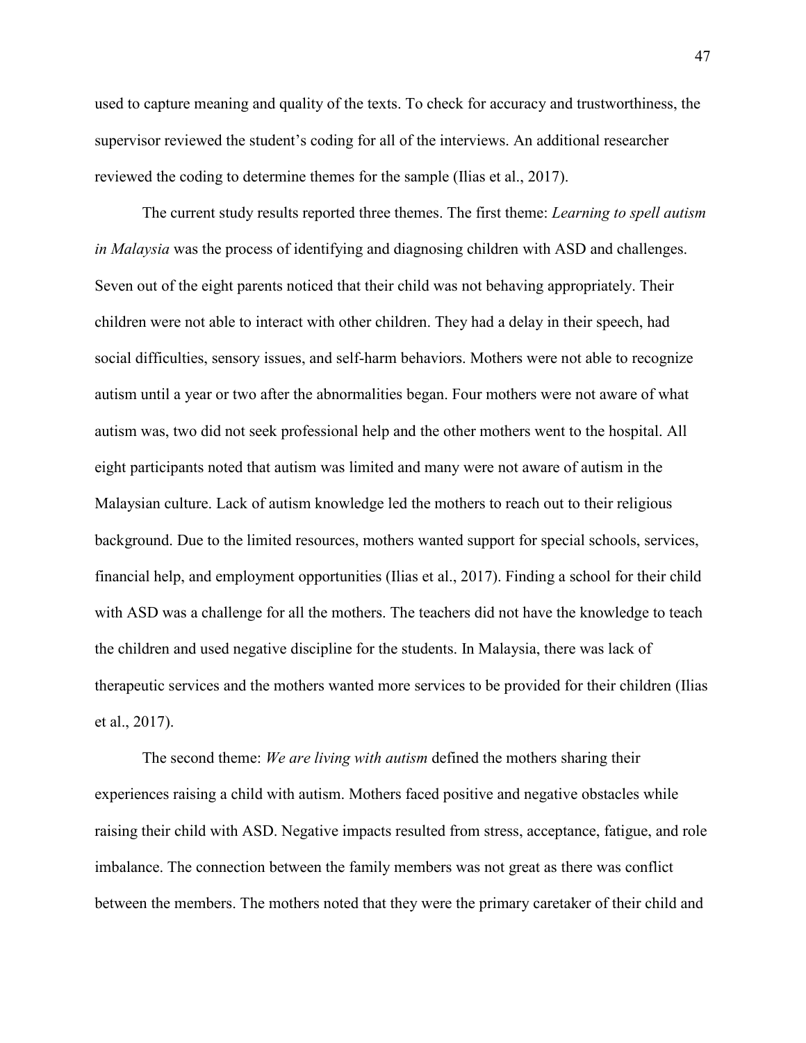used to capture meaning and quality of the texts. To check for accuracy and trustworthiness, the supervisor reviewed the student's coding for all of the interviews. An additional researcher reviewed the coding to determine themes for the sample (Ilias et al., 2017).

The current study results reported three themes. The first theme: *Learning to spell autism in Malaysia* was the process of identifying and diagnosing children with ASD and challenges. Seven out of the eight parents noticed that their child was not behaving appropriately. Their children were not able to interact with other children. They had a delay in their speech, had social difficulties, sensory issues, and self-harm behaviors. Mothers were not able to recognize autism until a year or two after the abnormalities began. Four mothers were not aware of what autism was, two did not seek professional help and the other mothers went to the hospital. All eight participants noted that autism was limited and many were not aware of autism in the Malaysian culture. Lack of autism knowledge led the mothers to reach out to their religious background. Due to the limited resources, mothers wanted support for special schools, services, financial help, and employment opportunities (Ilias et al., 2017). Finding a school for their child with ASD was a challenge for all the mothers. The teachers did not have the knowledge to teach the children and used negative discipline for the students. In Malaysia, there was lack of therapeutic services and the mothers wanted more services to be provided for their children (Ilias et al., 2017).

The second theme: *We are living with autism* defined the mothers sharing their experiences raising a child with autism. Mothers faced positive and negative obstacles while raising their child with ASD. Negative impacts resulted from stress, acceptance, fatigue, and role imbalance. The connection between the family members was not great as there was conflict between the members. The mothers noted that they were the primary caretaker of their child and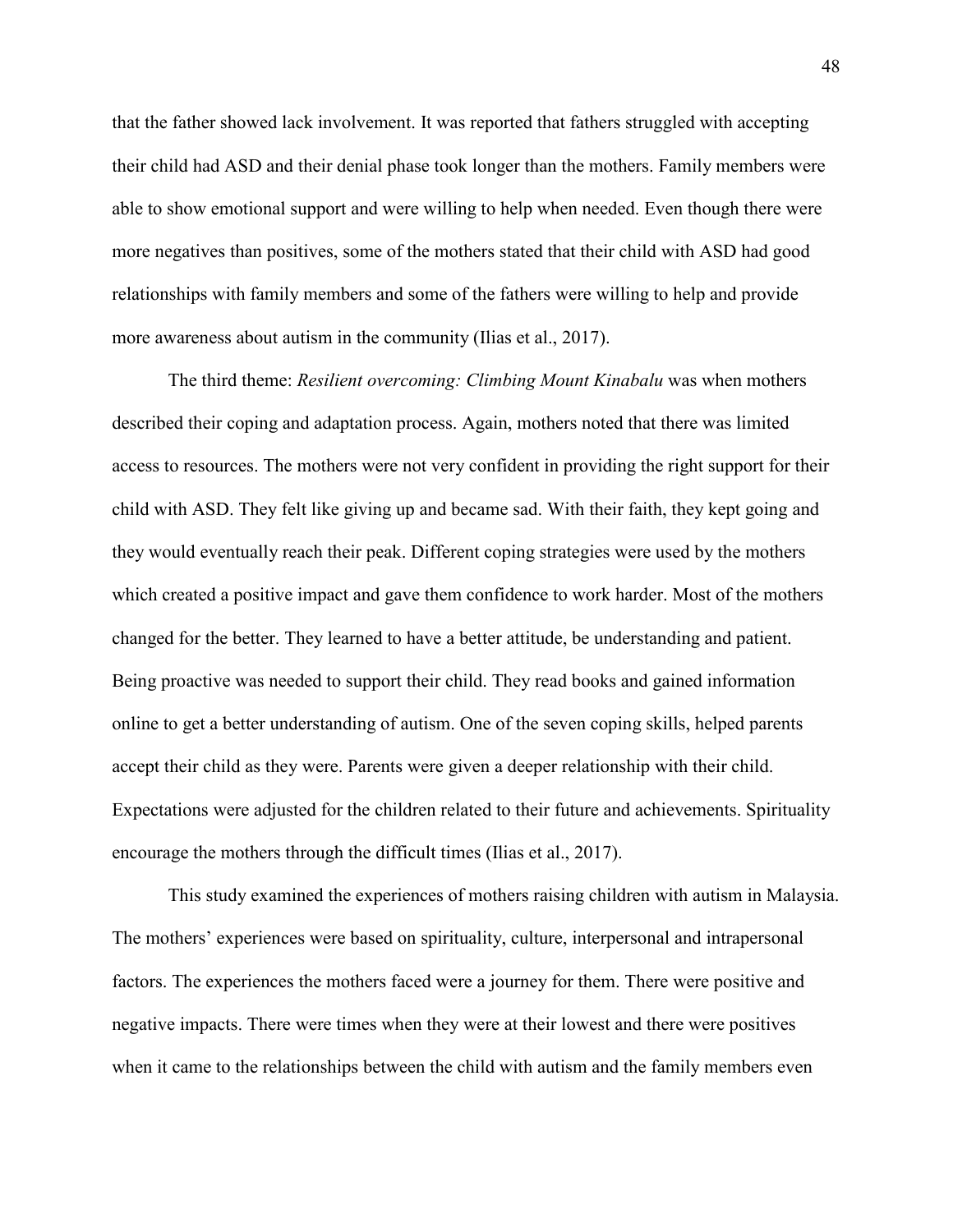that the father showed lack involvement. It was reported that fathers struggled with accepting their child had ASD and their denial phase took longer than the mothers. Family members were able to show emotional support and were willing to help when needed. Even though there were more negatives than positives, some of the mothers stated that their child with ASD had good relationships with family members and some of the fathers were willing to help and provide more awareness about autism in the community (Ilias et al., 2017).

The third theme: *Resilient overcoming: Climbing Mount Kinabalu* was when mothers described their coping and adaptation process. Again, mothers noted that there was limited access to resources. The mothers were not very confident in providing the right support for their child with ASD. They felt like giving up and became sad. With their faith, they kept going and they would eventually reach their peak. Different coping strategies were used by the mothers which created a positive impact and gave them confidence to work harder. Most of the mothers changed for the better. They learned to have a better attitude, be understanding and patient. Being proactive was needed to support their child. They read books and gained information online to get a better understanding of autism. One of the seven coping skills, helped parents accept their child as they were. Parents were given a deeper relationship with their child. Expectations were adjusted for the children related to their future and achievements. Spirituality encourage the mothers through the difficult times (Ilias et al., 2017).

This study examined the experiences of mothers raising children with autism in Malaysia. The mothers' experiences were based on spirituality, culture, interpersonal and intrapersonal factors. The experiences the mothers faced were a journey for them. There were positive and negative impacts. There were times when they were at their lowest and there were positives when it came to the relationships between the child with autism and the family members even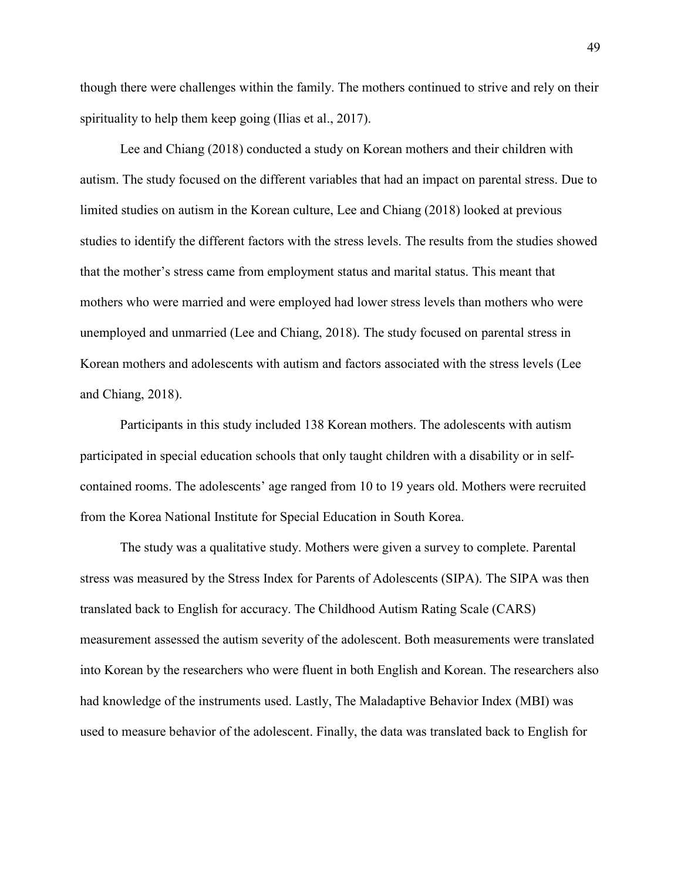though there were challenges within the family. The mothers continued to strive and rely on their spirituality to help them keep going (Ilias et al., 2017).

Lee and Chiang (2018) conducted a study on Korean mothers and their children with autism. The study focused on the different variables that had an impact on parental stress. Due to limited studies on autism in the Korean culture, Lee and Chiang (2018) looked at previous studies to identify the different factors with the stress levels. The results from the studies showed that the mother's stress came from employment status and marital status. This meant that mothers who were married and were employed had lower stress levels than mothers who were unemployed and unmarried (Lee and Chiang, 2018). The study focused on parental stress in Korean mothers and adolescents with autism and factors associated with the stress levels (Lee and Chiang, 2018).

Participants in this study included 138 Korean mothers. The adolescents with autism participated in special education schools that only taught children with a disability or in self-contained rooms. The adolescents' age ranged from 10 to 19 years old. Mothers were recruited from the Korea National Institute for Special Education in South Korea.

The study was a qualitative study. Mothers were given a survey to complete. Parental stress was measured by the Stress Index for Parents of Adolescents (SIPA). The SIPA was then translated back to English for accuracy. The Childhood Autism Rating Scale (CARS) measurement assessed the autism severity of the adolescent. Both measurements were translated into Korean by the researchers who were fluent in both English and Korean. The researchers also had knowledge of the instruments used. Lastly, The Maladaptive Behavior Index (MBI) was used to measure behavior of the adolescent. Finally, the data was translated back to English for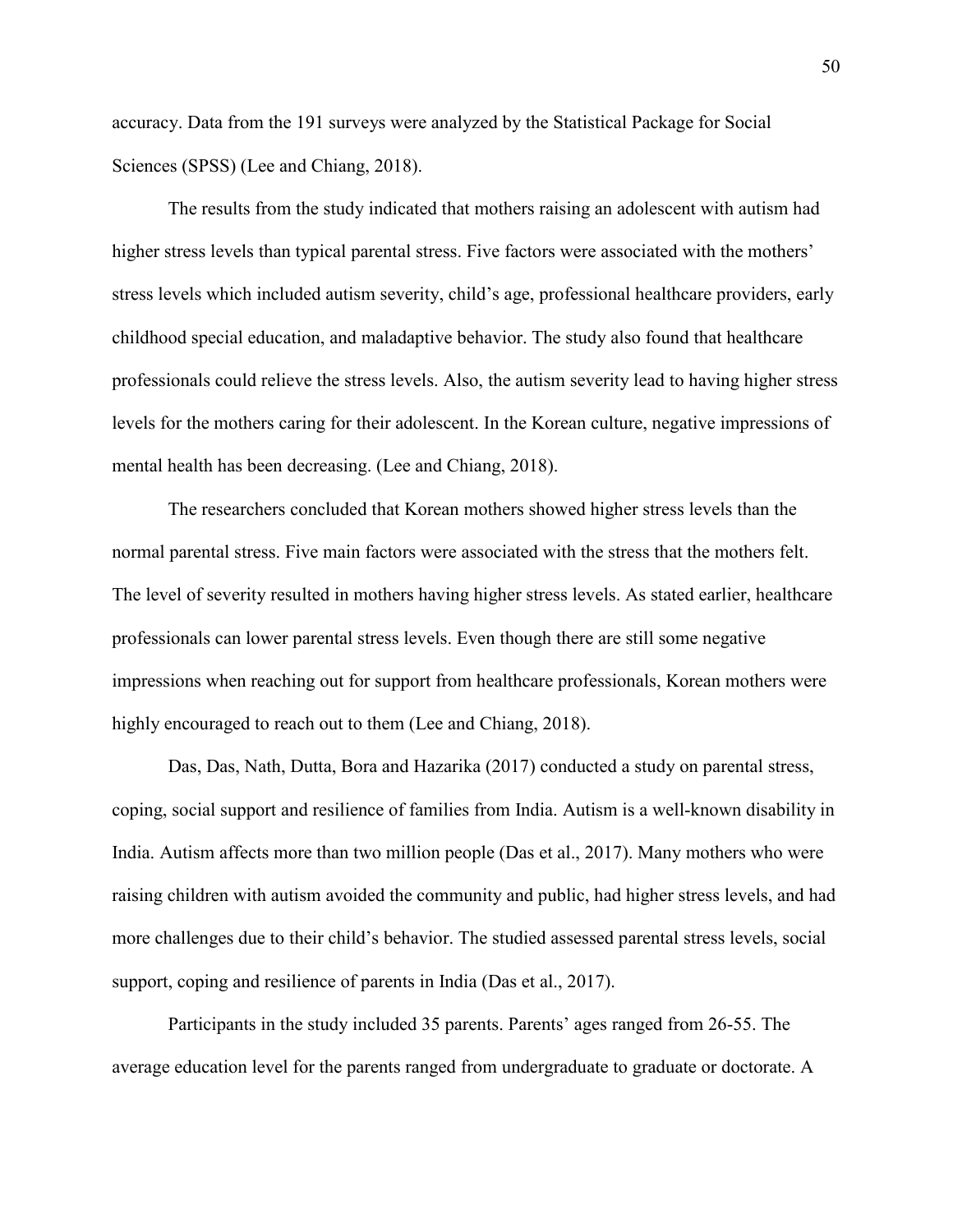accuracy. Data from the 191 surveys were analyzed by the Statistical Package for Social Sciences (SPSS) (Lee and Chiang, 2018).

The results from the study indicated that mothers raising an adolescent with autism had higher stress levels than typical parental stress. Five factors were associated with the mothers' stress levels which included autism severity, child's age, professional healthcare providers, early childhood special education, and maladaptive behavior. The study also found that healthcare professionals could relieve the stress levels. Also, the autism severity lead to having higher stress levels for the mothers caring for their adolescent. In the Korean culture, negative impressions of mental health has been decreasing. (Lee and Chiang, 2018).

The researchers concluded that Korean mothers showed higher stress levels than the normal parental stress. Five main factors were associated with the stress that the mothers felt. The level of severity resulted in mothers having higher stress levels. As stated earlier, healthcare professionals can lower parental stress levels. Even though there are still some negative impressions when reaching out for support from healthcare professionals, Korean mothers were highly encouraged to reach out to them (Lee and Chiang, 2018).

Das, Das, Nath, Dutta, Bora and Hazarika (2017) conducted a study on parental stress, coping, social support and resilience of families from India. Autism is a well-known disability in India. Autism affects more than two million people (Das et al., 2017). Many mothers who were raising children with autism avoided the community and public, had higher stress levels, and had more challenges due to their child's behavior. The studied assessed parental stress levels, social support, coping and resilience of parents in India (Das et al., 2017).

Participants in the study included 35 parents. Parents' ages ranged from 26-55. The average education level for the parents ranged from undergraduate to graduate or doctorate. A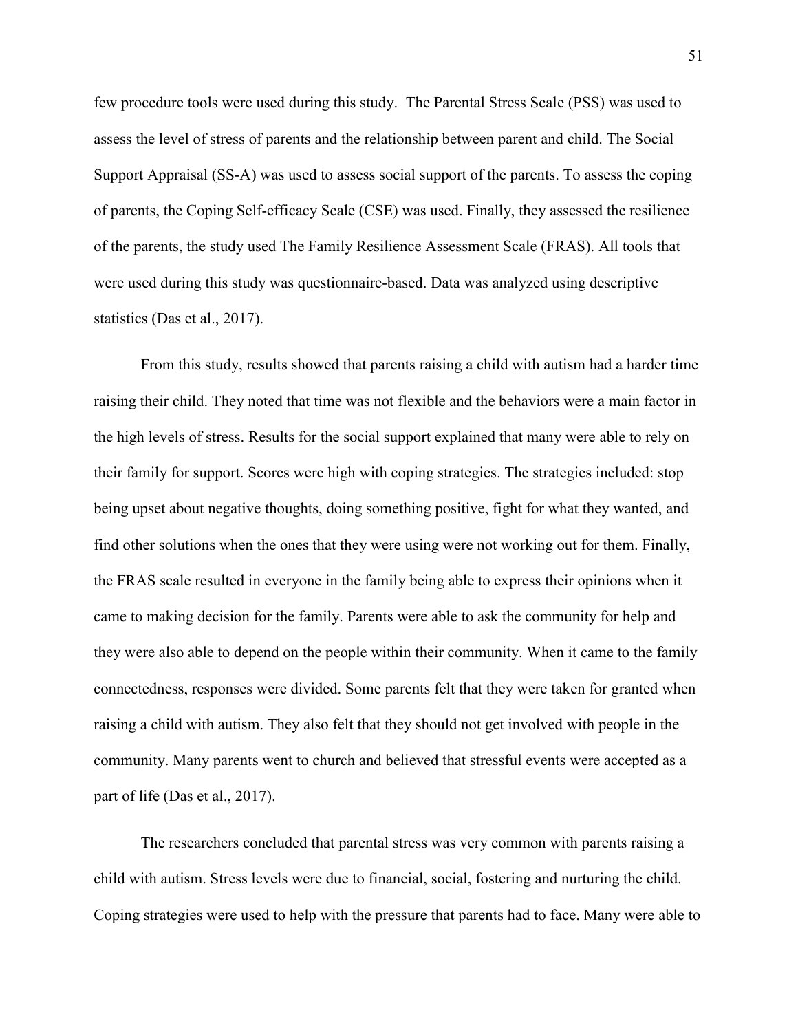few procedure tools were used during this study. The Parental Stress Scale (PSS) was used to assess the level of stress of parents and the relationship between parent and child. The Social Support Appraisal (SS-A) was used to assess social support of the parents. To assess the coping of parents, the Coping Self-efficacy Scale (CSE) was used. Finally, they assessed the resilience of the parents, the study used The Family Resilience Assessment Scale (FRAS). All tools that were used during this study was questionnaire-based. Data was analyzed using descriptive statistics (Das et al., 2017).

From this study, results showed that parents raising a child with autism had a harder time raising their child. They noted that time was not flexible and the behaviors were a main factor in the high levels of stress. Results for the social support explained that many were able to rely on their family for support. Scores were high with coping strategies. The strategies included: stop being upset about negative thoughts, doing something positive, fight for what they wanted, and find other solutions when the ones that they were using were not working out for them. Finally, the FRAS scale resulted in everyone in the family being able to express their opinions when it came to making decision for the family. Parents were able to ask the community for help and they were also able to depend on the people within their community. When it came to the family connectedness, responses were divided. Some parents felt that they were taken for granted when raising a child with autism. They also felt that they should not get involved with people in the community. Many parents went to church and believed that stressful events were accepted as a part of life (Das et al., 2017).

The researchers concluded that parental stress was very common with parents raising a child with autism. Stress levels were due to financial, social, fostering and nurturing the child. Coping strategies were used to help with the pressure that parents had to face. Many were able to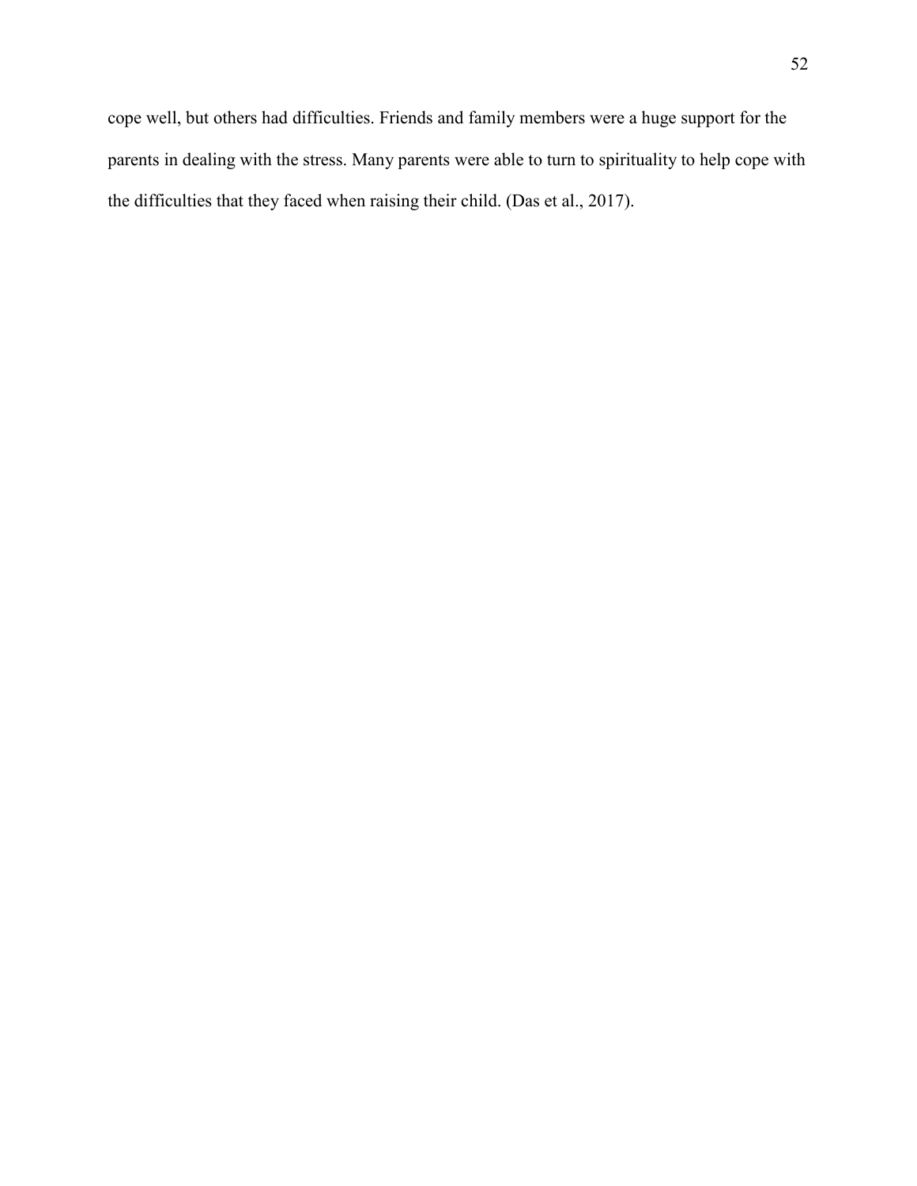cope well, but others had difficulties. Friends and family members were a huge support for the parents in dealing with the stress. Many parents were able to turn to spirituality to help cope with the difficulties that they faced when raising their child. (Das et al., 2017).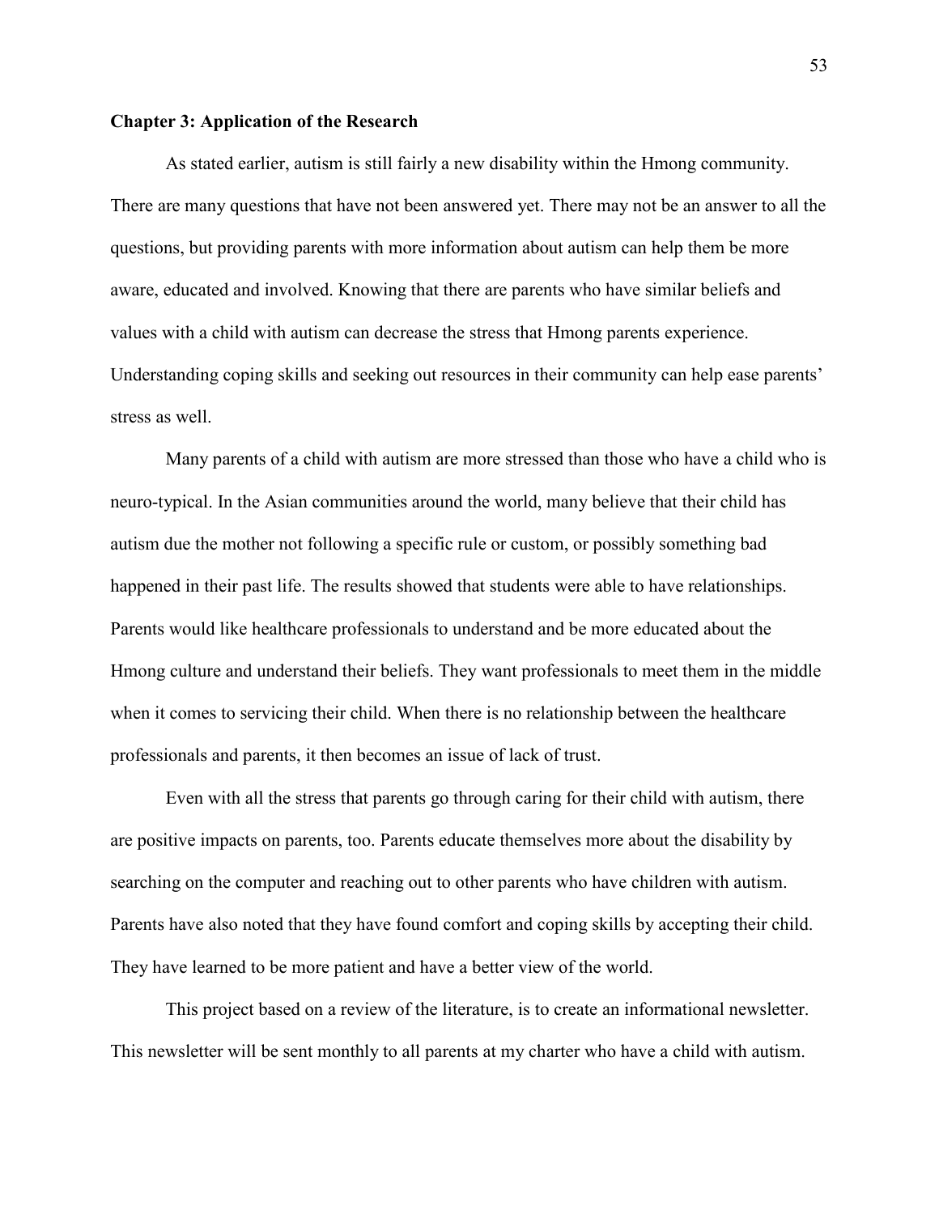## Chapter 3: Application of the Research

As stated earlier, autism is still fairly a new disability within the Hmong community. There are many questions that have not been answered yet. There may not be an answer to all the questions, but providing parents with more information about autism can help them be more aware, educated and involved. Knowing that there are parents who have similar beliefs and values with a child with autism can decrease the stress that Hmong parents experience. Understanding coping skills and seeking out resources in their community can help ease parents' stress as well.

Many parents of a child with autism are more stressed than those who have a child who is neuro-typical. In the Asian communities around the world, many believe that their child has autism due the mother not following a specific rule or custom, or possibly something bad happened in their past life. The results showed that students were able to have relationships. Parents would like healthcare professionals to understand and be more educated about the Hmong culture and understand their beliefs. They want professionals to meet them in the middle when it comes to servicing their child. When there is no relationship between the healthcare professionals and parents, it then becomes an issue of lack of trust.

Even with all the stress that parents go through caring for their child with autism, there are positive impacts on parents, too. Parents educate themselves more about the disability by searching on the computer and reaching out to other parents who have children with autism. Parents have also noted that they have found comfort and coping skills by accepting their child. They have learned to be more patient and have a better view of the world.

This project based on a review of the literature, is to create an informational newsletter. This newsletter will be sent monthly to all parents at my charter who have a child with autism.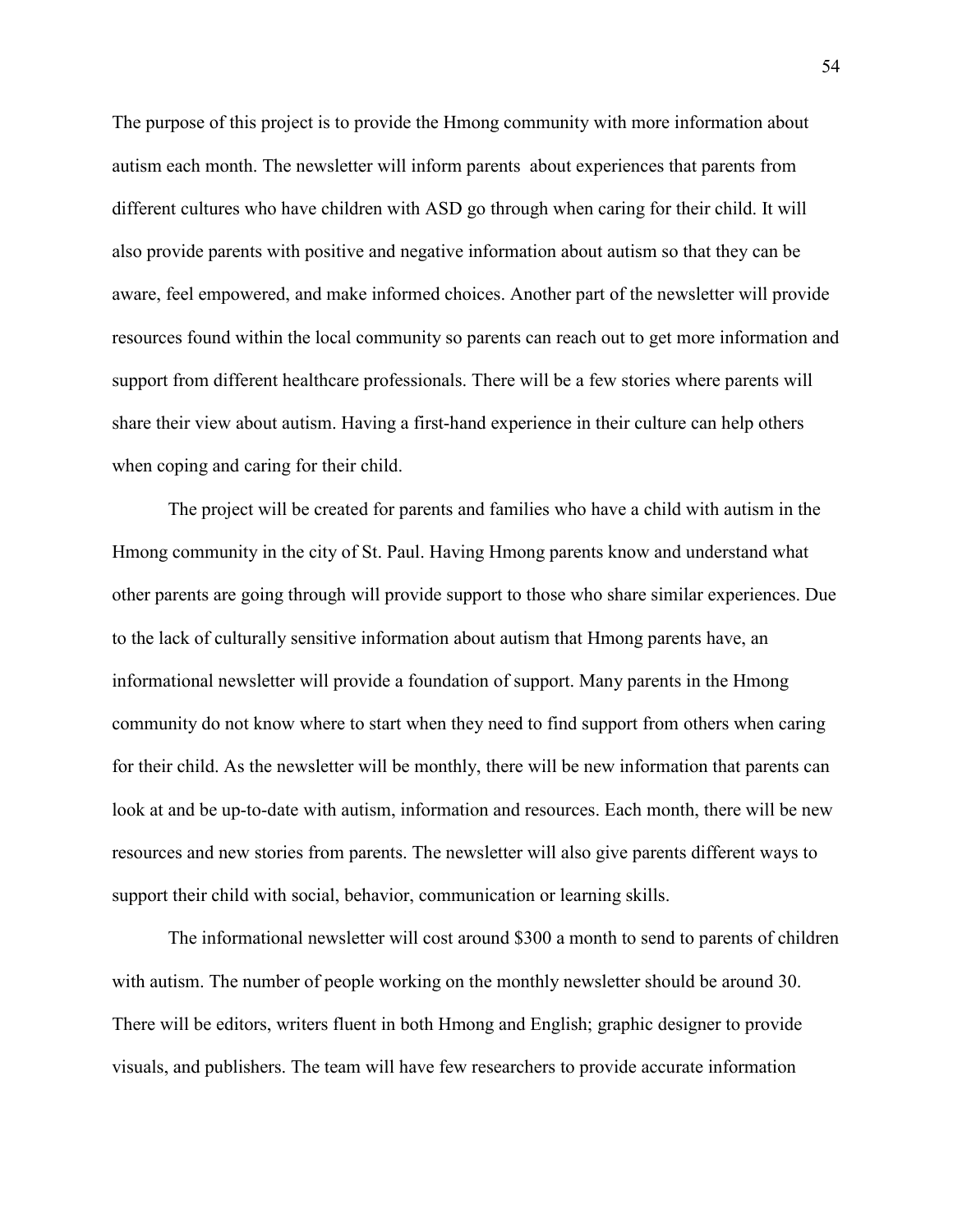The purpose of this project is to provide the Hmong community with more information about autism each month. The newsletter will inform parents about experiences that parents from different cultures who have children with ASD go through when caring for their child. It will also provide parents with positive and negative information about autism so that they can be aware, feel empowered, and make informed choices. Another part of the newsletter will provide resources found within the local community so parents can reach out to get more information and support from different healthcare professionals. There will be a few stories where parents will share their view about autism. Having a first-hand experience in their culture can help others when coping and caring for their child.

The project will be created for parents and families who have a child with autism in the Hmong community in the city of St. Paul. Having Hmong parents know and understand what other parents are going through will provide support to those who share similar experiences. Due to the lack of culturally sensitive information about autism that Hmong parents have, an informational newsletter will provide a foundation of support. Many parents in the Hmong community do not know where to start when they need to find support from others when caring for their child. As the newsletter will be monthly, there will be new information that parents can look at and be up-to-date with autism, information and resources. Each month, there will be new resources and new stories from parents. The newsletter will also give parents different ways to support their child with social, behavior, communication or learning skills.

The informational newsletter will cost around $300 a month to send to parents of children with autism. The number of people working on the monthly newsletter should be around 30. There will be editors, writers fluent in both Hmong and English; graphic designer to provide visuals, and publishers. The team will have few researchers to provide accurate information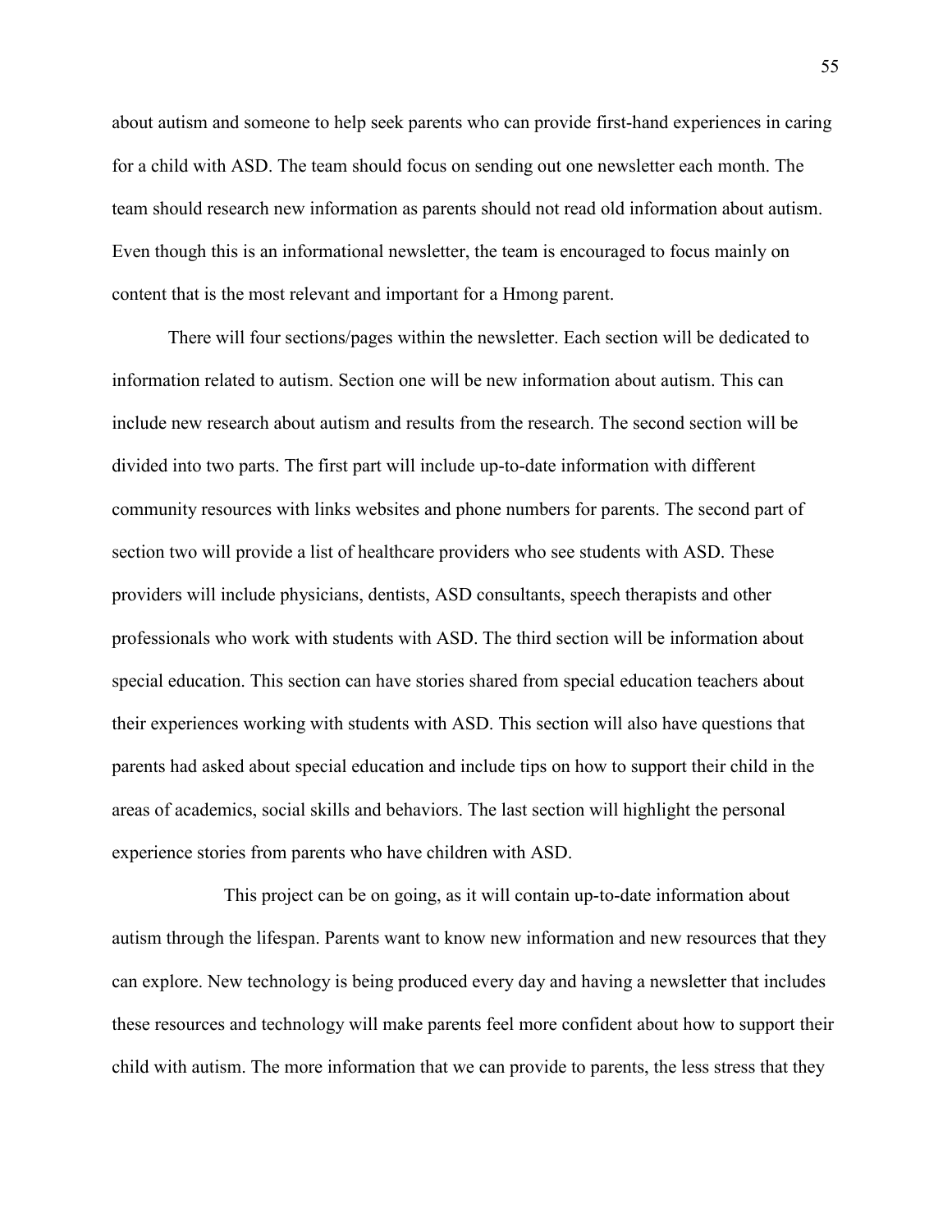about autism and someone to help seek parents who can provide first-hand experiences in caring for a child with ASD. The team should focus on sending out one newsletter each month. The team should research new information as parents should not read old information about autism. Even though this is an informational newsletter, the team is encouraged to focus mainly on content that is the most relevant and important for a Hmong parent.

There will four sections/pages within the newsletter. Each section will be dedicated to information related to autism. Section one will be new information about autism. This can include new research about autism and results from the research. The second section will be divided into two parts. The first part will include up-to-date information with different community resources with links websites and phone numbers for parents. The second part of section two will provide a list of healthcare providers who see students with ASD. These providers will include physicians, dentists, ASD consultants, speech therapists and other professionals who work with students with ASD. The third section will be information about special education. This section can have stories shared from special education teachers about their experiences working with students with ASD. This section will also have questions that parents had asked about special education and include tips on how to support their child in the areas of academics, social skills and behaviors. The last section will highlight the personal experience stories from parents who have children with ASD.

This project can be on going, as it will contain up-to-date information about autism through the lifespan. Parents want to know new information and new resources that they can explore. New technology is being produced every day and having a newsletter that includes these resources and technology will make parents feel more confident about how to support their child with autism. The more information that we can provide to parents, the less stress that they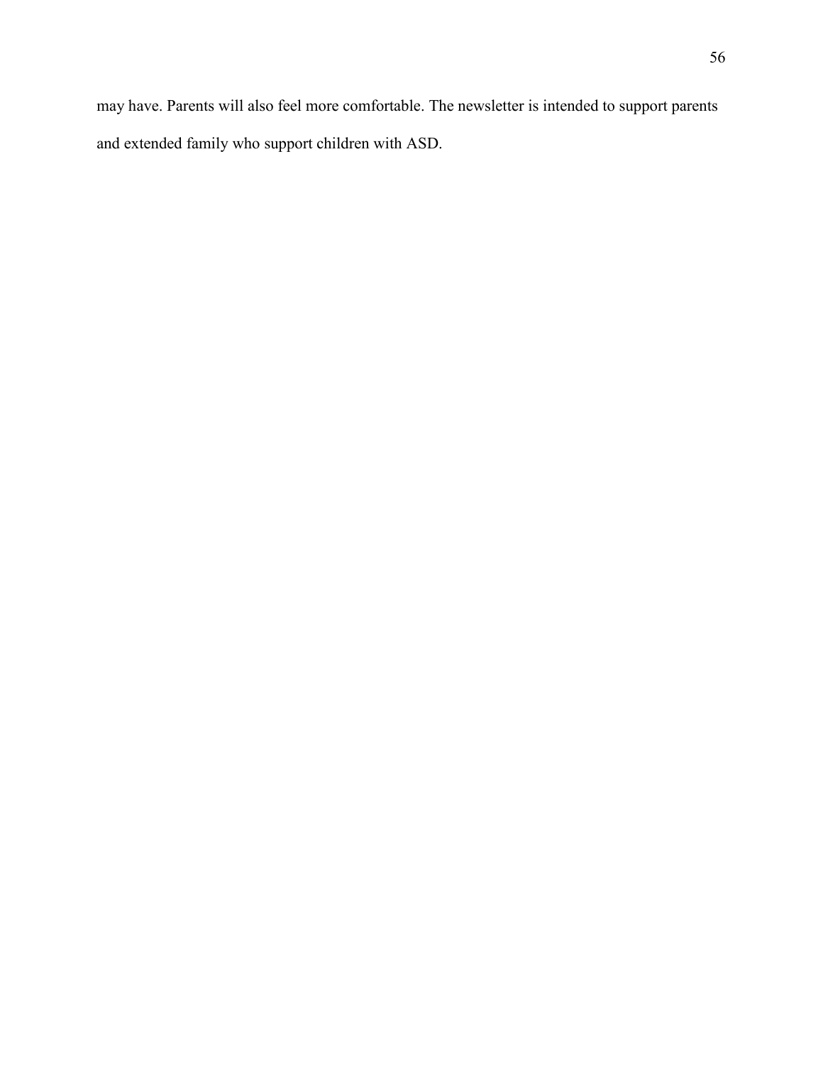may have. Parents will also feel more comfortable. The newsletter is intended to support parents and extended family who support children with ASD.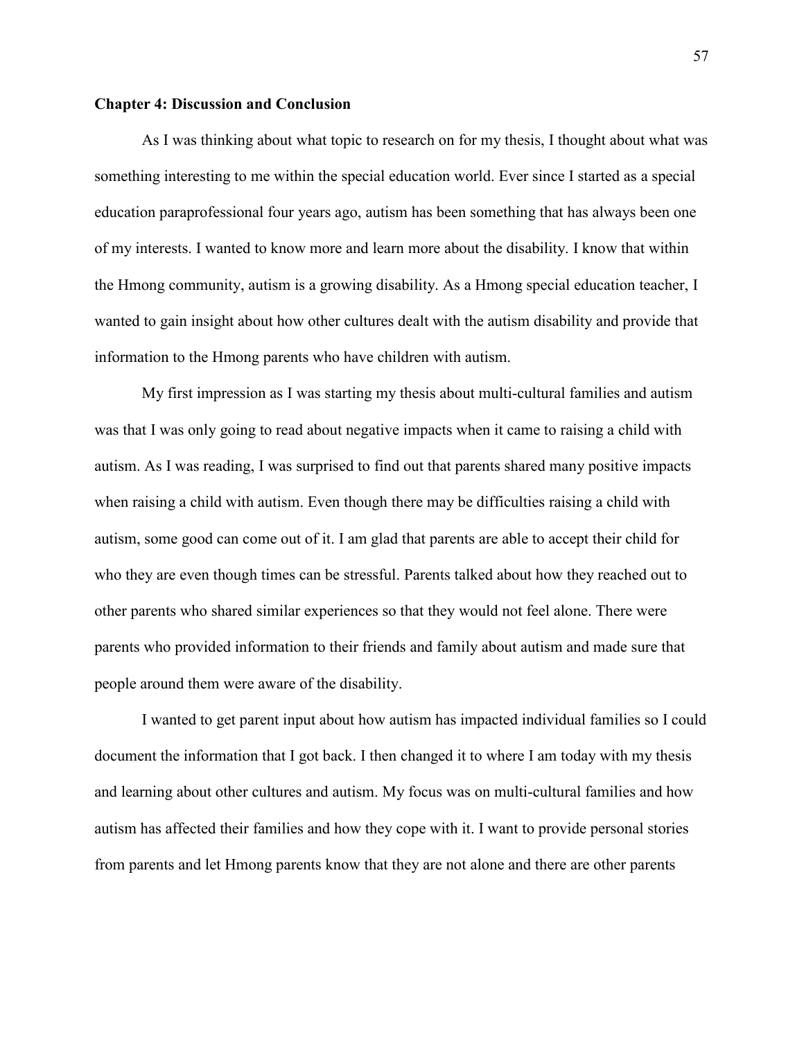## Chapter 4: Discussion and Conclusion

As I was thinking about what topic to research on for my thesis, I thought about what was something interesting to me within the special education world. Ever since I started as a special education paraprofessional four years ago, autism has been something that has always been one of my interests. I wanted to know more and learn more about the disability. I know that within the Hmong community, autism is a growing disability. As a Hmong special education teacher, I wanted to gain insight about how other cultures dealt with the autism disability and provide that information to the Hmong parents who have children with autism.

My first impression as I was starting my thesis about multi-cultural families and autism was that I was only going to read about negative impacts when it came to raising a child with autism. As I was reading, I was surprised to find out that parents shared many positive impacts when raising a child with autism. Even though there may be difficulties raising a child with autism, some good can come out of it. I am glad that parents are able to accept their child for who they are even though times can be stressful. Parents talked about how they reached out to other parents who shared similar experiences so that they would not feel alone. There were parents who provided information to their friends and family about autism and made sure that people around them were aware of the disability.

I wanted to get parent input about how autism has impacted individual families so I could document the information that I got back. I then changed it to where I am today with my thesis and learning about other cultures and autism. My focus was on multi-cultural families and how autism has affected their families and how they cope with it. I want to provide personal stories from parents and let Hmong parents know that they are not alone and there are other parents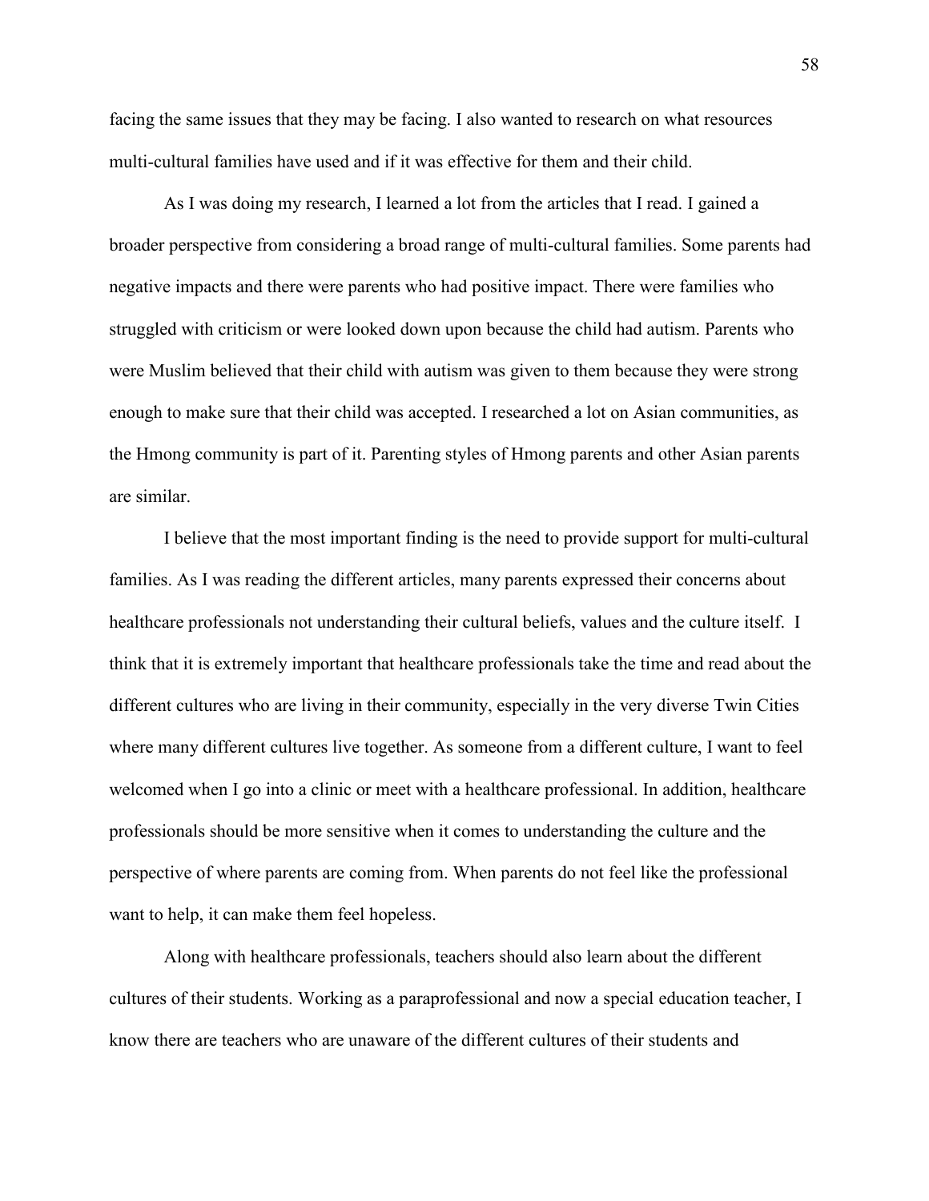facing the same issues that they may be facing. I also wanted to research on what resources multi-cultural families have used and if it was effective for them and their child.

As I was doing my research, I learned a lot from the articles that I read. I gained a broader perspective from considering a broad range of multi-cultural families. Some parents had negative impacts and there were parents who had positive impact. There were families who struggled with criticism or were looked down upon because the child had autism. Parents who were Muslim believed that their child with autism was given to them because they were strong enough to make sure that their child was accepted. I researched a lot on Asian communities, as the Hmong community is part of it. Parenting styles of Hmong parents and other Asian parents are similar.

I believe that the most important finding is the need to provide support for multi-cultural families. As I was reading the different articles, many parents expressed their concerns about healthcare professionals not understanding their cultural beliefs, values and the culture itself. I think that it is extremely important that healthcare professionals take the time and read about the different cultures who are living in their community, especially in the very diverse Twin Cities where many different cultures live together. As someone from a different culture, I want to feel welcomed when I go into a clinic or meet with a healthcare professional. In addition, healthcare professionals should be more sensitive when it comes to understanding the culture and the perspective of where parents are coming from. When parents do not feel like the professional want to help, it can make them feel hopeless.

Along with healthcare professionals, teachers should also learn about the different cultures of their students. Working as a paraprofessional and now a special education teacher, I know there are teachers who are unaware of the different cultures of their students and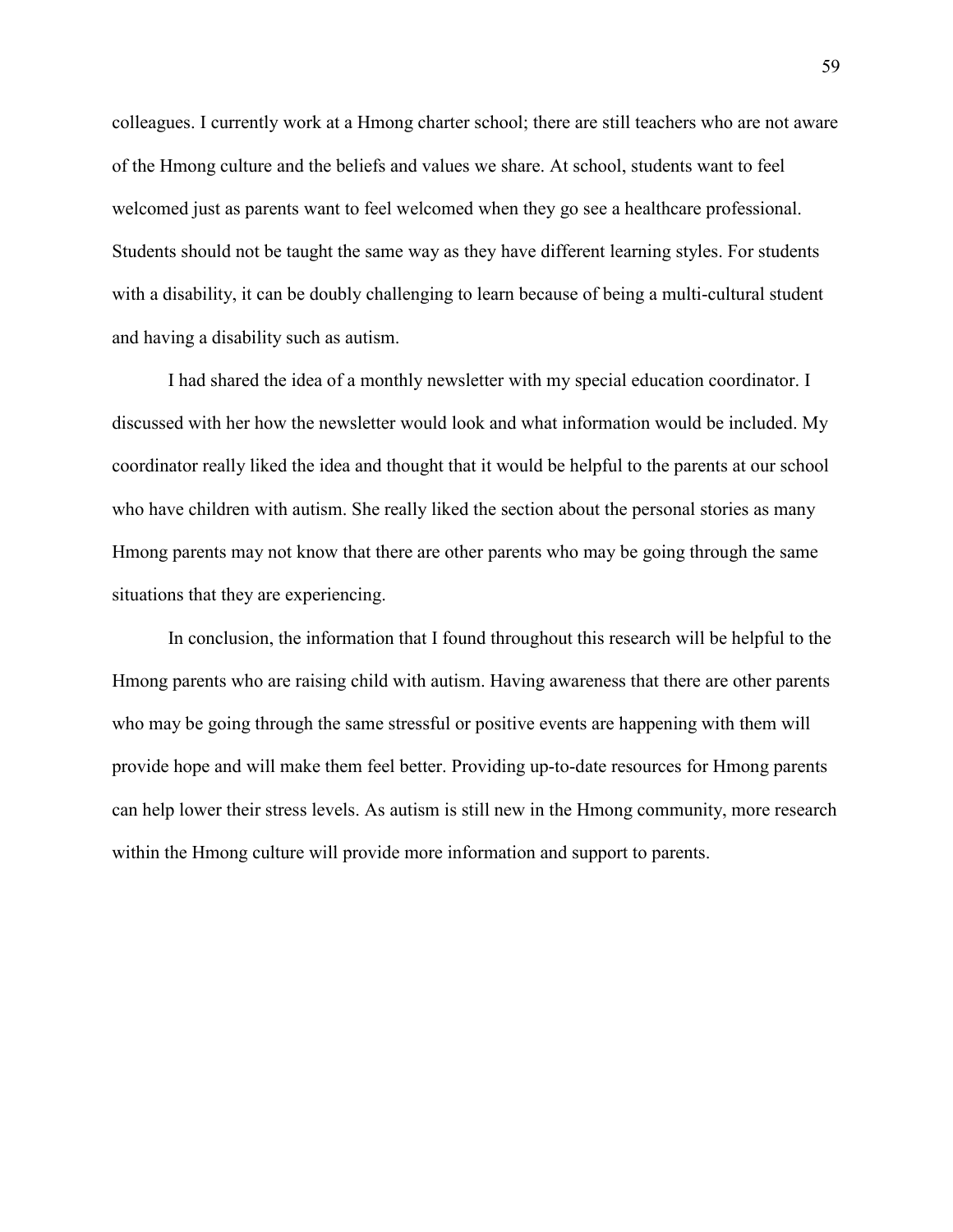colleagues. I currently work at a Hmong charter school; there are still teachers who are not aware of the Hmong culture and the beliefs and values we share. At school, students want to feel welcomed just as parents want to feel welcomed when they go see a healthcare professional. Students should not be taught the same way as they have different learning styles. For students with a disability, it can be doubly challenging to learn because of being a multi-cultural student and having a disability such as autism.

I had shared the idea of a monthly newsletter with my special education coordinator. I discussed with her how the newsletter would look and what information would be included. My coordinator really liked the idea and thought that it would be helpful to the parents at our school who have children with autism. She really liked the section about the personal stories as many Hmong parents may not know that there are other parents who may be going through the same situations that they are experiencing.

In conclusion, the information that I found throughout this research will be helpful to the Hmong parents who are raising child with autism. Having awareness that there are other parents who may be going through the same stressful or positive events are happening with them will provide hope and will make them feel better. Providing up-to-date resources for Hmong parents can help lower their stress levels. As autism is still new in the Hmong community, more research within the Hmong culture will provide more information and support to parents.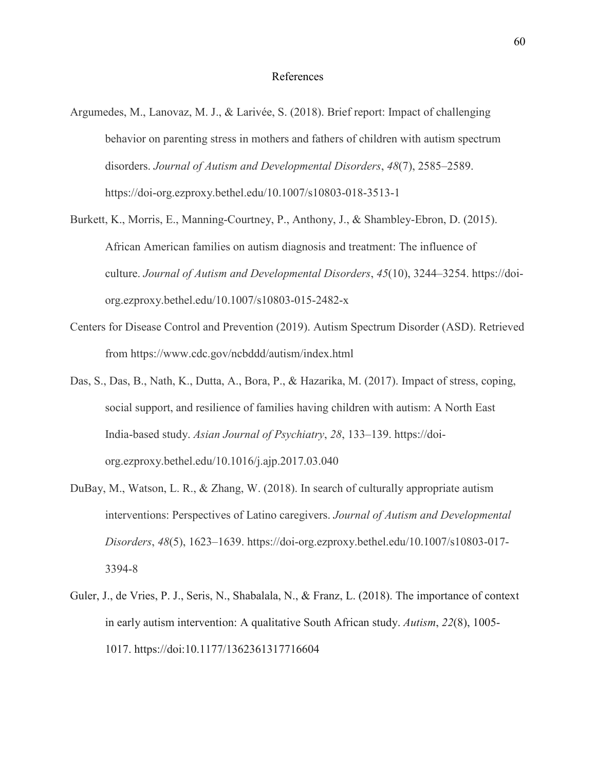# References

Argumedes, M., Lanovaz, M. J., & Larivée, S. (2018). Brief report: Impact of challenging behavior on parenting stress in mothers and fathers of children with autism spectrum disorders. *Journal of Autism and Developmental Disorders*, *48*(7), 2585–2589. https://doi-org.ezproxy.bethel.edu/10.1007/s10803-018-3513-1

Burkett, K., Morris, E., Manning-Courtney, P., Anthony, J., & Shambley-Ebron, D. (2015). African American families on autism diagnosis and treatment: The influence of culture. *Journal of Autism and Developmental Disorders*, *45*(10), 3244–3254. https://doi-org.ezproxy.bethel.edu/10.1007/s10803-015-2482-x

Centers for Disease Control and Prevention (2019). Autism Spectrum Disorder (ASD). Retrieved from https://www.cdc.gov/ncbddd/autism/index.html

Das, S., Das, B., Nath, K., Dutta, A., Bora, P., & Hazarika, M. (2017). Impact of stress, coping, social support, and resilience of families having children with autism: A North East India-based study. *Asian Journal of Psychiatry*, *28*, 133–139. https://doi-org.ezproxy.bethel.edu/10.1016/j.ajp.2017.03.040

DuBay, M., Watson, L. R., & Zhang, W. (2018). In search of culturally appropriate autism interventions: Perspectives of Latino caregivers. *Journal of Autism and Developmental Disorders*, *48*(5), 1623–1639. https://doi-org.ezproxy.bethel.edu/10.1007/s10803-017-3394-8

Guler, J., de Vries, P. J., Seris, N., Shabalala, N., & Franz, L. (2018). The importance of context in early autism intervention: A qualitative South African study. *Autism*, *22*(8), 1005-1017. https://doi:10.1177/1362361317716604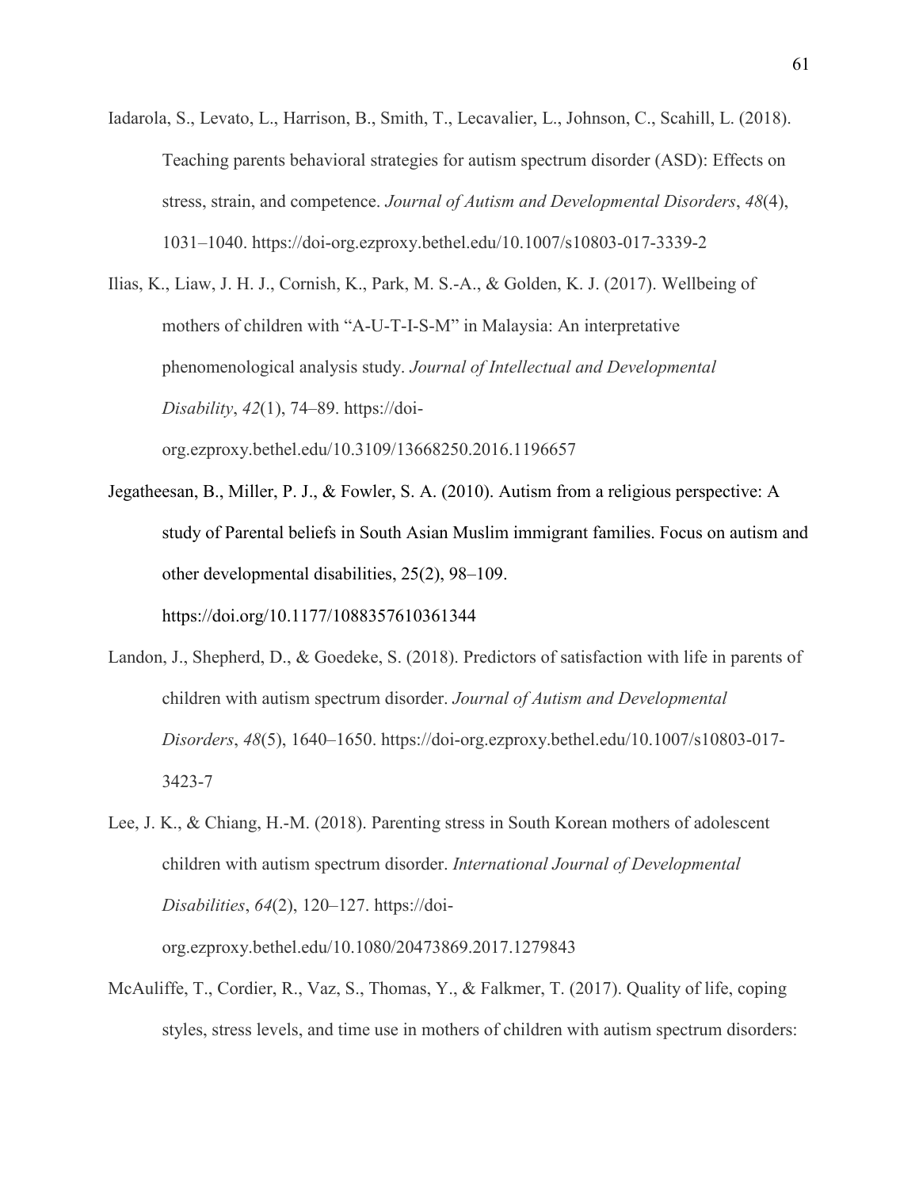Iadarola, S., Levato, L., Harrison, B., Smith, T., Lecavalier, L., Johnson, C., Scahill, L. (2018). Teaching parents behavioral strategies for autism spectrum disorder (ASD): Effects on stress, strain, and competence. *Journal of Autism and Developmental Disorders*, *48*(4), 1031–1040. https://doi-org.ezproxy.bethel.edu/10.1007/s10803-017-3339-2

Ilias, K., Liaw, J. H. J., Cornish, K., Park, M. S.-A., & Golden, K. J. (2017). Wellbeing of mothers of children with "A-U-T-I-S-M" in Malaysia: An interpretative phenomenological analysis study. *Journal of Intellectual and Developmental Disability*, *42*(1), 74–89. https://doi-org.ezproxy.bethel.edu/10.3109/13668250.2016.1196657

Jegatheesan, B., Miller, P. J., & Fowler, S. A. (2010). Autism from a religious perspective: A study of Parental beliefs in South Asian Muslim immigrant families. Focus on autism and other developmental disabilities, 25(2), 98–109. https://doi.org/10.1177/1088357610361344

Landon, J., Shepherd, D., & Goedeke, S. (2018). Predictors of satisfaction with life in parents of children with autism spectrum disorder. *Journal of Autism and Developmental Disorders*, *48*(5), 1640–1650. https://doi-org.ezproxy.bethel.edu/10.1007/s10803-017-3423-7

Lee, J. K., & Chiang, H.-M. (2018). Parenting stress in South Korean mothers of adolescent children with autism spectrum disorder. *International Journal of Developmental Disabilities*, *64*(2), 120–127. https://doi-org.ezproxy.bethel.edu/10.1080/20473869.2017.1279843

McAuliffe, T., Cordier, R., Vaz, S., Thomas, Y., & Falkmer, T. (2017). Quality of life, coping styles, stress levels, and time use in mothers of children with autism spectrum disorders: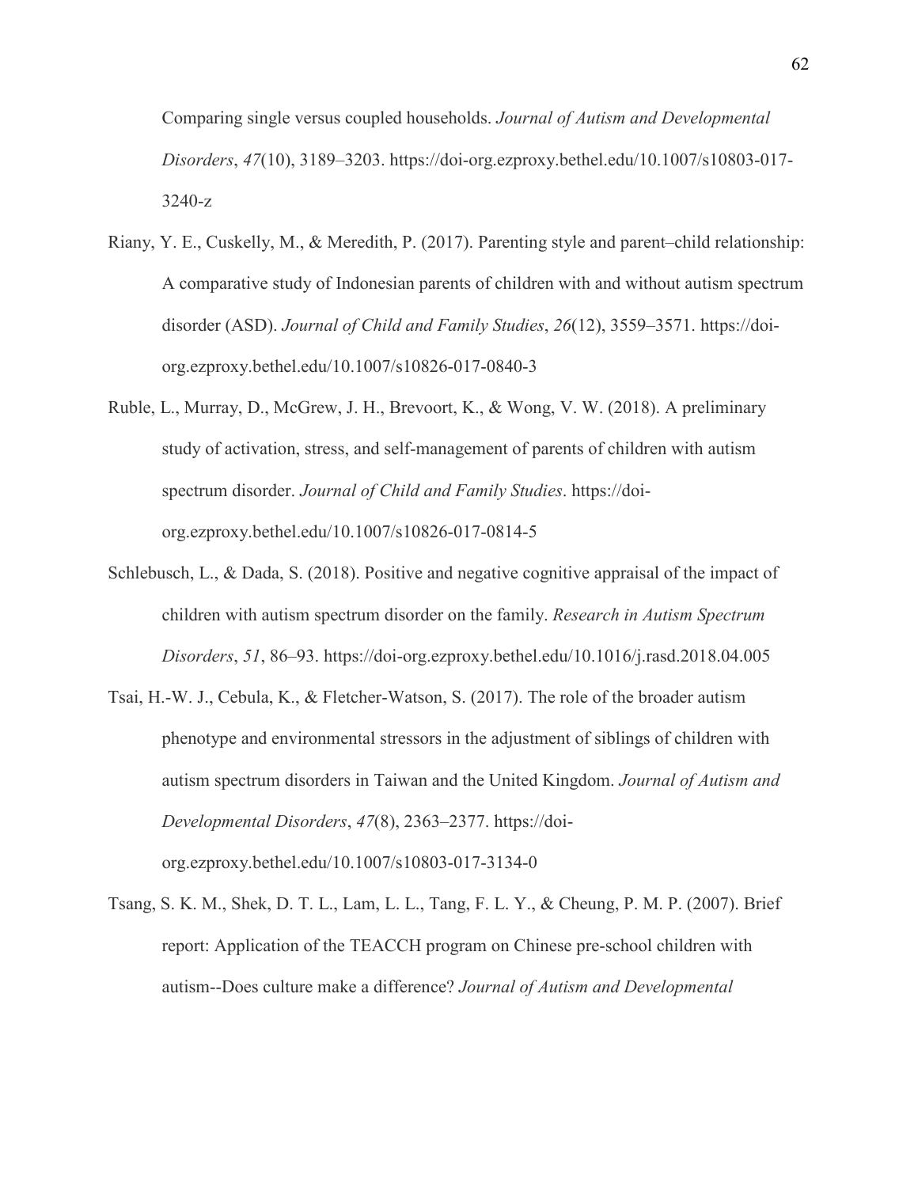Comparing single versus coupled households. *Journal of Autism and Developmental Disorders*, *47*(10), 3189–3203. https://doi-org.ezproxy.bethel.edu/10.1007/s10803-017-3240-z

Riany, Y. E., Cuskelly, M., & Meredith, P. (2017). Parenting style and parent–child relationship: A comparative study of Indonesian parents of children with and without autism spectrum disorder (ASD). *Journal of Child and Family Studies*, *26*(12), 3559–3571. https://doi-org.ezproxy.bethel.edu/10.1007/s10826-017-0840-3

Ruble, L., Murray, D., McGrew, J. H., Brevoort, K., & Wong, V. W. (2018). A preliminary study of activation, stress, and self-management of parents of children with autism spectrum disorder. *Journal of Child and Family Studies*. https://doi-org.ezproxy.bethel.edu/10.1007/s10826-017-0814-5

Schlebusch, L., & Dada, S. (2018). Positive and negative cognitive appraisal of the impact of children with autism spectrum disorder on the family. *Research in Autism Spectrum Disorders*, *51*, 86–93. https://doi-org.ezproxy.bethel.edu/10.1016/j.rasd.2018.04.005

Tsai, H.-W. J., Cebula, K., & Fletcher-Watson, S. (2017). The role of the broader autism phenotype and environmental stressors in the adjustment of siblings of children with autism spectrum disorders in Taiwan and the United Kingdom. *Journal of Autism and Developmental Disorders*, *47*(8), 2363–2377. https://doi-org.ezproxy.bethel.edu/10.1007/s10803-017-3134-0

Tsang, S. K. M., Shek, D. T. L., Lam, L. L., Tang, F. L. Y., & Cheung, P. M. P. (2007). Brief report: Application of the TEACCH program on Chinese pre-school children with autism--Does culture make a difference? *Journal of Autism and Developmental*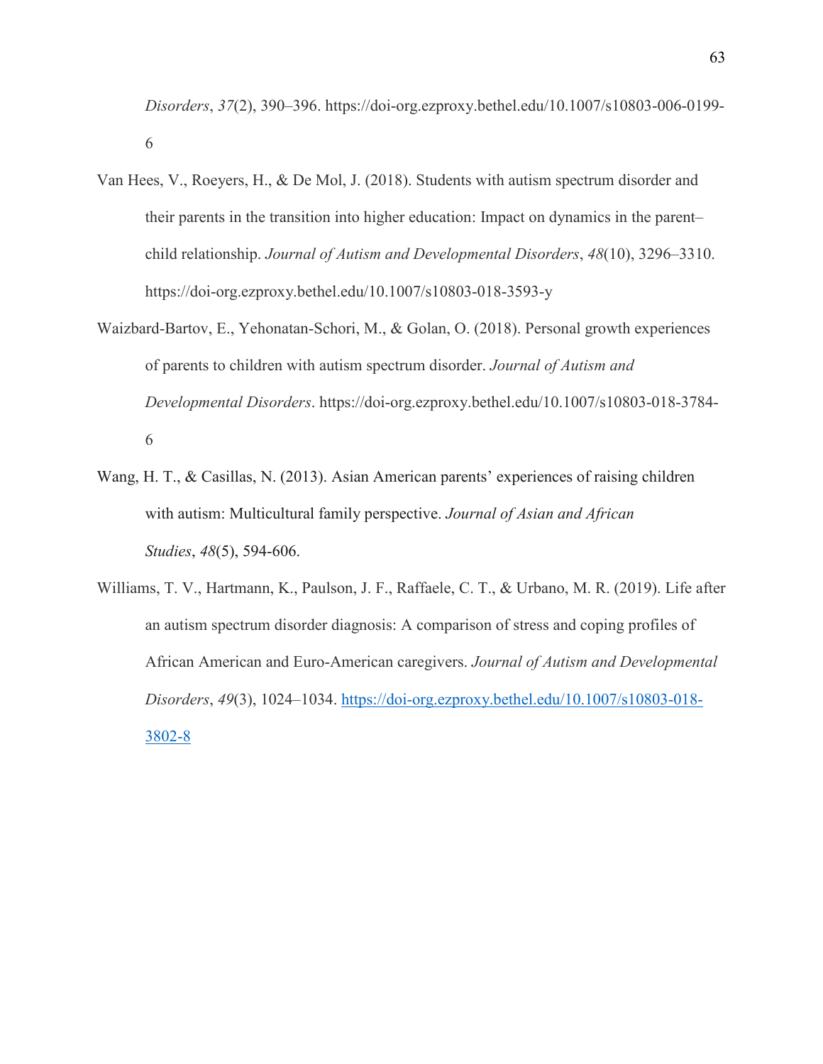*Disorders*, *37*(2), 390–396. https://doi-org.ezproxy.bethel.edu/10.1007/s10803-006-0199-6

Van Hees, V., Roeyers, H., & De Mol, J. (2018). Students with autism spectrum disorder and their parents in the transition into higher education: Impact on dynamics in the parent–child relationship. *Journal of Autism and Developmental Disorders*, *48*(10), 3296–3310. https://doi-org.ezproxy.bethel.edu/10.1007/s10803-018-3593-y

Waizbard-Bartov, E., Yehonatan-Schori, M., & Golan, O. (2018). Personal growth experiences of parents to children with autism spectrum disorder. *Journal of Autism and Developmental Disorders*. https://doi-org.ezproxy.bethel.edu/10.1007/s10803-018-3784-6

Wang, H. T., & Casillas, N. (2013). Asian American parents' experiences of raising children with autism: Multicultural family perspective. *Journal of Asian and African Studies*, *48*(5), 594-606.

Williams, T. V., Hartmann, K., Paulson, J. F., Raffaele, C. T., & Urbano, M. R. (2019). Life after an autism spectrum disorder diagnosis: A comparison of stress and coping profiles of African American and Euro-American caregivers. *Journal of Autism and Developmental Disorders*, *49*(3), 1024–1034. https://doi-org.ezproxy.bethel.edu/10.1007/s10803-018-3802-8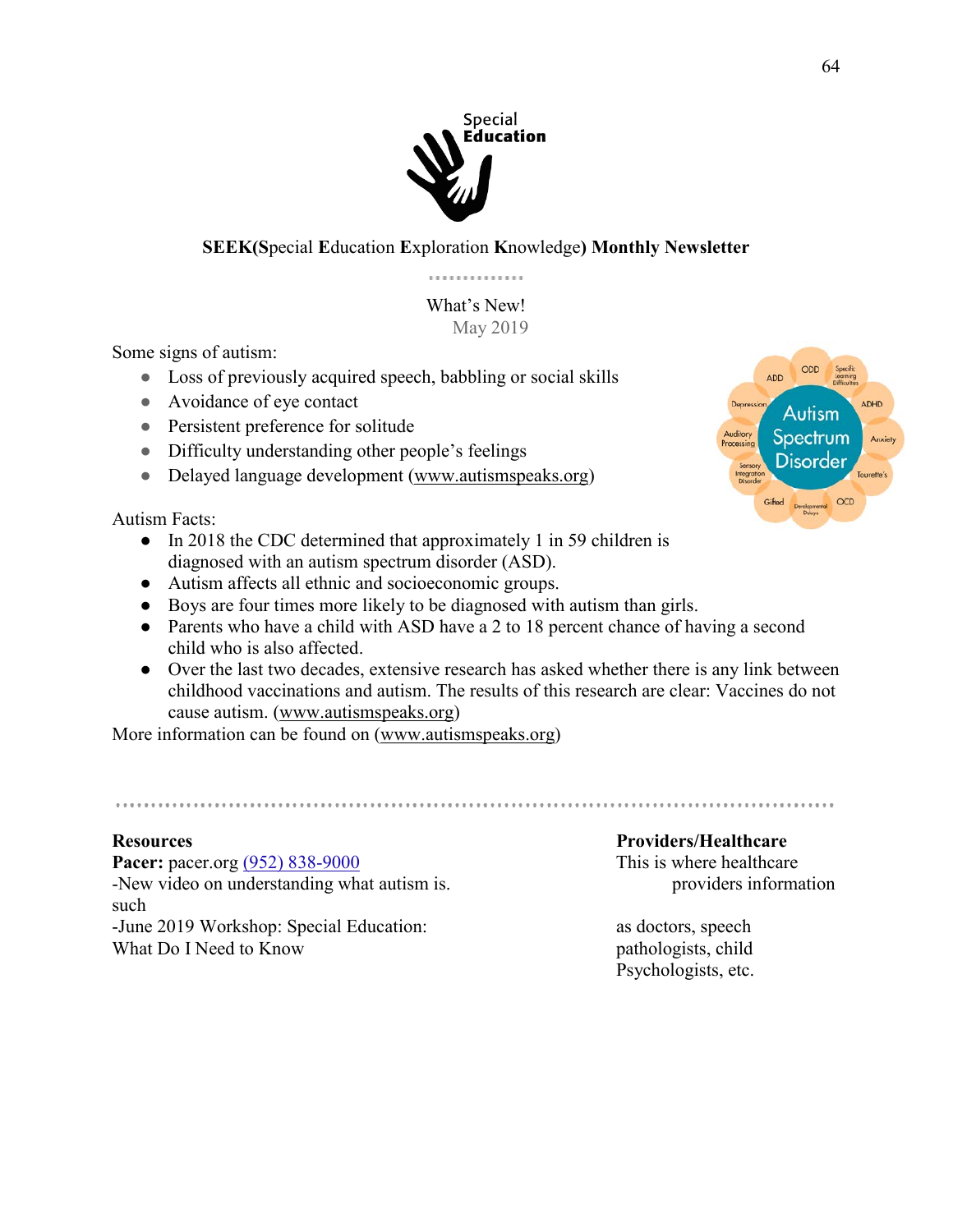Special **Education**

**SEEK(S**pecial **E**ducation **E**xploration **K**nowledge**) Monthly Newsletter**

What's New!

May 2019

Some signs of autism:

- Loss of previously acquired speech, babbling or social skills
- Avoidance of eye contact
- Persistent preference for solitude
- Difficulty understanding other people's feelings
- Delayed language development (www.autismspeaks.org)

Autism Facts:

- In 2018 the CDC determined that approximately 1 in 59 children is diagnosed with an autism spectrum disorder (ASD).
- Autism affects all ethnic and socioeconomic groups.
- Boys are four times more likely to be diagnosed with autism than girls.
- Parents who have a child with ASD have a 2 to 18 percent chance of having a second child who is also affected.
- Over the last two decades, extensive research has asked whether there is any link between childhood vaccinations and autism. The results of this research are clear: Vaccines do not cause autism. (www.autismspeaks.org)

More information can be found on (www.autismspeaks.org)

**Resources**

**Pacer:** pacer.org (952) 838-9000

-New video on understanding what autism is.

-June 2019 Workshop: Special Education: What Do I Need to Know

**Providers/Healthcare**

This is where healthcare providers information such as doctors, speech pathologists, child Psychologists, etc.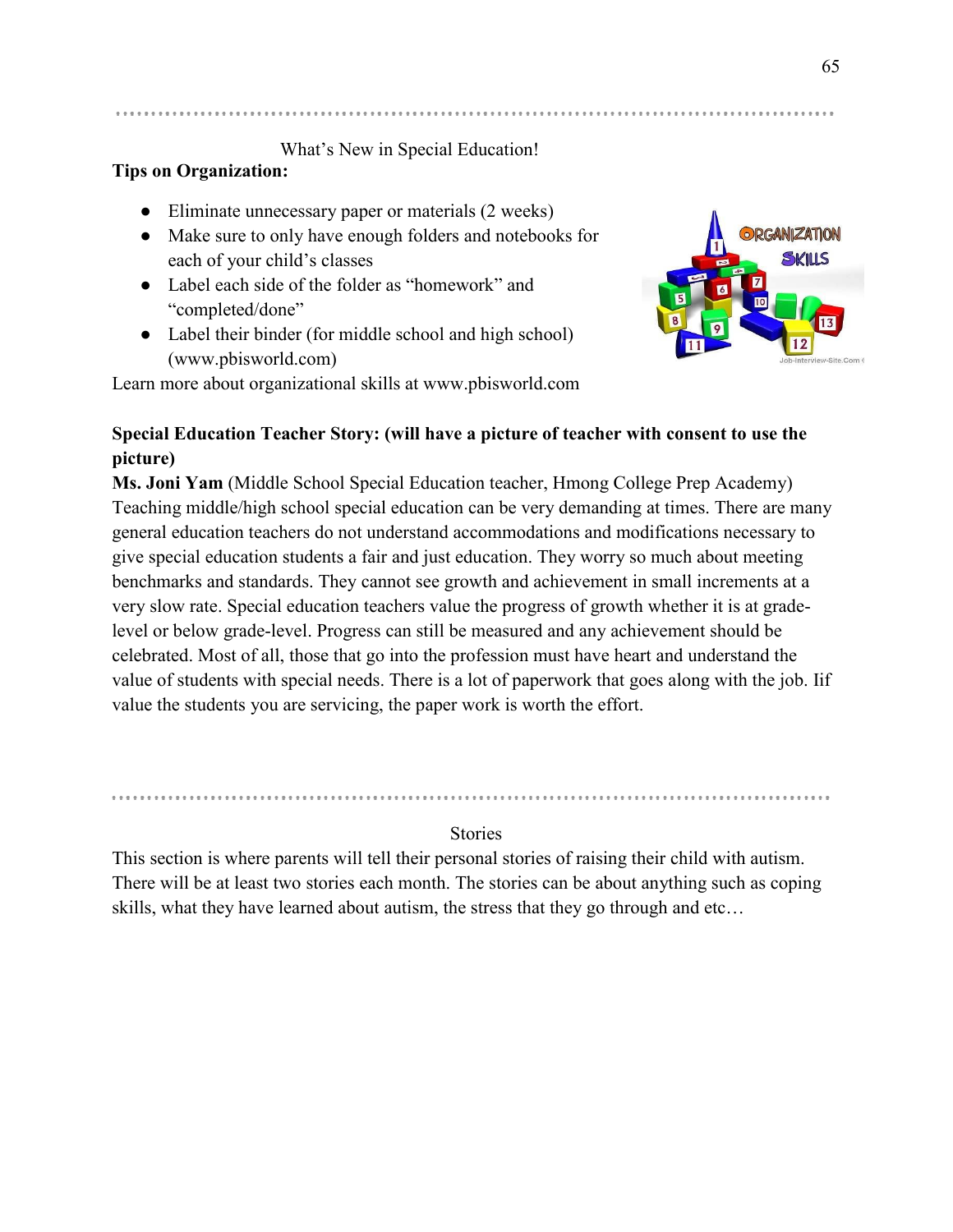What's New in Special Education!

**Tips on Organization:**

- Eliminate unnecessary paper or materials (2 weeks)
- Make sure to only have enough folders and notebooks for each of your child's classes
- Label each side of the folder as "homework" and "completed/done"
- Label their binder (for middle school and high school) (www.pbisworld.com)

Learn more about organizational skills at www.pbisworld.com

**Special Education Teacher Story: (will have a picture of teacher with consent to use the picture)**

**Ms. Joni Yam** (Middle School Special Education teacher, Hmong College Prep Academy) Teaching middle/high school special education can be very demanding at times. There are many general education teachers do not understand accommodations and modifications necessary to give special education students a fair and just education. They worry so much about meeting benchmarks and standards. They cannot see growth and achievement in small increments at a very slow rate. Special education teachers value the progress of growth whether it is at grade-level or below grade-level. Progress can still be measured and any achievement should be celebrated. Most of all, those that go into the profession must have heart and understand the value of students with special needs. There is a lot of paperwork that goes along with the job. Iif value the students you are servicing, the paper work is worth the effort.

Stories

This section is where parents will tell their personal stories of raising their child with autism. There will be at least two stories each month. The stories can be about anything such as coping skills, what they have learned about autism, the stress that they go through and etc…